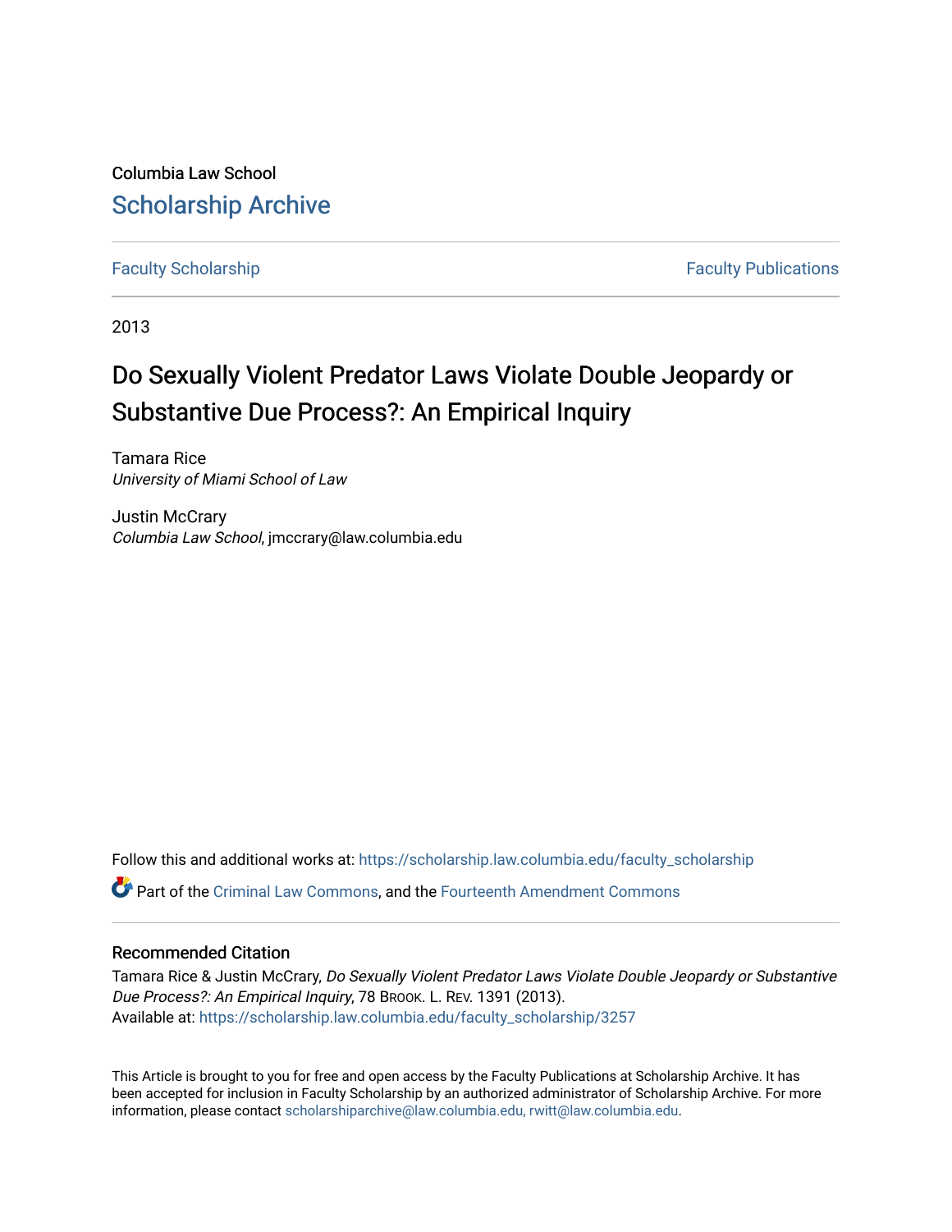Columbia Law School

## Scholarship Archive

Faculty Scholarship | Faculty Publications

2013

# Do Sexually Violent Predator Laws Violate Double Jeopardy or Substantive Due Process?: An Empirical Inquiry

Tamara Rice
*University of Miami School of Law*

Justin McCrary
*Columbia Law School*, jmccrary@law.columbia.edu

Follow this and additional works at: https://scholarship.law.columbia.edu/faculty_scholarship

Part of the Criminal Law Commons, and the Fourteenth Amendment Commons

### Recommended Citation

Tamara Rice & Justin McCrary, *Do Sexually Violent Predator Laws Violate Double Jeopardy or Substantive Due Process?: An Empirical Inquiry*, 78 Brook. L. Rev. 1391 (2013).
Available at: https://scholarship.law.columbia.edu/faculty_scholarship/3257

This Article is brought to you for free and open access by the Faculty Publications at Scholarship Archive. It has been accepted for inclusion in Faculty Scholarship by an authorized administrator of Scholarship Archive. For more information, please contact scholarshiparchive@law.columbia.edu, rwitt@law.columbia.edu.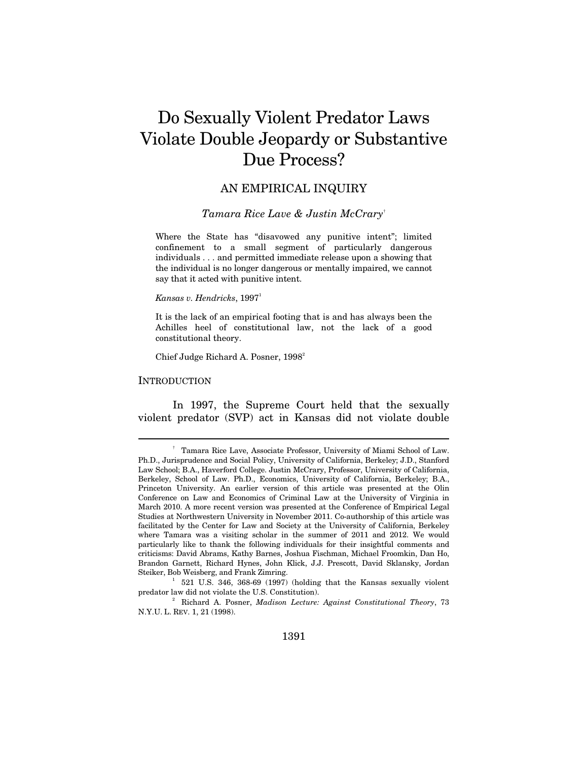# Do Sexually Violent Predator Laws Violate Double Jeopardy or Substantive Due Process?

## AN EMPIRICAL INQUIRY

*Tamara Rice Lave & Justin McCrary*[†]

> Where the State has "disavowed any punitive intent"; limited confinement to a small segment of particularly dangerous individuals . . . and permitted immediate release upon a showing that the individual is no longer dangerous or mentally impaired, we cannot say that it acted with punitive intent.
>
> *Kansas v. Hendricks*, 1997[1]

> It is the lack of an empirical footing that is and has always been the Achilles heel of constitutional law, not the lack of a good constitutional theory.
>
> Chief Judge Richard A. Posner, 1998[2]

INTRODUCTION

In 1997, the Supreme Court held that the sexually violent predator (SVP) act in Kansas did not violate double

---

[†] Tamara Rice Lave, Associate Professor, University of Miami School of Law. Ph.D., Jurisprudence and Social Policy, University of California, Berkeley; J.D., Stanford Law School; B.A., Haverford College. Justin McCrary, Professor, University of California, Berkeley, School of Law. Ph.D., Economics, University of California, Berkeley; B.A., Princeton University. An earlier version of this article was presented at the Olin Conference on Law and Economics of Criminal Law at the University of Virginia in March 2010. A more recent version was presented at the Conference of Empirical Legal Studies at Northwestern University in November 2011. Co-authorship of this article was facilitated by the Center for Law and Society at the University of California, Berkeley where Tamara was a visiting scholar in the summer of 2011 and 2012. We would particularly like to thank the following individuals for their insightful comments and criticisms: David Abrams, Kathy Barnes, Joshua Fischman, Michael Froomkin, Dan Ho, Brandon Garnett, Richard Hynes, John Klick, J.J. Prescott, David Sklansky, Jordan Steiker, Bob Weisberg, and Frank Zimring.

[1] 521 U.S. 346, 368-69 (1997) (holding that the Kansas sexually violent predator law did not violate the U.S. Constitution).

[2] Richard A. Posner, *Madison Lecture: Against Constitutional Theory*, 73 N.Y.U. L. REV. 1, 21 (1998).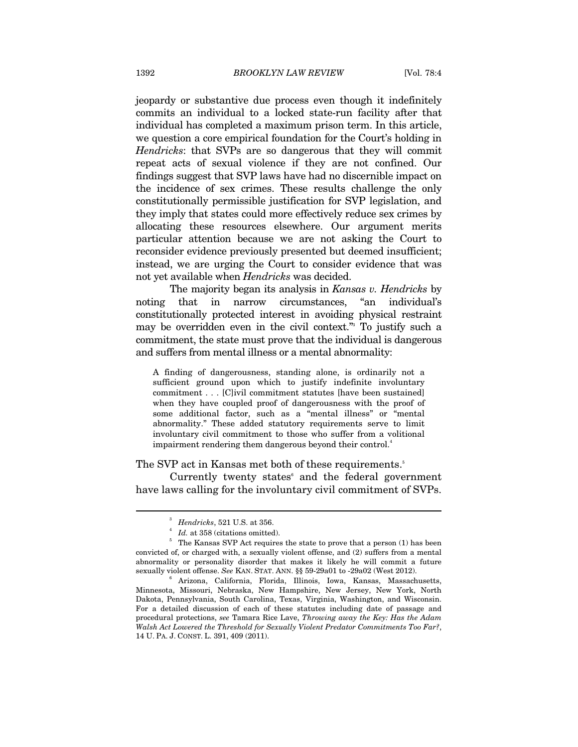jeopardy or substantive due process even though it indefinitely commits an individual to a locked state-run facility after that individual has completed a maximum prison term. In this article, we question a core empirical foundation for the Court's holding in *Hendricks*: that SVPs are so dangerous that they will commit repeat acts of sexual violence if they are not confined. Our findings suggest that SVP laws have had no discernible impact on the incidence of sex crimes. These results challenge the only constitutionally permissible justification for SVP legislation, and they imply that states could more effectively reduce sex crimes by allocating these resources elsewhere. Our argument merits particular attention because we are not asking the Court to reconsider evidence previously presented but deemed insufficient; instead, we are urging the Court to consider evidence that was not yet available when *Hendricks* was decided.

The majority began its analysis in *Kansas v. Hendricks* by noting that in narrow circumstances, "an individual's constitutionally protected interest in avoiding physical restraint may be overridden even in the civil context."[3] To justify such a commitment, the state must prove that the individual is dangerous and suffers from mental illness or a mental abnormality:

> A finding of dangerousness, standing alone, is ordinarily not a sufficient ground upon which to justify indefinite involuntary commitment . . . [C]ivil commitment statutes [have been sustained] when they have coupled proof of dangerousness with the proof of some additional factor, such as a "mental illness" or "mental abnormality." These added statutory requirements serve to limit involuntary civil commitment to those who suffer from a volitional impairment rendering them dangerous beyond their control.[4]

The SVP act in Kansas met both of these requirements.[5]

Currently twenty states[6] and the federal government have laws calling for the involuntary civil commitment of SVPs.

---

[3] *Hendricks*, 521 U.S. at 356.

[4] *Id.* at 358 (citations omitted).

[5] The Kansas SVP Act requires the state to prove that a person (1) has been convicted of, or charged with, a sexually violent offense, and (2) suffers from a mental abnormality or personality disorder that makes it likely he will commit a future sexually violent offense. *See* KAN. STAT. ANN. §§ 59-29a01 to -29a02 (West 2012).

[6] Arizona, California, Florida, Illinois, Iowa, Kansas, Massachusetts, Minnesota, Missouri, Nebraska, New Hampshire, New Jersey, New York, North Dakota, Pennsylvania, South Carolina, Texas, Virginia, Washington, and Wisconsin. For a detailed discussion of each of these statutes including date of passage and procedural protections, *see* Tamara Rice Lave, *Throwing away the Key: Has the Adam Walsh Act Lowered the Threshold for Sexually Violent Predator Commitments Too Far?*, 14 U. PA. J. CONST. L. 391, 409 (2011).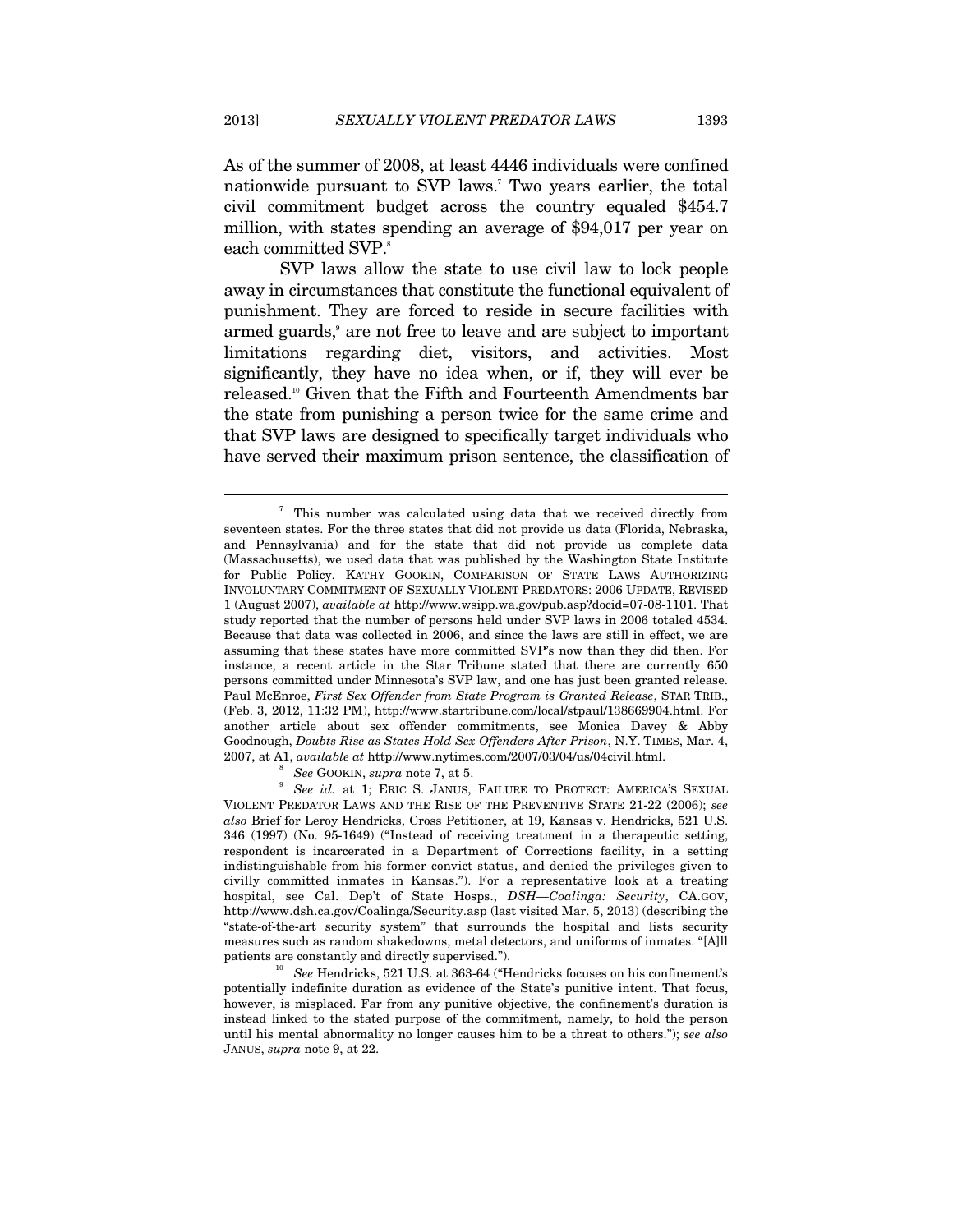As of the summer of 2008, at least 4446 individuals were confined nationwide pursuant to SVP laws.[7] Two years earlier, the total civil commitment budget across the country equaled $454.7 million, with states spending an average of $94,017 per year on each committed SVP.[8]

SVP laws allow the state to use civil law to lock people away in circumstances that constitute the functional equivalent of punishment. They are forced to reside in secure facilities with armed guards,[9] are not free to leave and are subject to important limitations regarding diet, visitors, and activities. Most significantly, they have no idea when, or if, they will ever be released.[10] Given that the Fifth and Fourteenth Amendments bar the state from punishing a person twice for the same crime and that SVP laws are designed to specifically target individuals who have served their maximum prison sentence, the classification of

---

[7] This number was calculated using data that we received directly from seventeen states. For the three states that did not provide us data (Florida, Nebraska, and Pennsylvania) and for the state that did not provide us complete data (Massachusetts), we used data that was published by the Washington State Institute for Public Policy. KATHY GOOKIN, COMPARISON OF STATE LAWS AUTHORIZING INVOLUNTARY COMMITMENT OF SEXUALLY VIOLENT PREDATORS: 2006 UPDATE, REVISED 1 (August 2007), *available at* http://www.wsipp.wa.gov/pub.asp?docid=07-08-1101. That study reported that the number of persons held under SVP laws in 2006 totaled 4534. Because that data was collected in 2006, and since the laws are still in effect, we are assuming that these states have more committed SVP's now than they did then. For instance, a recent article in the Star Tribune stated that there are currently 650 persons committed under Minnesota's SVP law, and one has just been granted release. Paul McEnroe, *First Sex Offender from State Program is Granted Release*, STAR TRIB., (Feb. 3, 2012, 11:32 PM), http://www.startribune.com/local/stpaul/138669904.html. For another article about sex offender commitments, see Monica Davey & Abby Goodnough, *Doubts Rise as States Hold Sex Offenders After Prison*, N.Y. TIMES, Mar. 4, 2007, at A1, *available at* http://www.nytimes.com/2007/03/04/us/04civil.html.

[8] *See* GOOKIN, *supra* note 7, at 5.

[9] *See id.* at 1; ERIC S. JANUS, FAILURE TO PROTECT: AMERICA'S SEXUAL VIOLENT PREDATOR LAWS AND THE RISE OF THE PREVENTIVE STATE 21-22 (2006); *see also* Brief for Leroy Hendricks, Cross Petitioner, at 19, Kansas v. Hendricks, 521 U.S. 346 (1997) (No. 95-1649) ("Instead of receiving treatment in a therapeutic setting, respondent is incarcerated in a Department of Corrections facility, in a setting indistinguishable from his former convict status, and denied the privileges given to civilly committed inmates in Kansas."). For a representative look at a treating hospital, see Cal. Dep't of State Hosps., *DSH—Coalinga: Security*, CA.GOV, http://www.dsh.ca.gov/Coalinga/Security.asp (last visited Mar. 5, 2013) (describing the "state-of-the-art security system" that surrounds the hospital and lists security measures such as random shakedowns, metal detectors, and uniforms of inmates. "[A]ll patients are constantly and directly supervised.").

[10] *See* Hendricks, 521 U.S. at 363-64 ("Hendricks focuses on his confinement's potentially indefinite duration as evidence of the State's punitive intent. That focus, however, is misplaced. Far from any punitive objective, the confinement's duration is instead linked to the stated purpose of the commitment, namely, to hold the person until his mental abnormality no longer causes him to be a threat to others."); *see also* JANUS, *supra* note 9, at 22.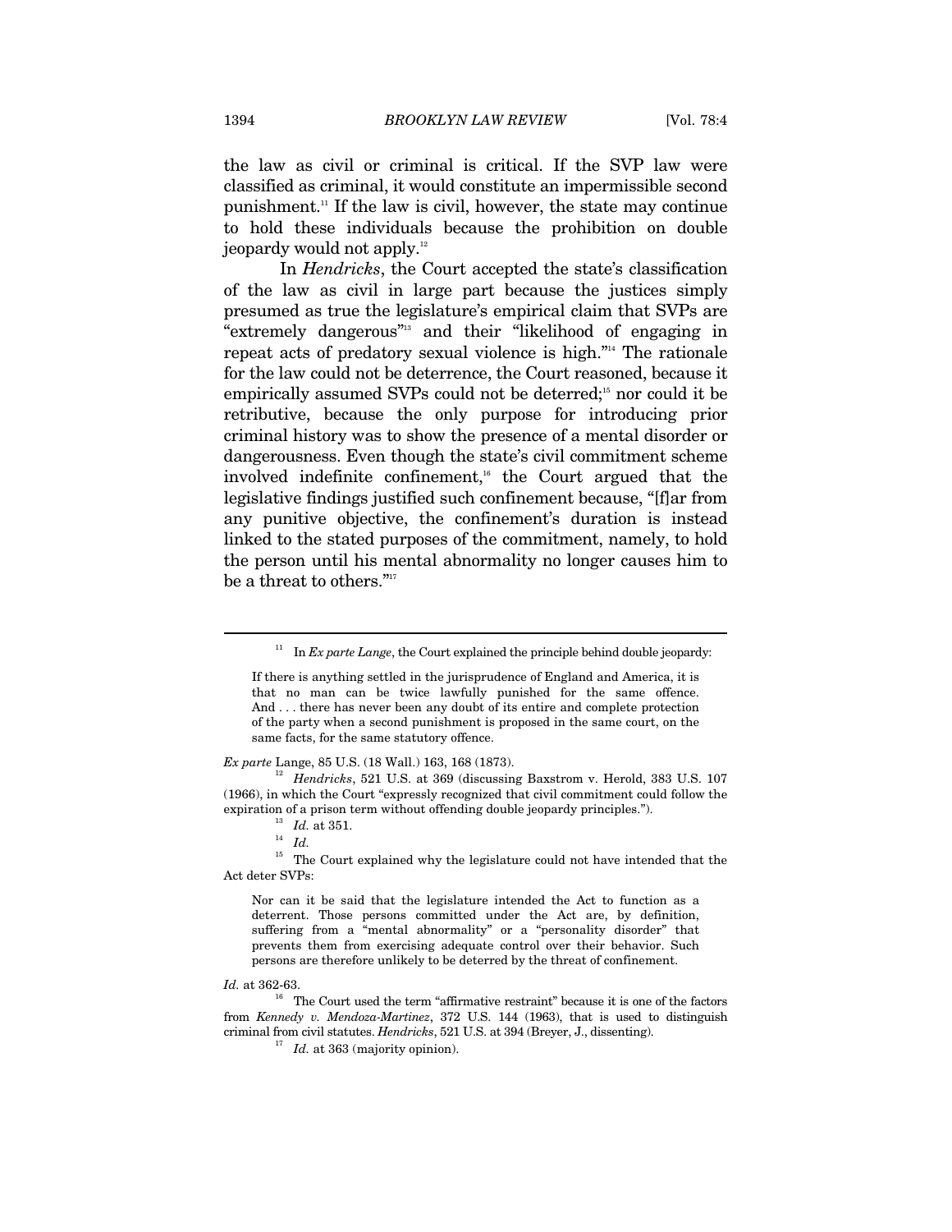the law as civil or criminal is critical. If the SVP law were classified as criminal, it would constitute an impermissible second punishment.[11] If the law is civil, however, the state may continue to hold these individuals because the prohibition on double jeopardy would not apply.[12]

In *Hendricks*, the Court accepted the state's classification of the law as civil in large part because the justices simply presumed as true the legislature's empirical claim that SVPs are "extremely dangerous"[13] and their "likelihood of engaging in repeat acts of predatory sexual violence is high."[14] The rationale for the law could not be deterrence, the Court reasoned, because it empirically assumed SVPs could not be deterred;[15] nor could it be retributive, because the only purpose for introducing prior criminal history was to show the presence of a mental disorder or dangerousness. Even though the state's civil commitment scheme involved indefinite confinement,[16] the Court argued that the legislative findings justified such confinement because, "[f]ar from any punitive objective, the confinement's duration is instead linked to the stated purposes of the commitment, namely, to hold the person until his mental abnormality no longer causes him to be a threat to others."[17]

---

[11] In *Ex parte Lange*, the Court explained the principle behind double jeopardy:

> If there is anything settled in the jurisprudence of England and America, it is that no man can be twice lawfully punished for the same offence. And . . . there has never been any doubt of its entire and complete protection of the party when a second punishment is proposed in the same court, on the same facts, for the same statutory offence.

*Ex parte* Lange, 85 U.S. (18 Wall.) 163, 168 (1873).

[12] *Hendricks*, 521 U.S. at 369 (discussing Baxstrom v. Herold, 383 U.S. 107 (1966), in which the Court "expressly recognized that civil commitment could follow the expiration of a prison term without offending double jeopardy principles.").

[13] *Id.* at 351.

[14] *Id.*

[15] The Court explained why the legislature could not have intended that the Act deter SVPs:

> Nor can it be said that the legislature intended the Act to function as a deterrent. Those persons committed under the Act are, by definition, suffering from a "mental abnormality" or a "personality disorder" that prevents them from exercising adequate control over their behavior. Such persons are therefore unlikely to be deterred by the threat of confinement.

*Id.* at 362-63.

[16] The Court used the term "affirmative restraint" because it is one of the factors from *Kennedy v. Mendoza-Martinez*, 372 U.S. 144 (1963), that is used to distinguish criminal from civil statutes. *Hendricks*, 521 U.S. at 394 (Breyer, J., dissenting).

[17] *Id.* at 363 (majority opinion).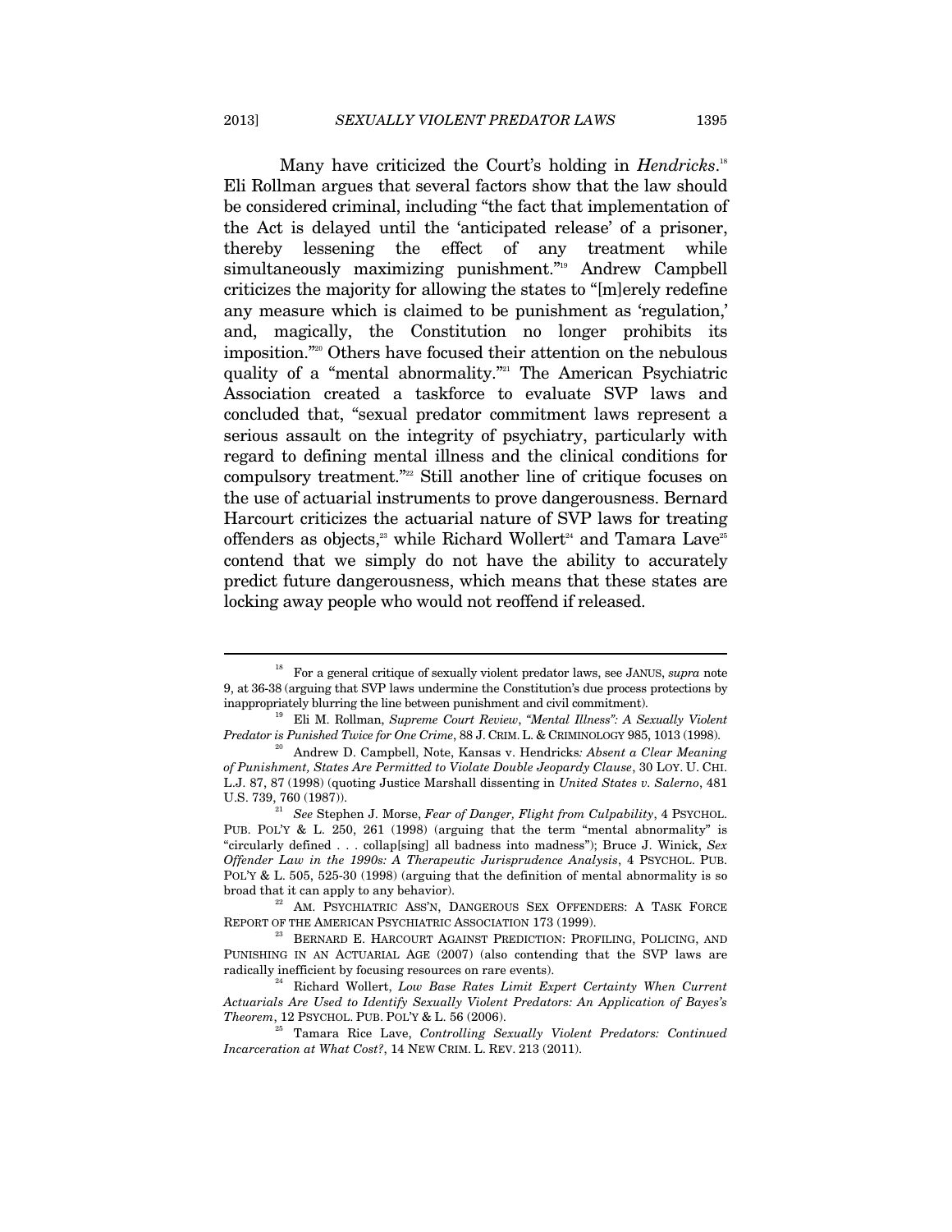Many have criticized the Court's holding in *Hendricks*.[18] Eli Rollman argues that several factors show that the law should be considered criminal, including "the fact that implementation of the Act is delayed until the 'anticipated release' of a prisoner, thereby lessening the effect of any treatment while simultaneously maximizing punishment."[19] Andrew Campbell criticizes the majority for allowing the states to "[m]erely redefine any measure which is claimed to be punishment as 'regulation,' and, magically, the Constitution no longer prohibits its imposition."[20] Others have focused their attention on the nebulous quality of a "mental abnormality."[21] The American Psychiatric Association created a taskforce to evaluate SVP laws and concluded that, "sexual predator commitment laws represent a serious assault on the integrity of psychiatry, particularly with regard to defining mental illness and the clinical conditions for compulsory treatment."[22] Still another line of critique focuses on the use of actuarial instruments to prove dangerousness. Bernard Harcourt criticizes the actuarial nature of SVP laws for treating offenders as objects,[23] while Richard Wollert[24] and Tamara Lave[25] contend that we simply do not have the ability to accurately predict future dangerousness, which means that these states are locking away people who would not reoffend if released.

---

[18] For a general critique of sexually violent predator laws, see JANUS, *supra* note 9, at 36-38 (arguing that SVP laws undermine the Constitution's due process protections by inappropriately blurring the line between punishment and civil commitment).

[19] Eli M. Rollman, *Supreme Court Review*, *"Mental Illness": A Sexually Violent Predator is Punished Twice for One Crime*, 88 J. CRIM. L. & CRIMINOLOGY 985, 1013 (1998).

[20] Andrew D. Campbell, Note, Kansas v. Hendricks*: Absent a Clear Meaning of Punishment, States Are Permitted to Violate Double Jeopardy Clause*, 30 LOY. U. CHI. L.J. 87, 87 (1998) (quoting Justice Marshall dissenting in *United States v. Salerno*, 481 U.S. 739, 760 (1987)).

[21] *See* Stephen J. Morse, *Fear of Danger, Flight from Culpability*, 4 PSYCHOL. PUB. POL'Y & L. 250, 261 (1998) (arguing that the term "mental abnormality" is "circularly defined . . . collap[sing] all badness into madness"); Bruce J. Winick, *Sex Offender Law in the 1990s: A Therapeutic Jurisprudence Analysis*, 4 PSYCHOL. PUB. POL'Y & L. 505, 525-30 (1998) (arguing that the definition of mental abnormality is so broad that it can apply to any behavior).

[22] AM. PSYCHIATRIC ASS'N, DANGEROUS SEX OFFENDERS: A TASK FORCE REPORT OF THE AMERICAN PSYCHIATRIC ASSOCIATION 173 (1999).

[23] BERNARD E. HARCOURT AGAINST PREDICTION: PROFILING, POLICING, AND PUNISHING IN AN ACTUARIAL AGE (2007) (also contending that the SVP laws are radically inefficient by focusing resources on rare events).

[24] Richard Wollert, *Low Base Rates Limit Expert Certainty When Current Actuarials Are Used to Identify Sexually Violent Predators: An Application of Bayes's Theorem*, 12 PSYCHOL. PUB. POL'Y & L. 56 (2006).

[25] Tamara Rice Lave, *Controlling Sexually Violent Predators: Continued Incarceration at What Cost?*, 14 NEW CRIM. L. REV. 213 (2011).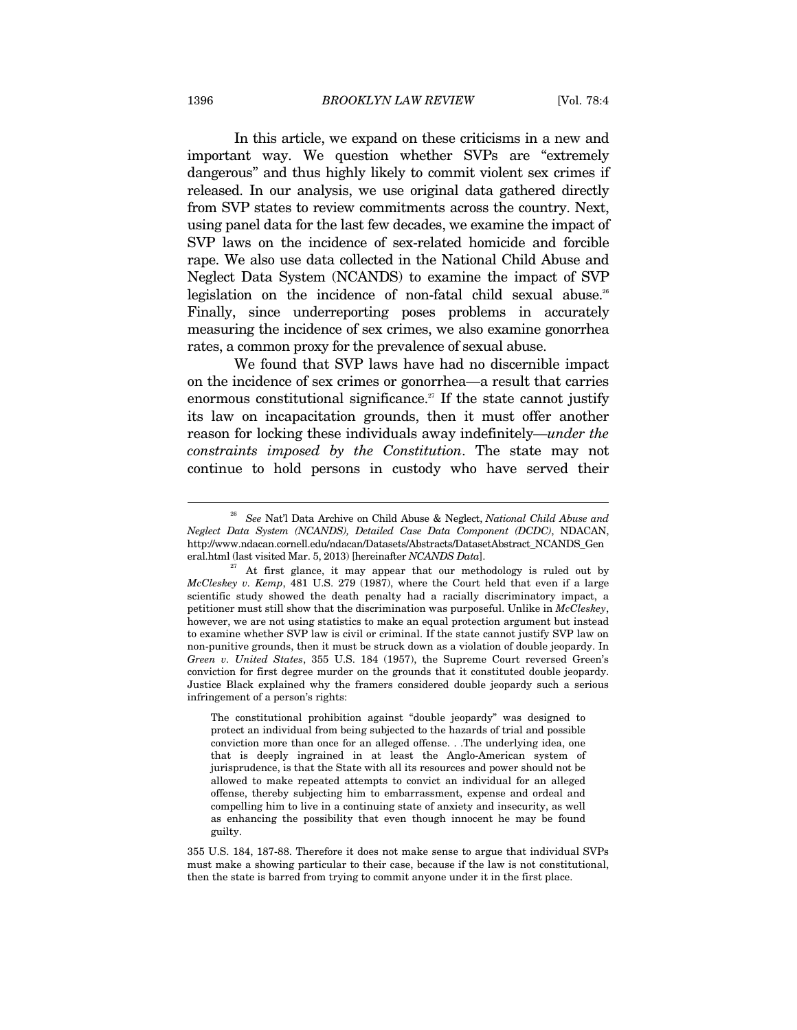In this article, we expand on these criticisms in a new and important way. We question whether SVPs are "extremely dangerous" and thus highly likely to commit violent sex crimes if released. In our analysis, we use original data gathered directly from SVP states to review commitments across the country. Next, using panel data for the last few decades, we examine the impact of SVP laws on the incidence of sex-related homicide and forcible rape. We also use data collected in the National Child Abuse and Neglect Data System (NCANDS) to examine the impact of SVP legislation on the incidence of non-fatal child sexual abuse.[26] Finally, since underreporting poses problems in accurately measuring the incidence of sex crimes, we also examine gonorrhea rates, a common proxy for the prevalence of sexual abuse.

We found that SVP laws have had no discernible impact on the incidence of sex crimes or gonorrhea—a result that carries enormous constitutional significance.[27] If the state cannot justify its law on incapacitation grounds, then it must offer another reason for locking these individuals away indefinitely—*under the constraints imposed by the Constitution*. The state may not continue to hold persons in custody who have served their

---

[26] *See* Nat'l Data Archive on Child Abuse & Neglect, *National Child Abuse and Neglect Data System (NCANDS), Detailed Case Data Component (DCDC)*, NDACAN, http://www.ndacan.cornell.edu/ndacan/Datasets/Abstracts/DatasetAbstract_NCANDS_General.html (last visited Mar. 5, 2013) [hereinafter *NCANDS Data*].

[27] At first glance, it may appear that our methodology is ruled out by *McCleskey v. Kemp*, 481 U.S. 279 (1987), where the Court held that even if a large scientific study showed the death penalty had a racially discriminatory impact, a petitioner must still show that the discrimination was purposeful. Unlike in *McCleskey*, however, we are not using statistics to make an equal protection argument but instead to examine whether SVP law is civil or criminal. If the state cannot justify SVP law on non-punitive grounds, then it must be struck down as a violation of double jeopardy. In *Green v. United States*, 355 U.S. 184 (1957), the Supreme Court reversed Green's conviction for first degree murder on the grounds that it constituted double jeopardy. Justice Black explained why the framers considered double jeopardy such a serious infringement of a person's rights:

> The constitutional prohibition against "double jeopardy" was designed to protect an individual from being subjected to the hazards of trial and possible conviction more than once for an alleged offense. . .The underlying idea, one that is deeply ingrained in at least the Anglo-American system of jurisprudence, is that the State with all its resources and power should not be allowed to make repeated attempts to convict an individual for an alleged offense, thereby subjecting him to embarrassment, expense and ordeal and compelling him to live in a continuing state of anxiety and insecurity, as well as enhancing the possibility that even though innocent he may be found guilty.

355 U.S. 184, 187-88. Therefore it does not make sense to argue that individual SVPs must make a showing particular to their case, because if the law is not constitutional, then the state is barred from trying to commit anyone under it in the first place.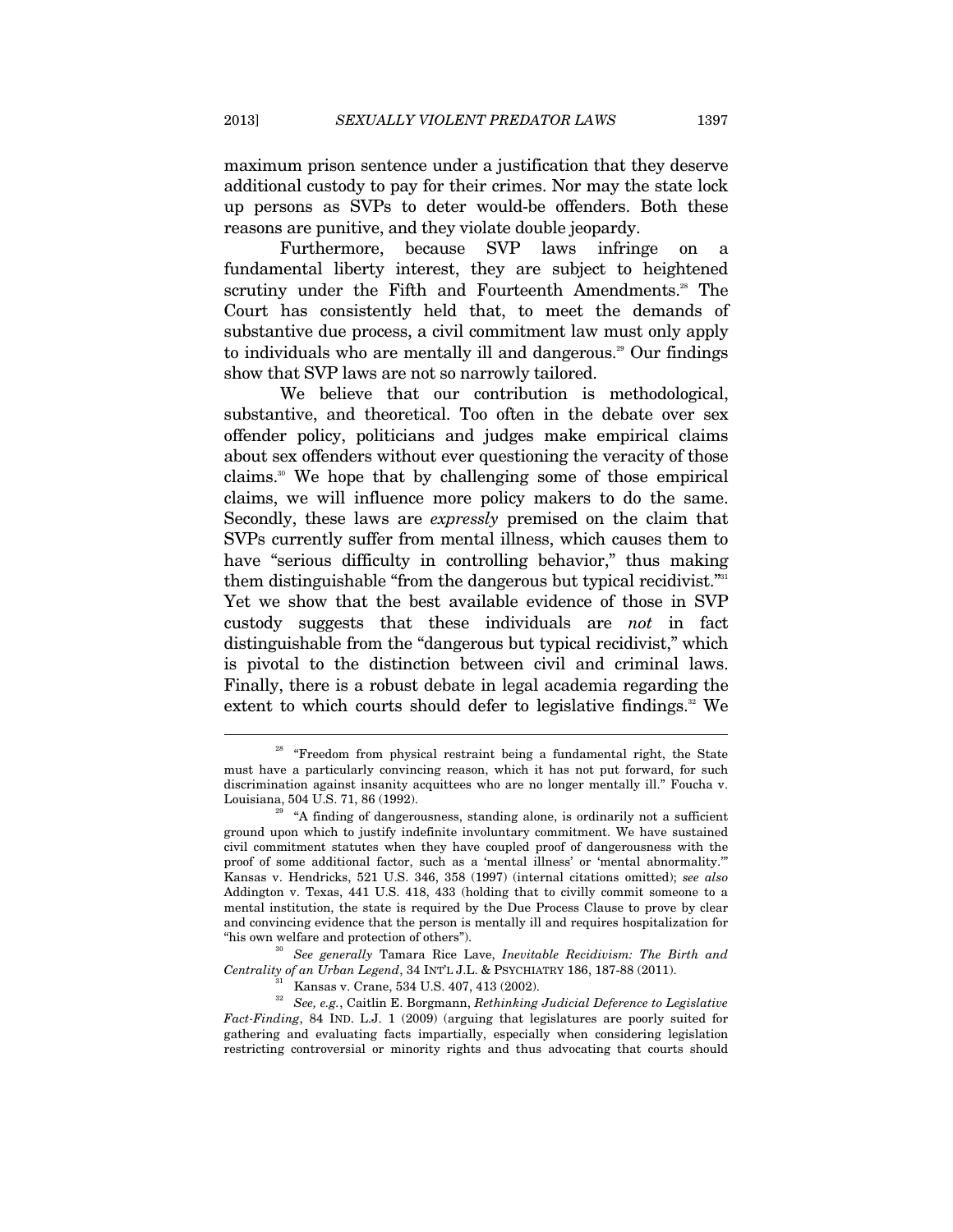maximum prison sentence under a justification that they deserve additional custody to pay for their crimes. Nor may the state lock up persons as SVPs to deter would-be offenders. Both these reasons are punitive, and they violate double jeopardy.

Furthermore, because SVP laws infringe on a fundamental liberty interest, they are subject to heightened scrutiny under the Fifth and Fourteenth Amendments.[28] The Court has consistently held that, to meet the demands of substantive due process, a civil commitment law must only apply to individuals who are mentally ill and dangerous.[29] Our findings show that SVP laws are not so narrowly tailored.

We believe that our contribution is methodological, substantive, and theoretical. Too often in the debate over sex offender policy, politicians and judges make empirical claims about sex offenders without ever questioning the veracity of those claims.[30] We hope that by challenging some of those empirical claims, we will influence more policy makers to do the same. Secondly, these laws are *expressly* premised on the claim that SVPs currently suffer from mental illness, which causes them to have "serious difficulty in controlling behavior," thus making them distinguishable "from the dangerous but typical recidivist."[31] Yet we show that the best available evidence of those in SVP custody suggests that these individuals are *not* in fact distinguishable from the "dangerous but typical recidivist," which is pivotal to the distinction between civil and criminal laws. Finally, there is a robust debate in legal academia regarding the extent to which courts should defer to legislative findings.[32] We

---

[28] "Freedom from physical restraint being a fundamental right, the State must have a particularly convincing reason, which it has not put forward, for such discrimination against insanity acquittees who are no longer mentally ill." Foucha v. Louisiana, 504 U.S. 71, 86 (1992).

[29] "A finding of dangerousness, standing alone, is ordinarily not a sufficient ground upon which to justify indefinite involuntary commitment. We have sustained civil commitment statutes when they have coupled proof of dangerousness with the proof of some additional factor, such as a 'mental illness' or 'mental abnormality.'" Kansas v. Hendricks, 521 U.S. 346, 358 (1997) (internal citations omitted); *see also* Addington v. Texas, 441 U.S. 418, 433 (holding that to civilly commit someone to a mental institution, the state is required by the Due Process Clause to prove by clear and convincing evidence that the person is mentally ill and requires hospitalization for "his own welfare and protection of others").

[30] *See generally* Tamara Rice Lave, *Inevitable Recidivism: The Birth and Centrality of an Urban Legend*, 34 INT'L J.L. & PSYCHIATRY 186, 187-88 (2011).

[31] Kansas v. Crane, 534 U.S. 407, 413 (2002).

[32] *See, e.g.*, Caitlin E. Borgmann, *Rethinking Judicial Deference to Legislative Fact-Finding*, 84 IND. L.J. 1 (2009) (arguing that legislatures are poorly suited for gathering and evaluating facts impartially, especially when considering legislation restricting controversial or minority rights and thus advocating that courts should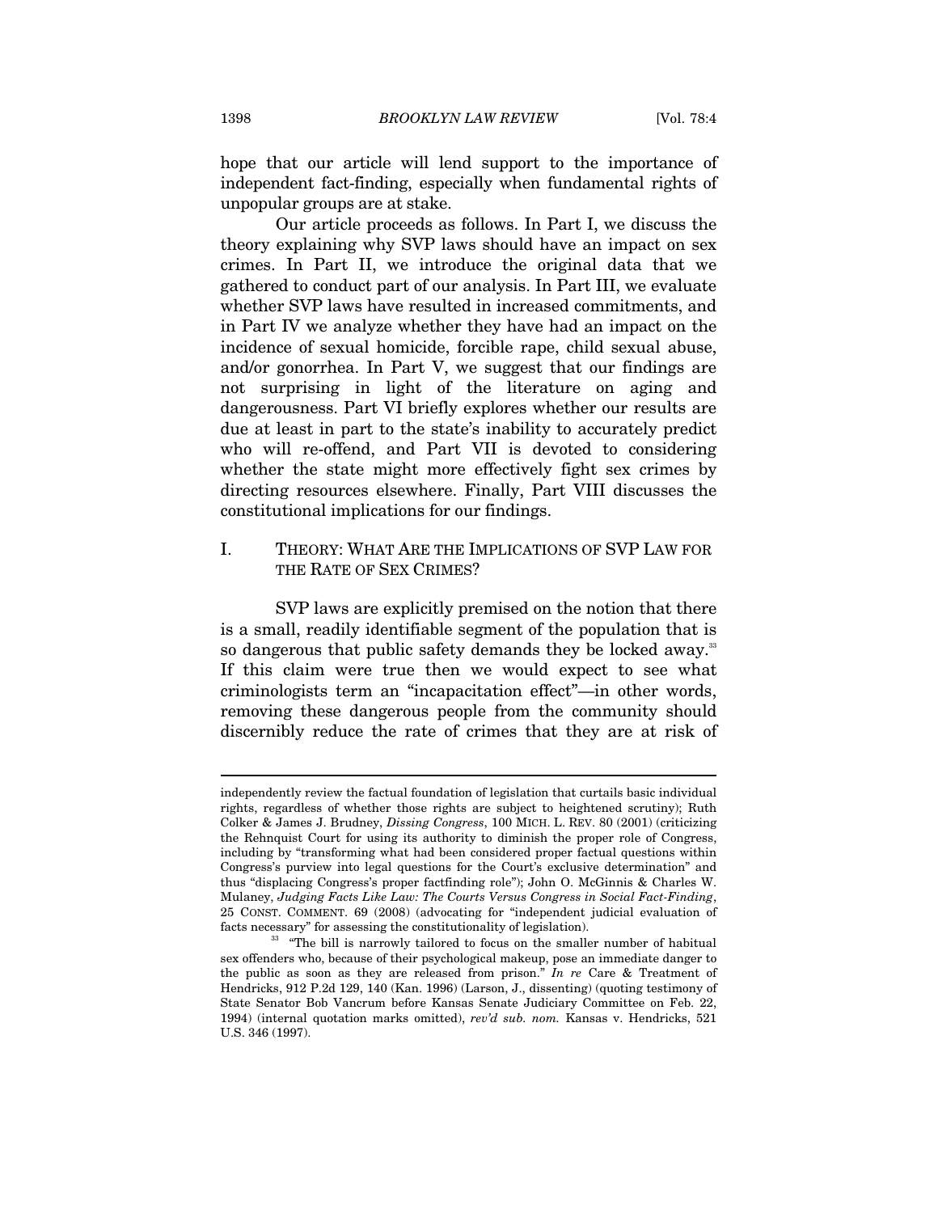hope that our article will lend support to the importance of independent fact-finding, especially when fundamental rights of unpopular groups are at stake.

Our article proceeds as follows. In Part I, we discuss the theory explaining why SVP laws should have an impact on sex crimes. In Part II, we introduce the original data that we gathered to conduct part of our analysis. In Part III, we evaluate whether SVP laws have resulted in increased commitments, and in Part IV we analyze whether they have had an impact on the incidence of sexual homicide, forcible rape, child sexual abuse, and/or gonorrhea. In Part V, we suggest that our findings are not surprising in light of the literature on aging and dangerousness. Part VI briefly explores whether our results are due at least in part to the state's inability to accurately predict who will re-offend, and Part VII is devoted to considering whether the state might more effectively fight sex crimes by directing resources elsewhere. Finally, Part VIII discusses the constitutional implications for our findings.

## I. THEORY: WHAT ARE THE IMPLICATIONS OF SVP LAW FOR THE RATE OF SEX CRIMES?

SVP laws are explicitly premised on the notion that there is a small, readily identifiable segment of the population that is so dangerous that public safety demands they be locked away.[33] If this claim were true then we would expect to see what criminologists term an "incapacitation effect"—in other words, removing these dangerous people from the community should discernibly reduce the rate of crimes that they are at risk of

---

independently review the factual foundation of legislation that curtails basic individual rights, regardless of whether those rights are subject to heightened scrutiny); Ruth Colker & James J. Brudney, *Dissing Congress*, 100 MICH. L. REV. 80 (2001) (criticizing the Rehnquist Court for using its authority to diminish the proper role of Congress, including by "transforming what had been considered proper factual questions within Congress's purview into legal questions for the Court's exclusive determination" and thus "displacing Congress's proper factfinding role"); John O. McGinnis & Charles W. Mulaney, *Judging Facts Like Law: The Courts Versus Congress in Social Fact-Finding*, 25 CONST. COMMENT. 69 (2008) (advocating for "independent judicial evaluation of facts necessary" for assessing the constitutionality of legislation).

[33] "The bill is narrowly tailored to focus on the smaller number of habitual sex offenders who, because of their psychological makeup, pose an immediate danger to the public as soon as they are released from prison." *In re* Care & Treatment of Hendricks, 912 P.2d 129, 140 (Kan. 1996) (Larson, J., dissenting) (quoting testimony of State Senator Bob Vancrum before Kansas Senate Judiciary Committee on Feb. 22, 1994) (internal quotation marks omitted), *rev'd sub. nom.* Kansas v. Hendricks, 521 U.S. 346 (1997).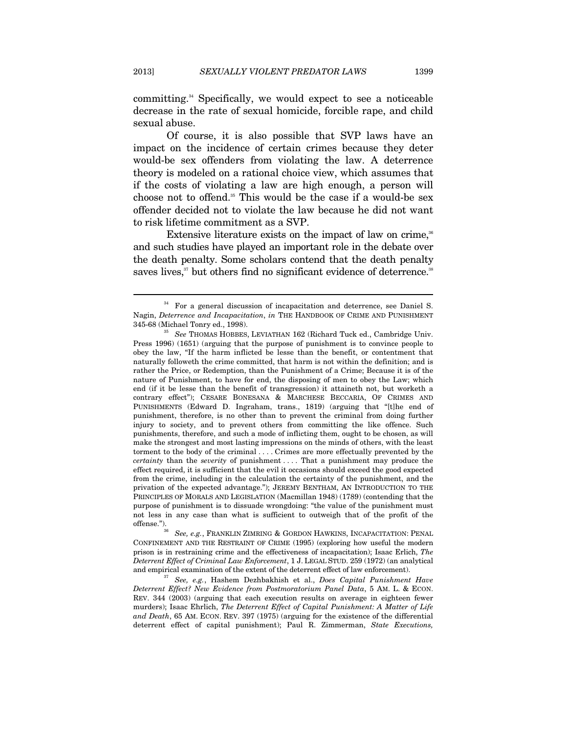committing.[34] Specifically, we would expect to see a noticeable decrease in the rate of sexual homicide, forcible rape, and child sexual abuse.

Of course, it is also possible that SVP laws have an impact on the incidence of certain crimes because they deter would-be sex offenders from violating the law. A deterrence theory is modeled on a rational choice view, which assumes that if the costs of violating a law are high enough, a person will choose not to offend.[35] This would be the case if a would-be sex offender decided not to violate the law because he did not want to risk lifetime commitment as a SVP.

Extensive literature exists on the impact of law on crime,[36] and such studies have played an important role in the debate over the death penalty. Some scholars contend that the death penalty saves lives,[37] but others find no significant evidence of deterrence.[38]

---

[34] For a general discussion of incapacitation and deterrence, see Daniel S. Nagin, *Deterrence and Incapacitation*, *in* THE HANDBOOK OF CRIME AND PUNISHMENT 345-68 (Michael Tonry ed., 1998).

[35] *See* THOMAS HOBBES, LEVIATHAN 162 (Richard Tuck ed., Cambridge Univ. Press 1996) (1651) (arguing that the purpose of punishment is to convince people to obey the law, "If the harm inflicted be lesse than the benefit, or contentment that naturally followeth the crime committed, that harm is not within the definition; and is rather the Price, or Redemption, than the Punishment of a Crime; Because it is of the nature of Punishment, to have for end, the disposing of men to obey the Law; which end (if it be lesse than the benefit of transgression) it attaineth not, but worketh a contrary effect"); CESARE BONESANA & MARCHESE BECCARIA, OF CRIMES AND PUNISHMENTS (Edward D. Ingraham, trans., 1819) (arguing that "[t]he end of punishment, therefore, is no other than to prevent the criminal from doing further injury to society, and to prevent others from committing the like offence. Such punishments, therefore, and such a mode of inflicting them, ought to be chosen, as will make the strongest and most lasting impressions on the minds of others, with the least torment to the body of the criminal . . . . Crimes are more effectually prevented by the *certainty* than the *severity* of punishment . . . . That a punishment may produce the effect required, it is sufficient that the evil it occasions should exceed the good expected from the crime, including in the calculation the certainty of the punishment, and the privation of the expected advantage."); JEREMY BENTHAM, AN INTRODUCTION TO THE PRINCIPLES OF MORALS AND LEGISLATION (Macmillan 1948) (1789) (contending that the purpose of punishment is to dissuade wrongdoing: "the value of the punishment must not less in any case than what is sufficient to outweigh that of the profit of the offense.").

[36] *See, e.g.*, FRANKLIN ZIMRING & GORDON HAWKINS, INCAPACITATION: PENAL CONFINEMENT AND THE RESTRAINT OF CRIME (1995) (exploring how useful the modern prison is in restraining crime and the effectiveness of incapacitation); Isaac Erlich, *The Deterrent Effect of Criminal Law Enforcement*, 1 J. LEGAL STUD. 259 (1972) (an analytical and empirical examination of the extent of the deterrent effect of law enforcement).

[37] *See, e.g.*, Hashem Dezhbakhish et al., *Does Capital Punishment Have Deterrent Effect? New Evidence from Postmoratorium Panel Data*, 5 AM. L. & ECON. REV. 344 (2003) (arguing that each execution results on average in eighteen fewer murders); Isaac Ehrlich, *The Deterrent Effect of Capital Punishment: A Matter of Life and Death*, 65 AM. ECON. REV. 397 (1975) (arguing for the existence of the differential deterrent effect of capital punishment); Paul R. Zimmerman, *State Executions,*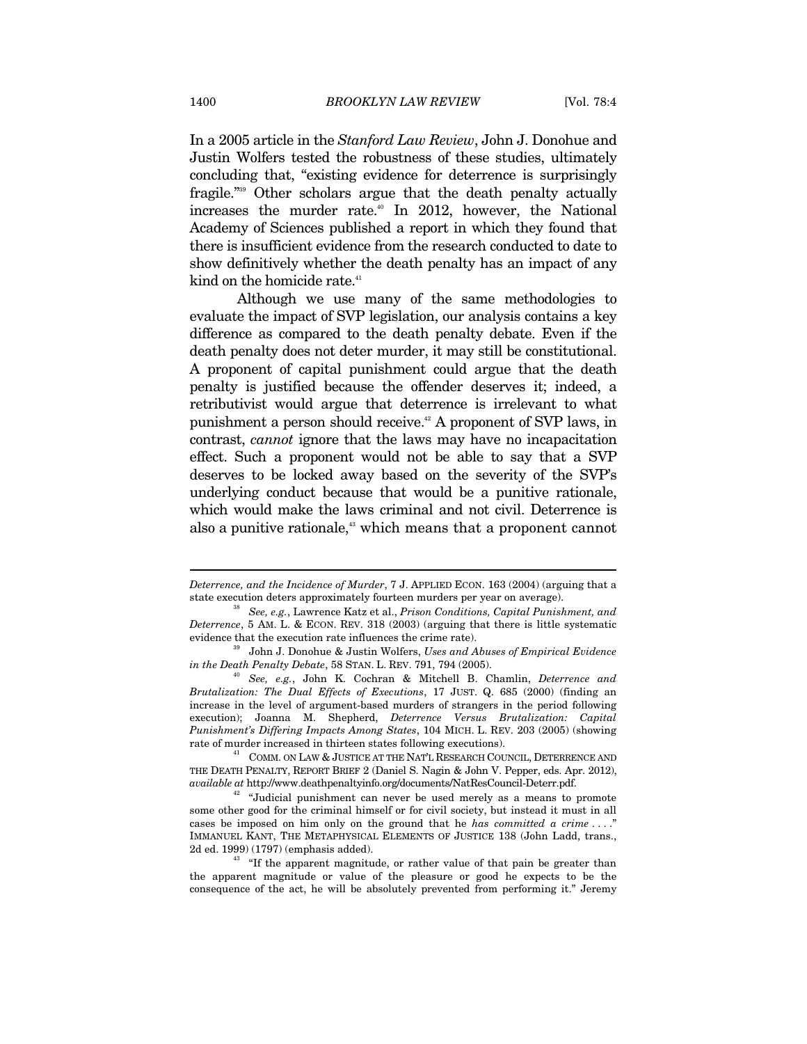In a 2005 article in the *Stanford Law Review*, John J. Donohue and Justin Wolfers tested the robustness of these studies, ultimately concluding that, "existing evidence for deterrence is surprisingly fragile."[39] Other scholars argue that the death penalty actually increases the murder rate.[40] In 2012, however, the National Academy of Sciences published a report in which they found that there is insufficient evidence from the research conducted to date to show definitively whether the death penalty has an impact of any kind on the homicide rate.[41]

Although we use many of the same methodologies to evaluate the impact of SVP legislation, our analysis contains a key difference as compared to the death penalty debate. Even if the death penalty does not deter murder, it may still be constitutional. A proponent of capital punishment could argue that the death penalty is justified because the offender deserves it; indeed, a retributivist would argue that deterrence is irrelevant to what punishment a person should receive.[42] A proponent of SVP laws, in contrast, *cannot* ignore that the laws may have no incapacitation effect. Such a proponent would not be able to say that a SVP deserves to be locked away based on the severity of the SVP's underlying conduct because that would be a punitive rationale, which would make the laws criminal and not civil. Deterrence is also a punitive rationale,[43] which means that a proponent cannot

---

*Deterrence, and the Incidence of Murder*, 7 J. APPLIED ECON. 163 (2004) (arguing that a state execution deters approximately fourteen murders per year on average).

[38] *See, e.g.*, Lawrence Katz et al., *Prison Conditions, Capital Punishment, and Deterrence*, 5 AM. L. & ECON. REV. 318 (2003) (arguing that there is little systematic evidence that the execution rate influences the crime rate).

[39] John J. Donohue & Justin Wolfers, *Uses and Abuses of Empirical Evidence in the Death Penalty Debate*, 58 STAN. L. REV. 791, 794 (2005).

[40] *See, e.g.*, John K. Cochran & Mitchell B. Chamlin, *Deterrence and Brutalization: The Dual Effects of Executions*, 17 JUST. Q. 685 (2000) (finding an increase in the level of argument-based murders of strangers in the period following execution); Joanna M. Shepherd, *Deterrence Versus Brutalization: Capital Punishment's Differing Impacts Among States*, 104 MICH. L. REV. 203 (2005) (showing rate of murder increased in thirteen states following executions).

[41] COMM. ON LAW & JUSTICE AT THE NAT'L RESEARCH COUNCIL, DETERRENCE AND THE DEATH PENALTY, REPORT BRIEF 2 (Daniel S. Nagin & John V. Pepper, eds. Apr. 2012), *available at* http://www.deathpenaltyinfo.org/documents/NatResCouncil-Deterr.pdf.

[42] "Judicial punishment can never be used merely as a means to promote some other good for the criminal himself or for civil society, but instead it must in all cases be imposed on him only on the ground that he *has committed a crime* . . . ." IMMANUEL KANT, THE METAPHYSICAL ELEMENTS OF JUSTICE 138 (John Ladd, trans., 2d ed. 1999) (1797) (emphasis added).

[43] "If the apparent magnitude, or rather value of that pain be greater than the apparent magnitude or value of the pleasure or good he expects to be the consequence of the act, he will be absolutely prevented from performing it." Jeremy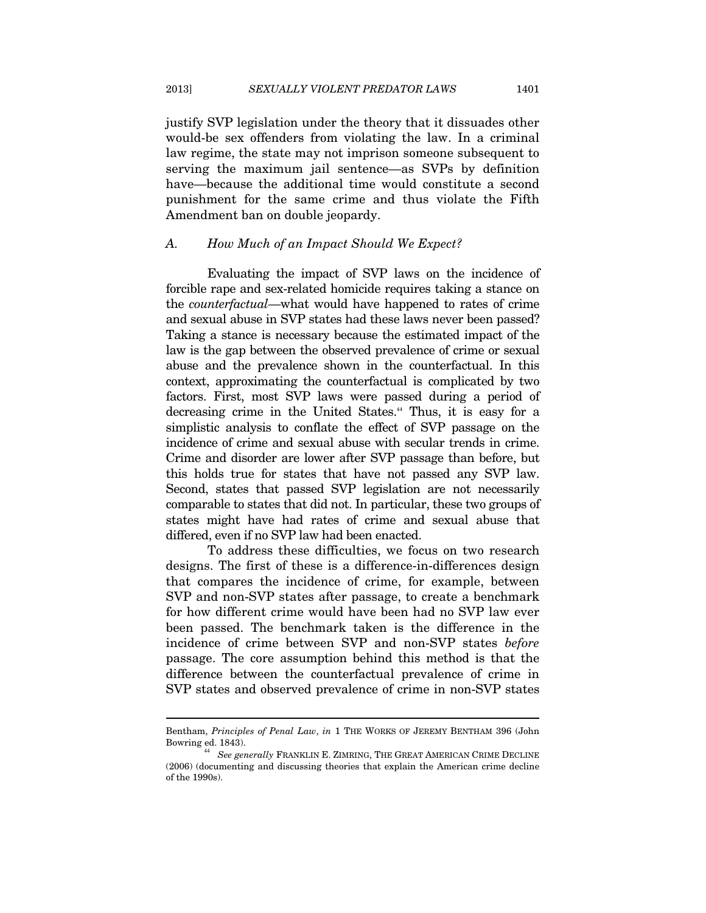justify SVP legislation under the theory that it dissuades other would-be sex offenders from violating the law. In a criminal law regime, the state may not imprison someone subsequent to serving the maximum jail sentence—as SVPs by definition have—because the additional time would constitute a second punishment for the same crime and thus violate the Fifth Amendment ban on double jeopardy.

### A. *How Much of an Impact Should We Expect?*

Evaluating the impact of SVP laws on the incidence of forcible rape and sex-related homicide requires taking a stance on the *counterfactual*—what would have happened to rates of crime and sexual abuse in SVP states had these laws never been passed? Taking a stance is necessary because the estimated impact of the law is the gap between the observed prevalence of crime or sexual abuse and the prevalence shown in the counterfactual. In this context, approximating the counterfactual is complicated by two factors. First, most SVP laws were passed during a period of decreasing crime in the United States.[44] Thus, it is easy for a simplistic analysis to conflate the effect of SVP passage on the incidence of crime and sexual abuse with secular trends in crime. Crime and disorder are lower after SVP passage than before, but this holds true for states that have not passed any SVP law. Second, states that passed SVP legislation are not necessarily comparable to states that did not. In particular, these two groups of states might have had rates of crime and sexual abuse that differed, even if no SVP law had been enacted.

To address these difficulties, we focus on two research designs. The first of these is a difference-in-differences design that compares the incidence of crime, for example, between SVP and non-SVP states after passage, to create a benchmark for how different crime would have been had no SVP law ever been passed. The benchmark taken is the difference in the incidence of crime between SVP and non-SVP states *before* passage. The core assumption behind this method is that the difference between the counterfactual prevalence of crime in SVP states and observed prevalence of crime in non-SVP states

---

Bentham, *Principles of Penal Law*, *in* 1 THE WORKS OF JEREMY BENTHAM 396 (John Bowring ed. 1843).

[44] *See generally* FRANKLIN E. ZIMRING, THE GREAT AMERICAN CRIME DECLINE (2006) (documenting and discussing theories that explain the American crime decline of the 1990s).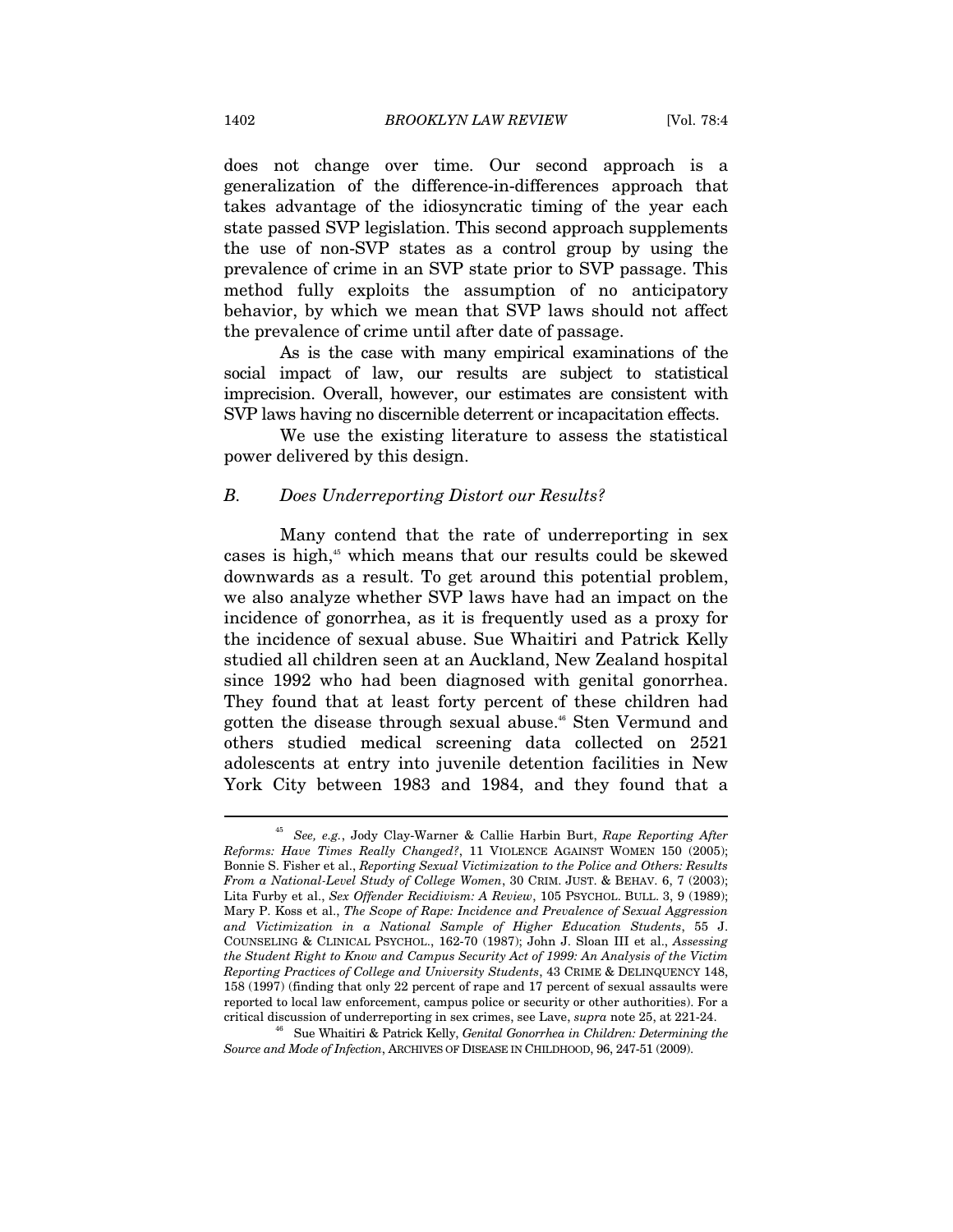does not change over time. Our second approach is a generalization of the difference-in-differences approach that takes advantage of the idiosyncratic timing of the year each state passed SVP legislation. This second approach supplements the use of non-SVP states as a control group by using the prevalence of crime in an SVP state prior to SVP passage. This method fully exploits the assumption of no anticipatory behavior, by which we mean that SVP laws should not affect the prevalence of crime until after date of passage.

As is the case with many empirical examinations of the social impact of law, our results are subject to statistical imprecision. Overall, however, our estimates are consistent with SVP laws having no discernible deterrent or incapacitation effects.

We use the existing literature to assess the statistical power delivered by this design.

### *B. Does Underreporting Distort our Results?*

Many contend that the rate of underreporting in sex cases is high,[45] which means that our results could be skewed downwards as a result. To get around this potential problem, we also analyze whether SVP laws have had an impact on the incidence of gonorrhea, as it is frequently used as a proxy for the incidence of sexual abuse. Sue Whaitiri and Patrick Kelly studied all children seen at an Auckland, New Zealand hospital since 1992 who had been diagnosed with genital gonorrhea. They found that at least forty percent of these children had gotten the disease through sexual abuse.[46] Sten Vermund and others studied medical screening data collected on 2521 adolescents at entry into juvenile detention facilities in New York City between 1983 and 1984, and they found that a

---

[45] *See, e.g.*, Jody Clay-Warner & Callie Harbin Burt, *Rape Reporting After Reforms: Have Times Really Changed?*, 11 VIOLENCE AGAINST WOMEN 150 (2005); Bonnie S. Fisher et al., *Reporting Sexual Victimization to the Police and Others: Results From a National-Level Study of College Women*, 30 CRIM. JUST. & BEHAV. 6, 7 (2003); Lita Furby et al., *Sex Offender Recidivism: A Review*, 105 PSYCHOL. BULL. 3, 9 (1989); Mary P. Koss et al., *The Scope of Rape: Incidence and Prevalence of Sexual Aggression and Victimization in a National Sample of Higher Education Students*, 55 J. COUNSELING & CLINICAL PSYCHOL., 162-70 (1987); John J. Sloan III et al., *Assessing the Student Right to Know and Campus Security Act of 1999: An Analysis of the Victim Reporting Practices of College and University Students*, 43 CRIME & DELINQUENCY 148, 158 (1997) (finding that only 22 percent of rape and 17 percent of sexual assaults were reported to local law enforcement, campus police or security or other authorities). For a critical discussion of underreporting in sex crimes, see Lave, *supra* note 25, at 221-24.

[46] Sue Whaitiri & Patrick Kelly, *Genital Gonorrhea in Children: Determining the Source and Mode of Infection*, ARCHIVES OF DISEASE IN CHILDHOOD, 96, 247-51 (2009).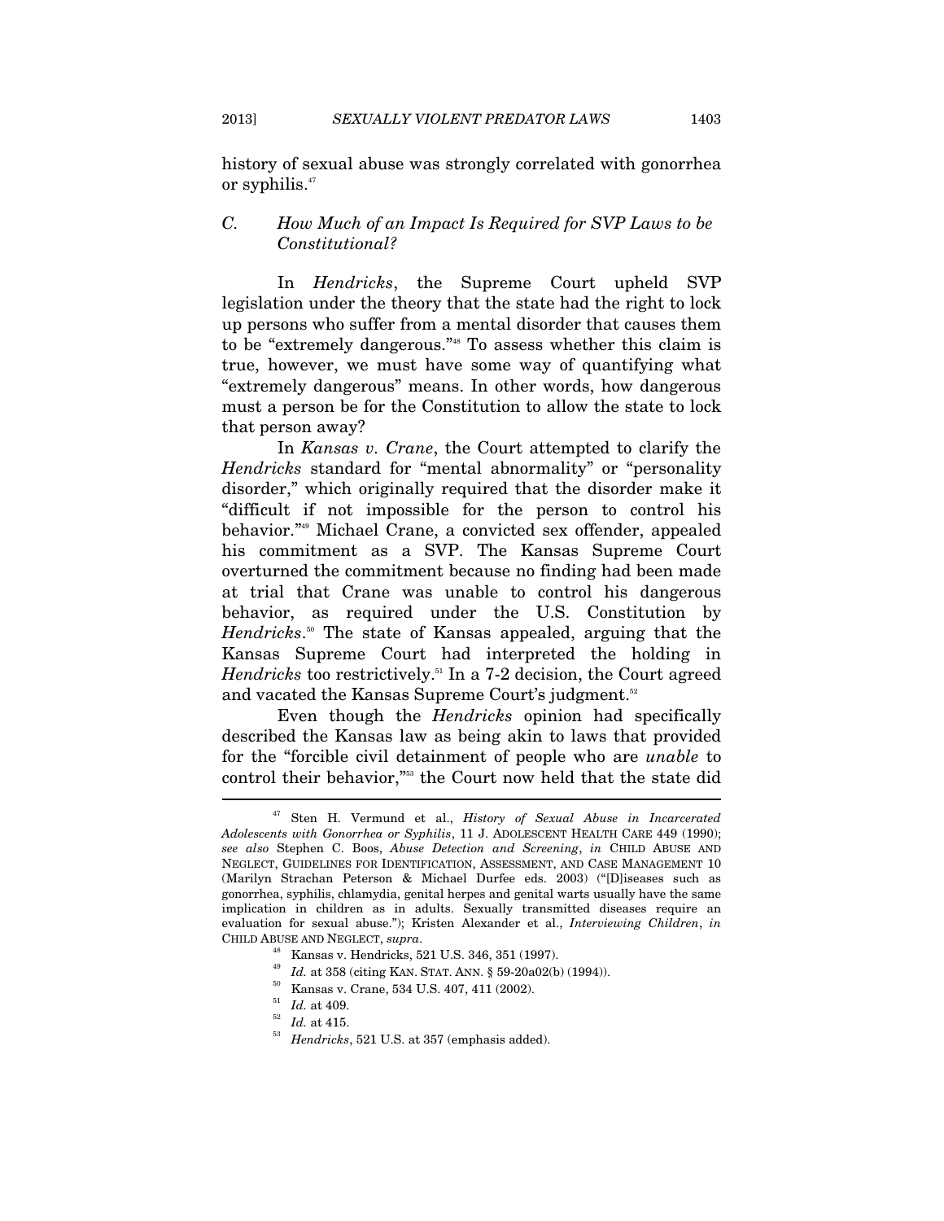history of sexual abuse was strongly correlated with gonorrhea or syphilis.[47]

### C. *How Much of an Impact Is Required for SVP Laws to be Constitutional?*

In *Hendricks*, the Supreme Court upheld SVP legislation under the theory that the state had the right to lock up persons who suffer from a mental disorder that causes them to be "extremely dangerous."[48] To assess whether this claim is true, however, we must have some way of quantifying what "extremely dangerous" means. In other words, how dangerous must a person be for the Constitution to allow the state to lock that person away?

In *Kansas v. Crane*, the Court attempted to clarify the *Hendricks* standard for "mental abnormality" or "personality disorder," which originally required that the disorder make it "difficult if not impossible for the person to control his behavior."[49] Michael Crane, a convicted sex offender, appealed his commitment as a SVP. The Kansas Supreme Court overturned the commitment because no finding had been made at trial that Crane was unable to control his dangerous behavior, as required under the U.S. Constitution by *Hendricks*.[50] The state of Kansas appealed, arguing that the Kansas Supreme Court had interpreted the holding in *Hendricks* too restrictively.[51] In a 7-2 decision, the Court agreed and vacated the Kansas Supreme Court's judgment.[52]

Even though the *Hendricks* opinion had specifically described the Kansas law as being akin to laws that provided for the "forcible civil detainment of people who are *unable* to control their behavior,"[53] the Court now held that the state did

---

[47] Sten H. Vermund et al., *History of Sexual Abuse in Incarcerated Adolescents with Gonorrhea or Syphilis*, 11 J. ADOLESCENT HEALTH CARE 449 (1990); *see also* Stephen C. Boos, *Abuse Detection and Screening*, *in* CHILD ABUSE AND NEGLECT, GUIDELINES FOR IDENTIFICATION, ASSESSMENT, AND CASE MANAGEMENT 10 (Marilyn Strachan Peterson & Michael Durfee eds. 2003) ("[D]iseases such as gonorrhea, syphilis, chlamydia, genital herpes and genital warts usually have the same implication in children as in adults. Sexually transmitted diseases require an evaluation for sexual abuse."); Kristen Alexander et al., *Interviewing Children*, *in* CHILD ABUSE AND NEGLECT, *supra*.

[48] Kansas v. Hendricks, 521 U.S. 346, 351 (1997).

[49] *Id.* at 358 (citing KAN. STAT. ANN. § 59-20a02(b) (1994)).

[50] Kansas v. Crane, 534 U.S. 407, 411 (2002).

[51] *Id.* at 409.

[52] *Id.* at 415.

[53] *Hendricks*, 521 U.S. at 357 (emphasis added).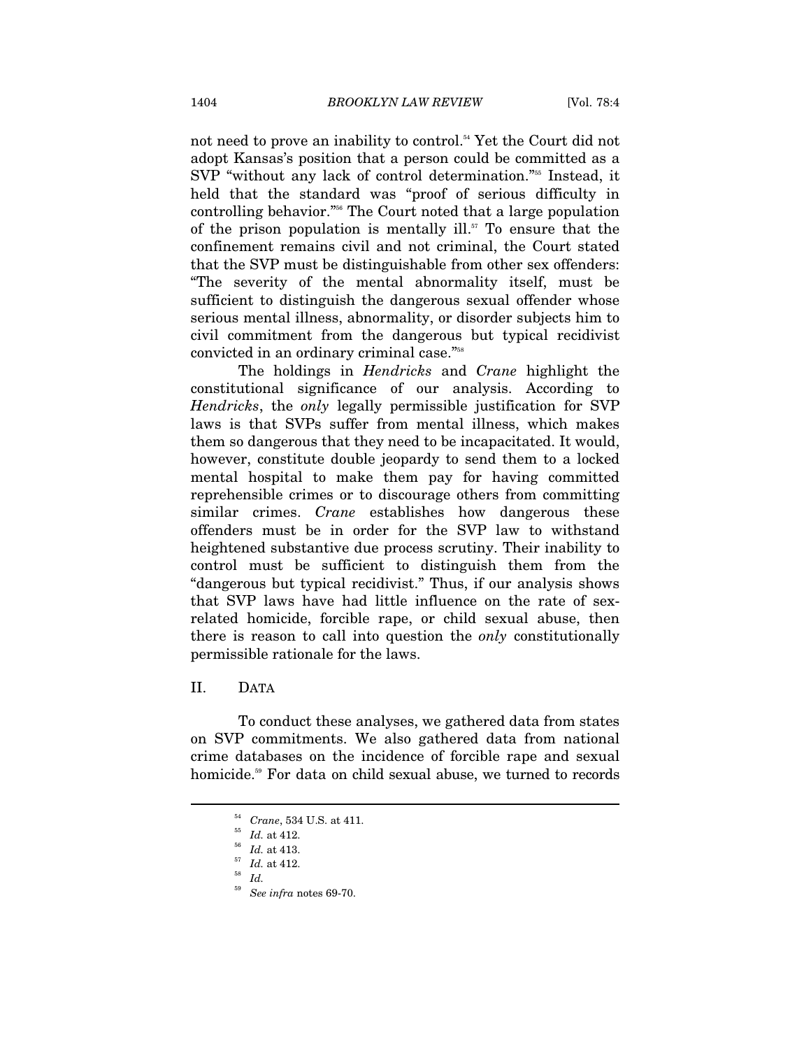not need to prove an inability to control.[54] Yet the Court did not adopt Kansas's position that a person could be committed as a SVP "without any lack of control determination."[55] Instead, it held that the standard was "proof of serious difficulty in controlling behavior."[56] The Court noted that a large population of the prison population is mentally ill.[57] To ensure that the confinement remains civil and not criminal, the Court stated that the SVP must be distinguishable from other sex offenders: "The severity of the mental abnormality itself, must be sufficient to distinguish the dangerous sexual offender whose serious mental illness, abnormality, or disorder subjects him to civil commitment from the dangerous but typical recidivist convicted in an ordinary criminal case."[58]

The holdings in *Hendricks* and *Crane* highlight the constitutional significance of our analysis. According to *Hendricks*, the *only* legally permissible justification for SVP laws is that SVPs suffer from mental illness, which makes them so dangerous that they need to be incapacitated. It would, however, constitute double jeopardy to send them to a locked mental hospital to make them pay for having committed reprehensible crimes or to discourage others from committing similar crimes. *Crane* establishes how dangerous these offenders must be in order for the SVP law to withstand heightened substantive due process scrutiny. Their inability to control must be sufficient to distinguish them from the "dangerous but typical recidivist." Thus, if our analysis shows that SVP laws have had little influence on the rate of sex-related homicide, forcible rape, or child sexual abuse, then there is reason to call into question the *only* constitutionally permissible rationale for the laws.

## II. DATA

To conduct these analyses, we gathered data from states on SVP commitments. We also gathered data from national crime databases on the incidence of forcible rape and sexual homicide.[59] For data on child sexual abuse, we turned to records

---

[54] *Crane*, 534 U.S. at 411.

[55] *Id.* at 412.

[56] *Id.* at 413.

[57] *Id.* at 412.

[58] *Id.*

[59] *See infra* notes 69-70.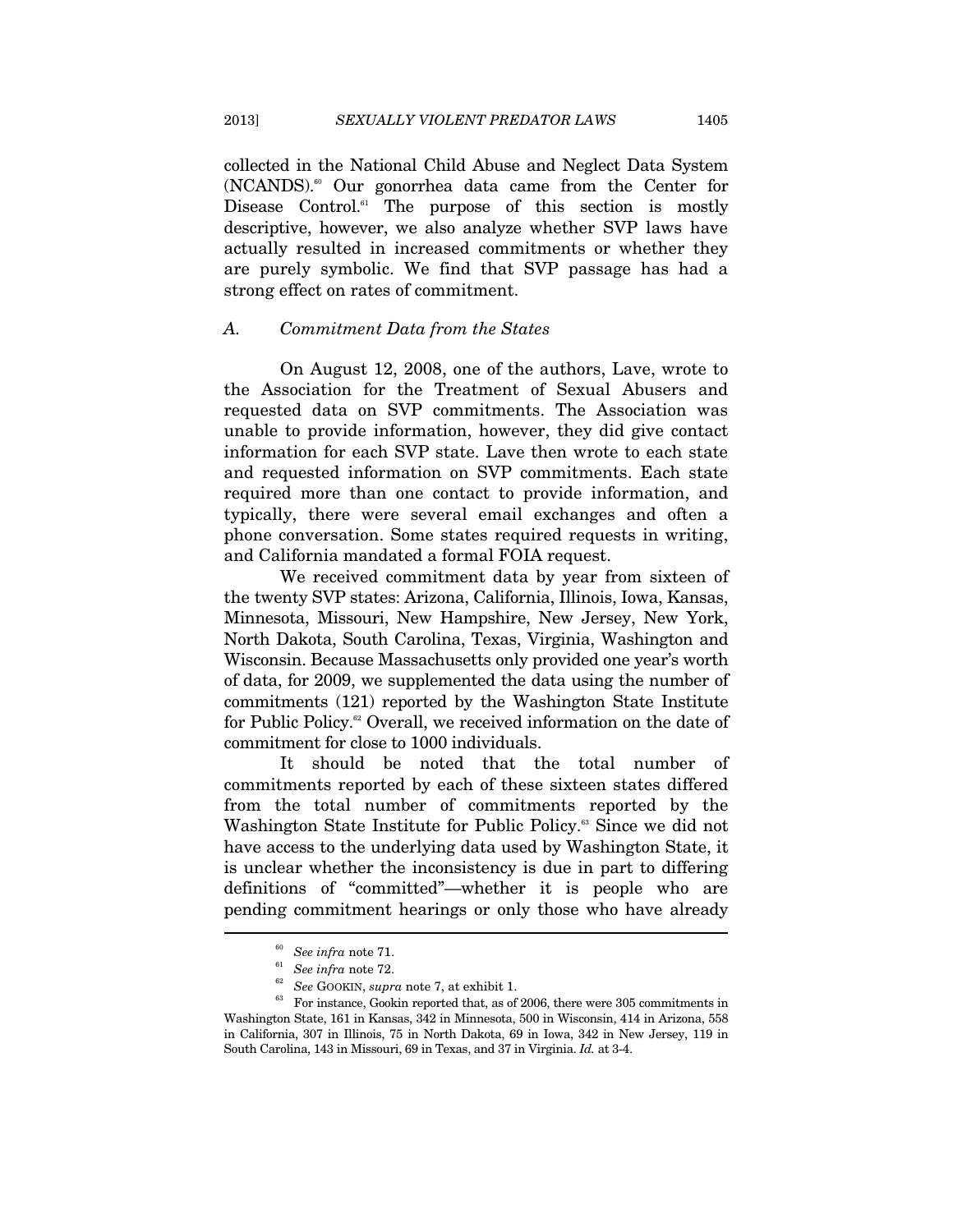collected in the National Child Abuse and Neglect Data System (NCANDS).[60] Our gonorrhea data came from the Center for Disease Control.[61] The purpose of this section is mostly descriptive, however, we also analyze whether SVP laws have actually resulted in increased commitments or whether they are purely symbolic. We find that SVP passage has had a strong effect on rates of commitment.

### A. *Commitment Data from the States*

On August 12, 2008, one of the authors, Lave, wrote to the Association for the Treatment of Sexual Abusers and requested data on SVP commitments. The Association was unable to provide information, however, they did give contact information for each SVP state. Lave then wrote to each state and requested information on SVP commitments. Each state required more than one contact to provide information, and typically, there were several email exchanges and often a phone conversation. Some states required requests in writing, and California mandated a formal FOIA request.

We received commitment data by year from sixteen of the twenty SVP states: Arizona, California, Illinois, Iowa, Kansas, Minnesota, Missouri, New Hampshire, New Jersey, New York, North Dakota, South Carolina, Texas, Virginia, Washington and Wisconsin. Because Massachusetts only provided one year's worth of data, for 2009, we supplemented the data using the number of commitments (121) reported by the Washington State Institute for Public Policy.[62] Overall, we received information on the date of commitment for close to 1000 individuals.

It should be noted that the total number of commitments reported by each of these sixteen states differed from the total number of commitments reported by the Washington State Institute for Public Policy.[63] Since we did not have access to the underlying data used by Washington State, it is unclear whether the inconsistency is due in part to differing definitions of "committed"—whether it is people who are pending commitment hearings or only those who have already

---

[60] *See infra* note 71.

[61] *See infra* note 72.

[62] *See* GOOKIN, *supra* note 7, at exhibit 1.

[63] For instance, Gookin reported that, as of 2006, there were 305 commitments in Washington State, 161 in Kansas, 342 in Minnesota, 500 in Wisconsin, 414 in Arizona, 558 in California, 307 in Illinois, 75 in North Dakota, 69 in Iowa, 342 in New Jersey, 119 in South Carolina, 143 in Missouri, 69 in Texas, and 37 in Virginia. *Id.* at 3-4.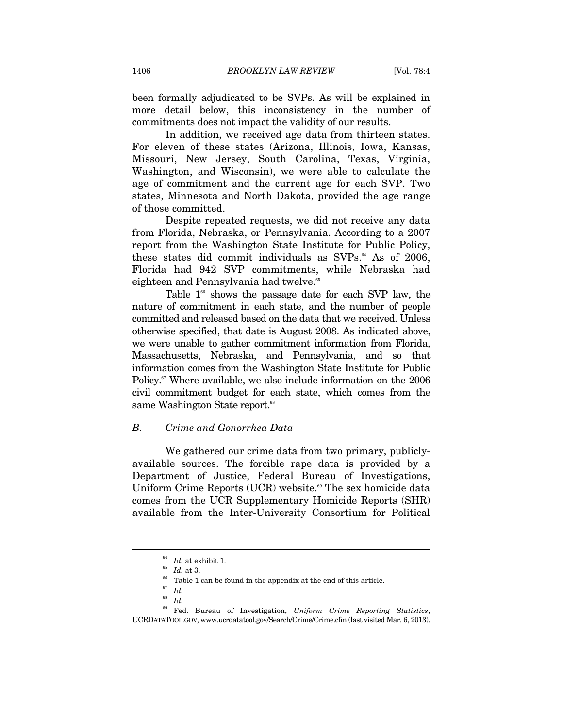been formally adjudicated to be SVPs. As will be explained in more detail below, this inconsistency in the number of commitments does not impact the validity of our results.

In addition, we received age data from thirteen states. For eleven of these states (Arizona, Illinois, Iowa, Kansas, Missouri, New Jersey, South Carolina, Texas, Virginia, Washington, and Wisconsin), we were able to calculate the age of commitment and the current age for each SVP. Two states, Minnesota and North Dakota, provided the age range of those committed.

Despite repeated requests, we did not receive any data from Florida, Nebraska, or Pennsylvania. According to a 2007 report from the Washington State Institute for Public Policy, these states did commit individuals as SVPs.[64] As of 2006, Florida had 942 SVP commitments, while Nebraska had eighteen and Pennsylvania had twelve.[65]

Table 1[66] shows the passage date for each SVP law, the nature of commitment in each state, and the number of people committed and released based on the data that we received. Unless otherwise specified, that date is August 2008. As indicated above, we were unable to gather commitment information from Florida, Massachusetts, Nebraska, and Pennsylvania, and so that information comes from the Washington State Institute for Public Policy.[67] Where available, we also include information on the 2006 civil commitment budget for each state, which comes from the same Washington State report.[68]

### B. Crime and Gonorrhea Data

We gathered our crime data from two primary, publicly-available sources. The forcible rape data is provided by a Department of Justice, Federal Bureau of Investigations, Uniform Crime Reports (UCR) website.[69] The sex homicide data comes from the UCR Supplementary Homicide Reports (SHR) available from the Inter-University Consortium for Political

---

[64] *Id.* at exhibit 1.

[65] *Id.* at 3.

[66] Table 1 can be found in the appendix at the end of this article.

[67] *Id.*

[68] *Id.*

[69] Fed. Bureau of Investigation, *Uniform Crime Reporting Statistics*, UCRDATATOOL.GOV, www.ucrdatatool.gov/Search/Crime/Crime.cfm (last visited Mar. 6, 2013).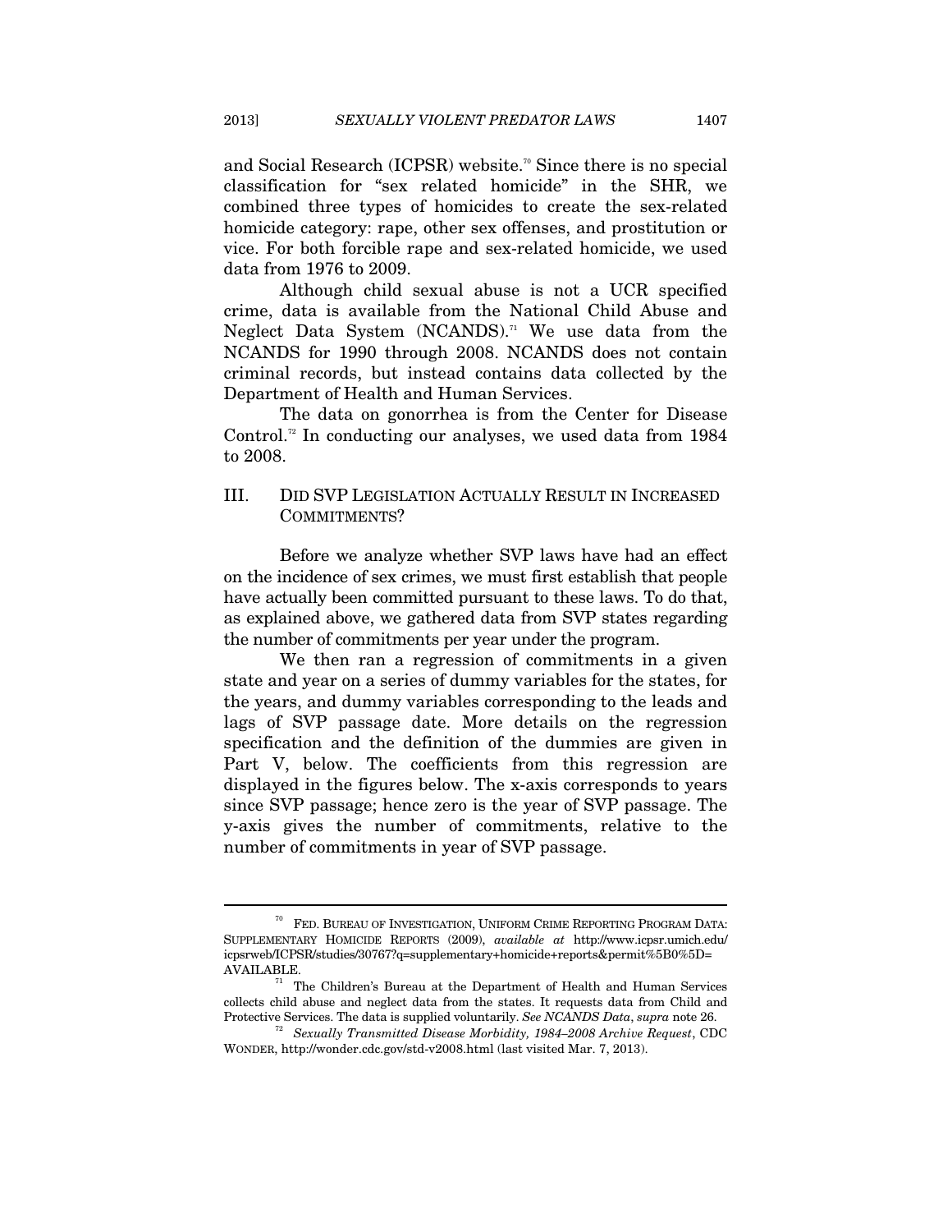and Social Research (ICPSR) website.[70] Since there is no special classification for "sex related homicide" in the SHR, we combined three types of homicides to create the sex-related homicide category: rape, other sex offenses, and prostitution or vice. For both forcible rape and sex-related homicide, we used data from 1976 to 2009.

Although child sexual abuse is not a UCR specified crime, data is available from the National Child Abuse and Neglect Data System (NCANDS).[71] We use data from the NCANDS for 1990 through 2008. NCANDS does not contain criminal records, but instead contains data collected by the Department of Health and Human Services.

The data on gonorrhea is from the Center for Disease Control.[72] In conducting our analyses, we used data from 1984 to 2008.

## III. DID SVP LEGISLATION ACTUALLY RESULT IN INCREASED COMMITMENTS?

Before we analyze whether SVP laws have had an effect on the incidence of sex crimes, we must first establish that people have actually been committed pursuant to these laws. To do that, as explained above, we gathered data from SVP states regarding the number of commitments per year under the program.

We then ran a regression of commitments in a given state and year on a series of dummy variables for the states, for the years, and dummy variables corresponding to the leads and lags of SVP passage date. More details on the regression specification and the definition of the dummies are given in Part V, below. The coefficients from this regression are displayed in the figures below. The x-axis corresponds to years since SVP passage; hence zero is the year of SVP passage. The y-axis gives the number of commitments, relative to the number of commitments in year of SVP passage.

---

[70] FED. BUREAU OF INVESTIGATION, UNIFORM CRIME REPORTING PROGRAM DATA: SUPPLEMENTARY HOMICIDE REPORTS (2009), *available at* http://www.icpsr.umich.edu/icpsrweb/ICPSR/studies/30767?q=supplementary+homicide+reports&permit%5B0%5D=AVAILABLE.

[71] The Children's Bureau at the Department of Health and Human Services collects child abuse and neglect data from the states. It requests data from Child and Protective Services. The data is supplied voluntarily. *See NCANDS Data*, *supra* note 26.

[72] *Sexually Transmitted Disease Morbidity, 1984–2008 Archive Request*, CDC WONDER, http://wonder.cdc.gov/std-v2008.html (last visited Mar. 7, 2013).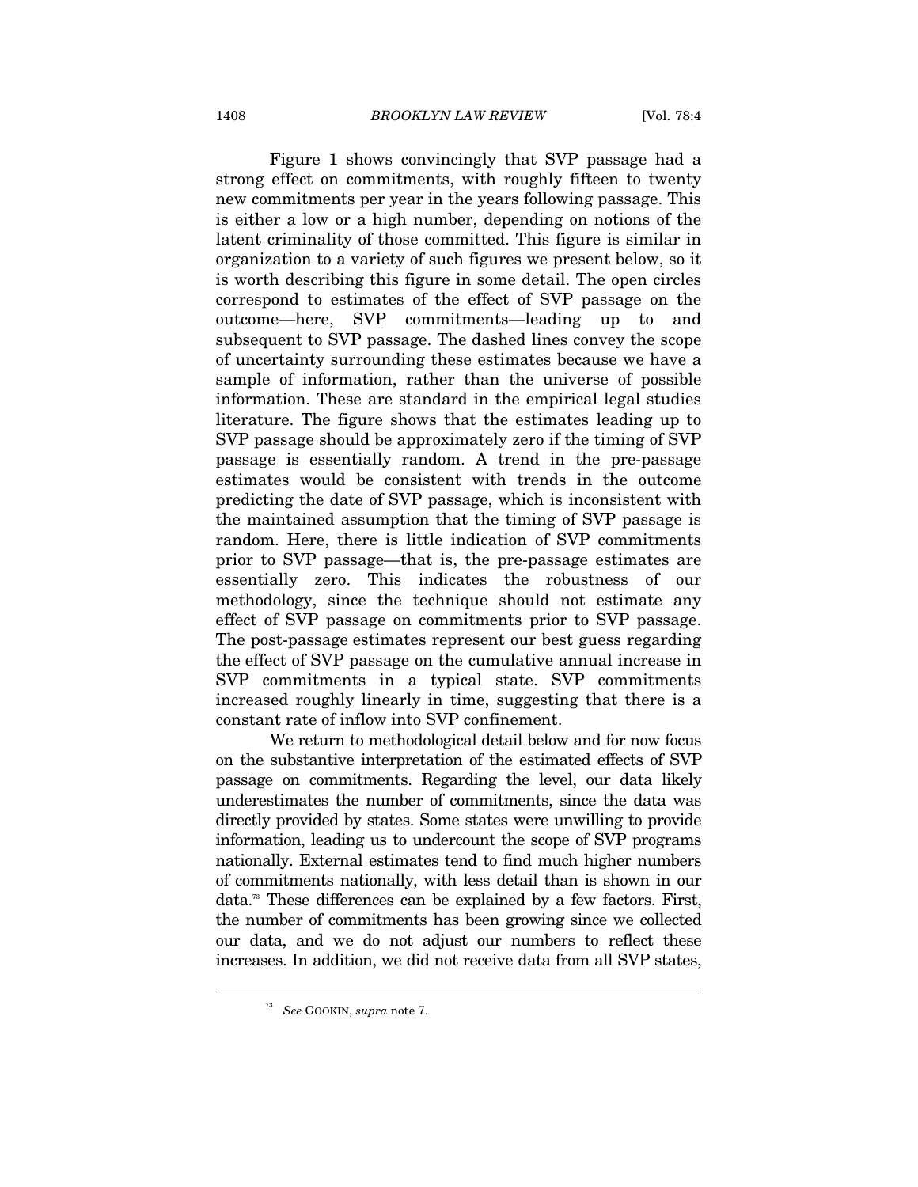Figure 1 shows convincingly that SVP passage had a strong effect on commitments, with roughly fifteen to twenty new commitments per year in the years following passage. This is either a low or a high number, depending on notions of the latent criminality of those committed. This figure is similar in organization to a variety of such figures we present below, so it is worth describing this figure in some detail. The open circles correspond to estimates of the effect of SVP passage on the outcome—here, SVP commitments—leading up to and subsequent to SVP passage. The dashed lines convey the scope of uncertainty surrounding these estimates because we have a sample of information, rather than the universe of possible information. These are standard in the empirical legal studies literature. The figure shows that the estimates leading up to SVP passage should be approximately zero if the timing of SVP passage is essentially random. A trend in the pre-passage estimates would be consistent with trends in the outcome predicting the date of SVP passage, which is inconsistent with the maintained assumption that the timing of SVP passage is random. Here, there is little indication of SVP commitments prior to SVP passage—that is, the pre-passage estimates are essentially zero. This indicates the robustness of our methodology, since the technique should not estimate any effect of SVP passage on commitments prior to SVP passage. The post-passage estimates represent our best guess regarding the effect of SVP passage on the cumulative annual increase in SVP commitments in a typical state. SVP commitments increased roughly linearly in time, suggesting that there is a constant rate of inflow into SVP confinement.

We return to methodological detail below and for now focus on the substantive interpretation of the estimated effects of SVP passage on commitments. Regarding the level, our data likely underestimates the number of commitments, since the data was directly provided by states. Some states were unwilling to provide information, leading us to undercount the scope of SVP programs nationally. External estimates tend to find much higher numbers of commitments nationally, with less detail than is shown in our data.[73] These differences can be explained by a few factors. First, the number of commitments has been growing since we collected our data, and we do not adjust our numbers to reflect these increases. In addition, we did not receive data from all SVP states,

---

[73] *See* GOOKIN, *supra* note 7.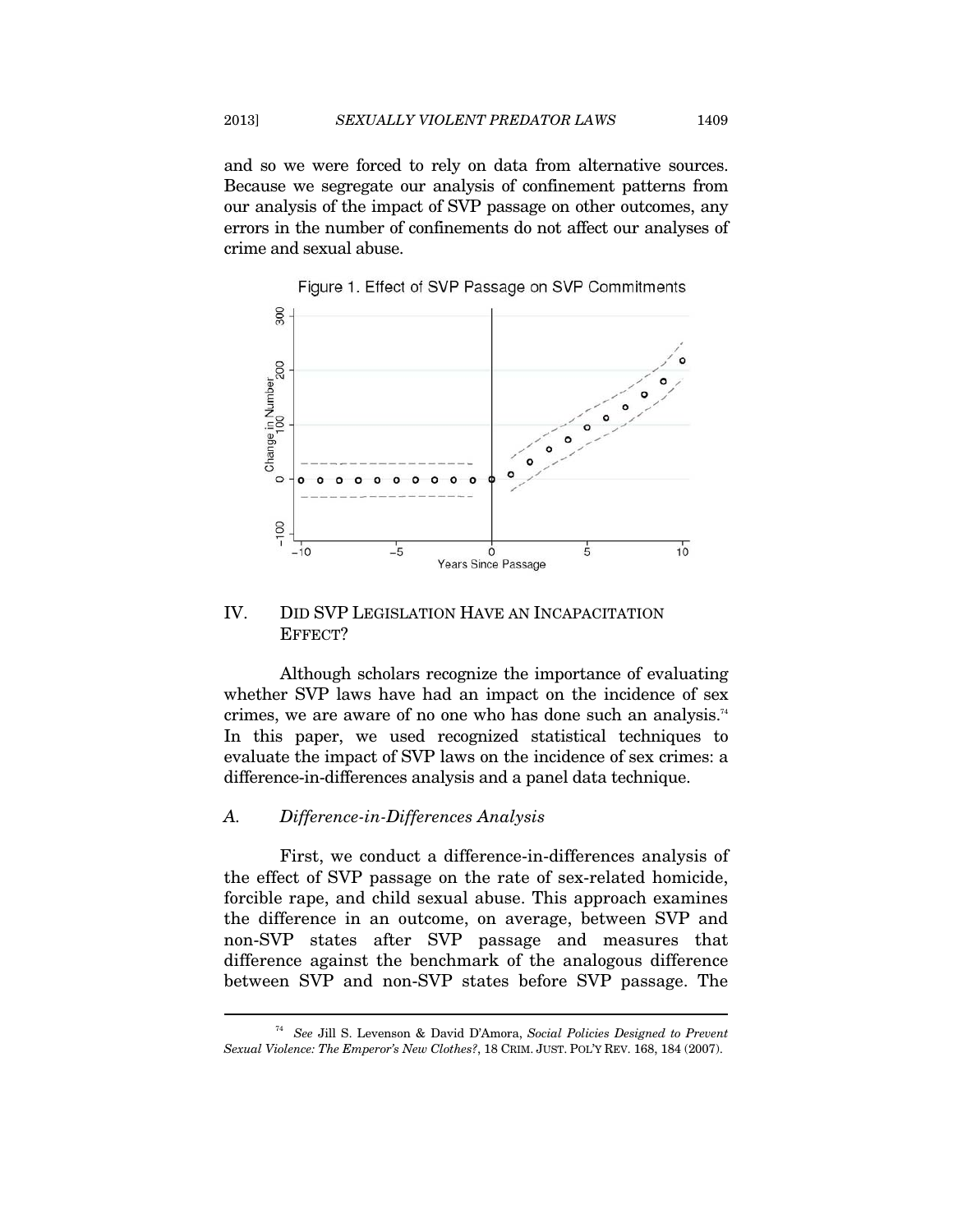and so we were forced to rely on data from alternative sources. Because we segregate our analysis of confinement patterns from our analysis of the impact of SVP passage on other outcomes, any errors in the number of confinements do not affect our analyses of crime and sexual abuse.

Figure 1. Effect of SVP Passage on SVP Commitments

## IV. DID SVP LEGISLATION HAVE AN INCAPACITATION EFFECT?

Although scholars recognize the importance of evaluating whether SVP laws have had an impact on the incidence of sex crimes, we are aware of no one who has done such an analysis.[74] In this paper, we used recognized statistical techniques to evaluate the impact of SVP laws on the incidence of sex crimes: a difference-in-differences analysis and a panel data technique.

### A. *Difference-in-Differences Analysis*

First, we conduct a difference-in-differences analysis of the effect of SVP passage on the rate of sex-related homicide, forcible rape, and child sexual abuse. This approach examines the difference in an outcome, on average, between SVP and non-SVP states after SVP passage and measures that difference against the benchmark of the analogous difference between SVP and non-SVP states before SVP passage. The

---

[74] *See* Jill S. Levenson & David D'Amora, *Social Policies Designed to Prevent Sexual Violence: The Emperor's New Clothes?*, 18 CRIM. JUST. POL'Y REV. 168, 184 (2007).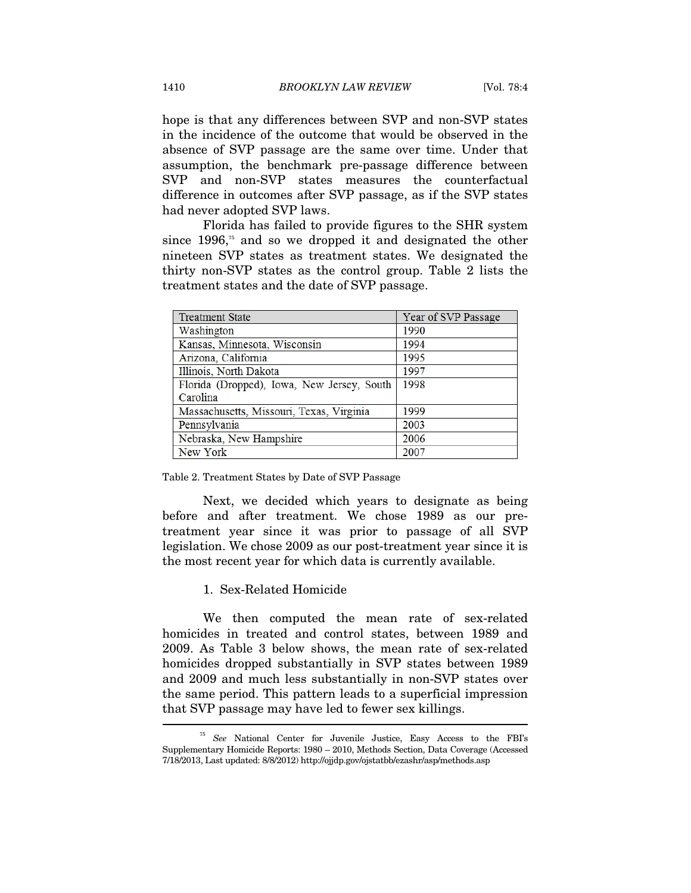hope is that any differences between SVP and non-SVP states in the incidence of the outcome that would be observed in the absence of SVP passage are the same over time. Under that assumption, the benchmark pre-passage difference between SVP and non-SVP states measures the counterfactual difference in outcomes after SVP passage, as if the SVP states had never adopted SVP laws.

Florida has failed to provide figures to the SHR system since 1996,[75] and so we dropped it and designated the other nineteen SVP states as treatment states. We designated the thirty non-SVP states as the control group. Table 2 lists the treatment states and the date of SVP passage.

| Treatment State | Year of SVP Passage |
| --- | --- |
| Washington | 1990 |
| Kansas, Minnesota, Wisconsin | 1994 |
| Arizona, California | 1995 |
| Illinois, North Dakota | 1997 |
| Florida (Dropped), Iowa, New Jersey, South Carolina | 1998 |
| Massachusetts, Missouri, Texas, Virginia | 1999 |
| Pennsylvania | 2003 |
| Nebraska, New Hampshire | 2006 |
| New York | 2007 |

Table 2. Treatment States by Date of SVP Passage

Next, we decided which years to designate as being before and after treatment. We chose 1989 as our pre-treatment year since it was prior to passage of all SVP legislation. We chose 2009 as our post-treatment year since it is the most recent year for which data is currently available.

### 1. Sex-Related Homicide

We then computed the mean rate of sex-related homicides in treated and control states, between 1989 and 2009. As Table 3 below shows, the mean rate of sex-related homicides dropped substantially in SVP states between 1989 and 2009 and much less substantially in non-SVP states over the same period. This pattern leads to a superficial impression that SVP passage may have led to fewer sex killings.

---

[75] *See* National Center for Juvenile Justice, Easy Access to the FBI's Supplementary Homicide Reports: 1980 – 2010, Methods Section, Data Coverage (Accessed 7/18/2013, Last updated: 8/8/2012) http://ojjdp.gov/ojstatbb/ezashr/asp/methods.asp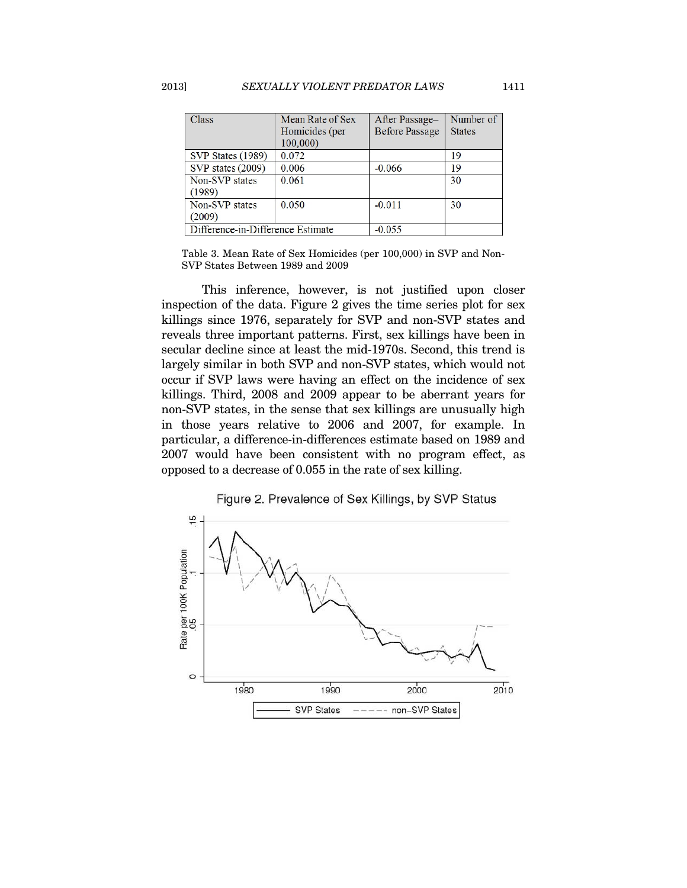| Class | Mean Rate of Sex Homicides (per 100,000) | After Passage–Before Passage | Number of States |
|---|---|---|---|
| SVP States (1989) | 0.072 | | 19 |
| SVP states (2009) | 0.006 | -0.066 | 19 |
| Non-SVP states (1989) | 0.061 | | 30 |
| Non-SVP states (2009) | 0.050 | -0.011 | 30 |
| Difference-in-Difference Estimate | | -0.055 | |

Table 3. Mean Rate of Sex Homicides (per 100,000) in SVP and Non-SVP States Between 1989 and 2009

This inference, however, is not justified upon closer inspection of the data. Figure 2 gives the time series plot for sex killings since 1976, separately for SVP and non-SVP states and reveals three important patterns. First, sex killings have been in secular decline since at least the mid-1970s. Second, this trend is largely similar in both SVP and non-SVP states, which would not occur if SVP laws were having an effect on the incidence of sex killings. Third, 2008 and 2009 appear to be aberrant years for non-SVP states, in the sense that sex killings are unusually high in those years relative to 2006 and 2007, for example. In particular, a difference-in-differences estimate based on 1989 and 2007 would have been consistent with no program effect, as opposed to a decrease of 0.055 in the rate of sex killing.

Figure 2. Prevalence of Sex Killings, by SVP Status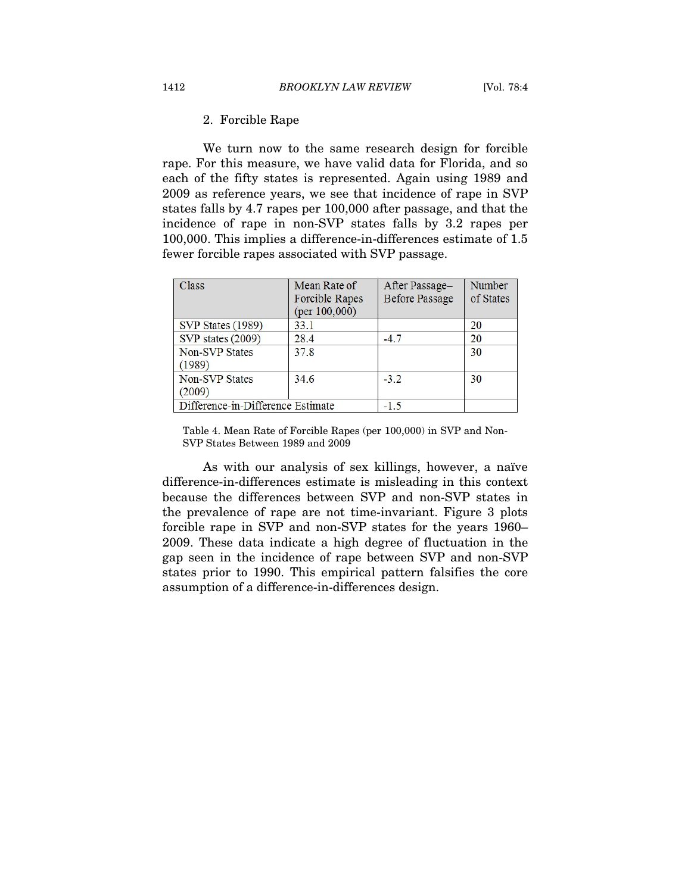### 2. Forcible Rape

We turn now to the same research design for forcible rape. For this measure, we have valid data for Florida, and so each of the fifty states is represented. Again using 1989 and 2009 as reference years, we see that incidence of rape in SVP states falls by 4.7 rapes per 100,000 after passage, and that the incidence of rape in non-SVP states falls by 3.2 rapes per 100,000. This implies a difference-in-differences estimate of 1.5 fewer forcible rapes associated with SVP passage.

| Class | Mean Rate of Forcible Rapes (per 100,000) | After Passage–Before Passage | Number of States |
|---|---|---|---|
| SVP States (1989) | 33.1 | | 20 |
| SVP states (2009) | 28.4 | -4.7 | 20 |
| Non-SVP States (1989) | 37.8 | | 30 |
| Non-SVP States (2009) | 34.6 | -3.2 | 30 |
| Difference-in-Difference Estimate | | -1.5 | |

Table 4. Mean Rate of Forcible Rapes (per 100,000) in SVP and Non-SVP States Between 1989 and 2009

As with our analysis of sex killings, however, a naïve difference-in-differences estimate is misleading in this context because the differences between SVP and non-SVP states in the prevalence of rape are not time-invariant. Figure 3 plots forcible rape in SVP and non-SVP states for the years 1960–2009. These data indicate a high degree of fluctuation in the gap seen in the incidence of rape between SVP and non-SVP states prior to 1990. This empirical pattern falsifies the core assumption of a difference-in-differences design.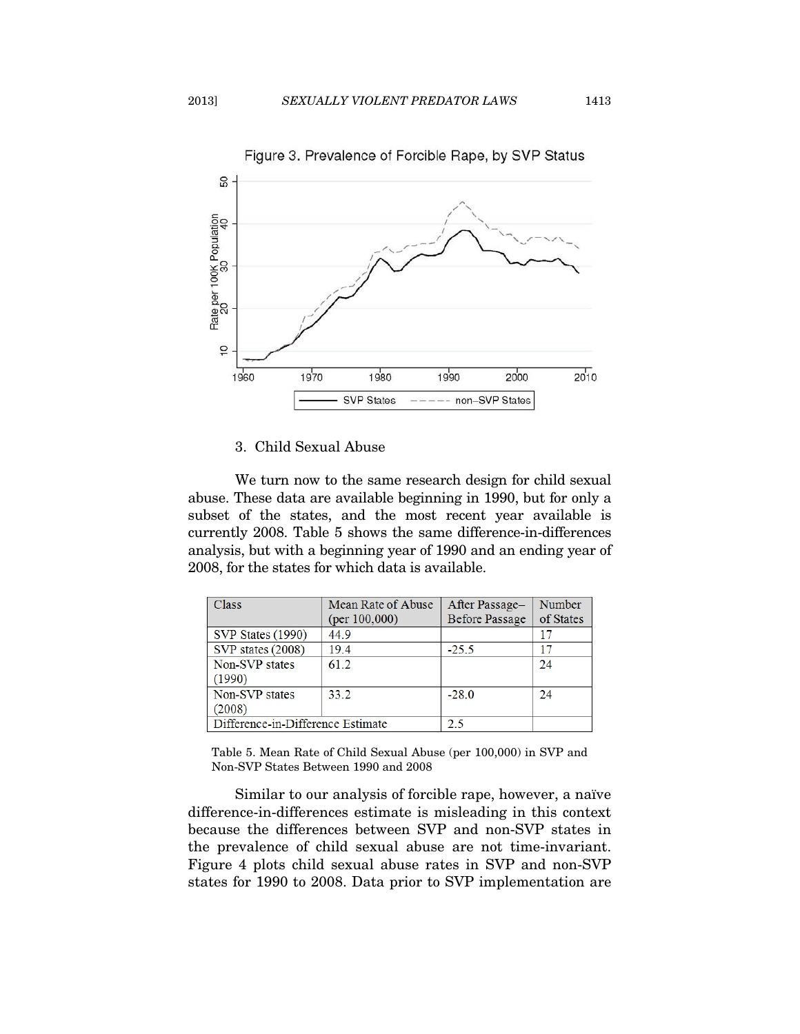Figure 3. Prevalence of Forcible Rape, by SVP Status

### 3. Child Sexual Abuse

We turn now to the same research design for child sexual abuse. These data are available beginning in 1990, but for only a subset of the states, and the most recent year available is currently 2008. Table 5 shows the same difference-in-differences analysis, but with a beginning year of 1990 and an ending year of 2008, for the states for which data is available.

| Class | Mean Rate of Abuse (per 100,000) | After Passage–Before Passage | Number of States |
|---|---|---|---|
| SVP States (1990) | 44.9 | | 17 |
| SVP states (2008) | 19.4 | -25.5 | 17 |
| Non-SVP states (1990) | 61.2 | | 24 |
| Non-SVP states (2008) | 33.2 | -28.0 | 24 |
| Difference-in-Difference Estimate | | 2.5 | |

Table 5. Mean Rate of Child Sexual Abuse (per 100,000) in SVP and Non-SVP States Between 1990 and 2008

Similar to our analysis of forcible rape, however, a naïve difference-in-differences estimate is misleading in this context because the differences between SVP and non-SVP states in the prevalence of child sexual abuse are not time-invariant. Figure 4 plots child sexual abuse rates in SVP and non-SVP states for 1990 to 2008. Data prior to SVP implementation are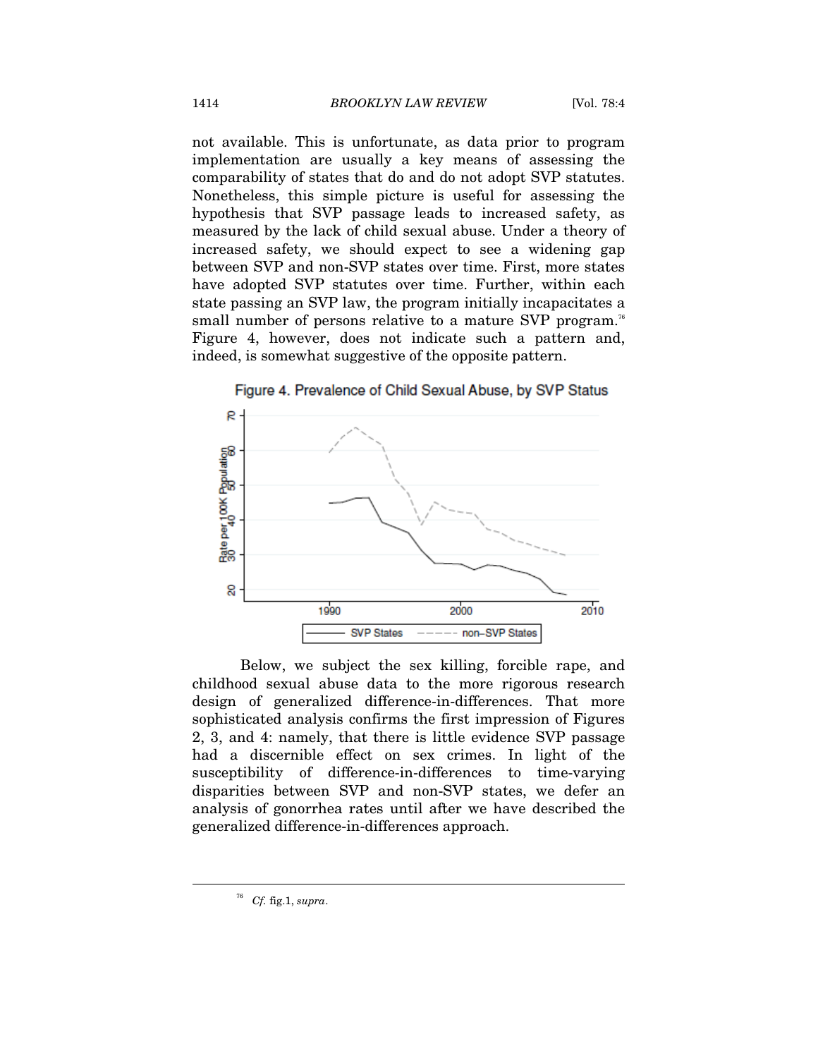not available. This is unfortunate, as data prior to program implementation are usually a key means of assessing the comparability of states that do and do not adopt SVP statutes. Nonetheless, this simple picture is useful for assessing the hypothesis that SVP passage leads to increased safety, as measured by the lack of child sexual abuse. Under a theory of increased safety, we should expect to see a widening gap between SVP and non-SVP states over time. First, more states have adopted SVP statutes over time. Further, within each state passing an SVP law, the program initially incapacitates a small number of persons relative to a mature SVP program.[76] Figure 4, however, does not indicate such a pattern and, indeed, is somewhat suggestive of the opposite pattern.

Figure 4. Prevalence of Child Sexual Abuse, by SVP Status

Below, we subject the sex killing, forcible rape, and childhood sexual abuse data to the more rigorous research design of generalized difference-in-differences. That more sophisticated analysis confirms the first impression of Figures 2, 3, and 4: namely, that there is little evidence SVP passage had a discernible effect on sex crimes. In light of the susceptibility of difference-in-differences to time-varying disparities between SVP and non-SVP states, we defer an analysis of gonorrhea rates until after we have described the generalized difference-in-differences approach.

---

[76] *Cf.* fig.1, *supra*.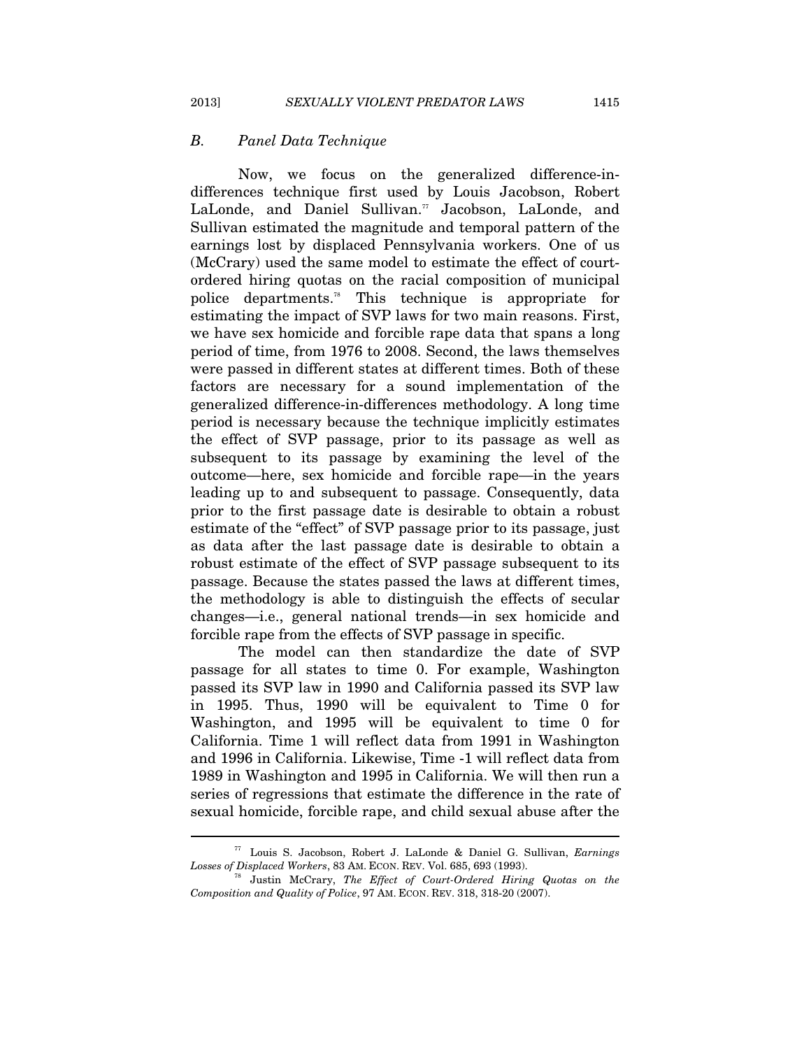### *B. Panel Data Technique*

Now, we focus on the generalized difference-in-differences technique first used by Louis Jacobson, Robert LaLonde, and Daniel Sullivan.[77] Jacobson, LaLonde, and Sullivan estimated the magnitude and temporal pattern of the earnings lost by displaced Pennsylvania workers. One of us (McCrary) used the same model to estimate the effect of court-ordered hiring quotas on the racial composition of municipal police departments.[78] This technique is appropriate for estimating the impact of SVP laws for two main reasons. First, we have sex homicide and forcible rape data that spans a long period of time, from 1976 to 2008. Second, the laws themselves were passed in different states at different times. Both of these factors are necessary for a sound implementation of the generalized difference-in-differences methodology. A long time period is necessary because the technique implicitly estimates the effect of SVP passage, prior to its passage as well as subsequent to its passage by examining the level of the outcome—here, sex homicide and forcible rape—in the years leading up to and subsequent to passage. Consequently, data prior to the first passage date is desirable to obtain a robust estimate of the "effect" of SVP passage prior to its passage, just as data after the last passage date is desirable to obtain a robust estimate of the effect of SVP passage subsequent to its passage. Because the states passed the laws at different times, the methodology is able to distinguish the effects of secular changes—i.e., general national trends—in sex homicide and forcible rape from the effects of SVP passage in specific.

The model can then standardize the date of SVP passage for all states to time 0. For example, Washington passed its SVP law in 1990 and California passed its SVP law in 1995. Thus, 1990 will be equivalent to Time 0 for Washington, and 1995 will be equivalent to time 0 for California. Time 1 will reflect data from 1991 in Washington and 1996 in California. Likewise, Time -1 will reflect data from 1989 in Washington and 1995 in California. We will then run a series of regressions that estimate the difference in the rate of sexual homicide, forcible rape, and child sexual abuse after the

---

[77] Louis S. Jacobson, Robert J. LaLonde & Daniel G. Sullivan, *Earnings Losses of Displaced Workers*, 83 AM. ECON. REV. Vol. 685, 693 (1993).

[78] Justin McCrary, *The Effect of Court-Ordered Hiring Quotas on the Composition and Quality of Police*, 97 AM. ECON. REV. 318, 318-20 (2007).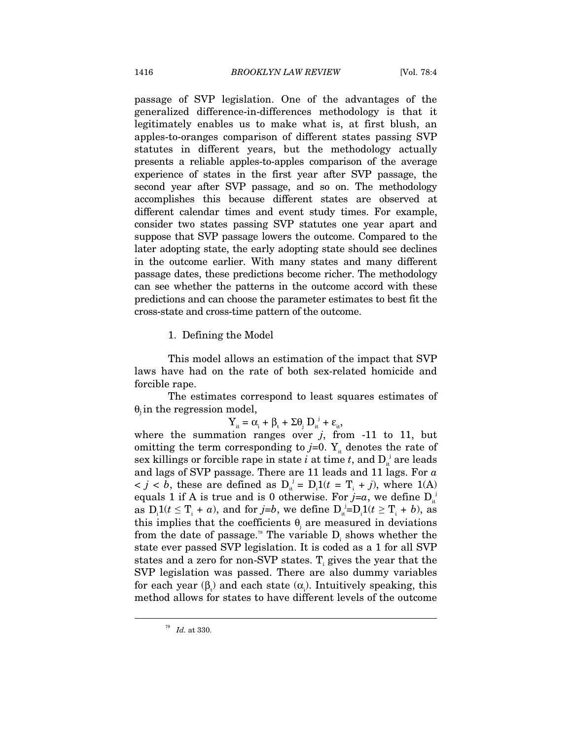passage of SVP legislation. One of the advantages of the generalized difference-in-differences methodology is that it legitimately enables us to make what is, at first blush, an apples-to-oranges comparison of different states passing SVP statutes in different years, but the methodology actually presents a reliable apples-to-apples comparison of the average experience of states in the first year after SVP passage, the second year after SVP passage, and so on. The methodology accomplishes this because different states are observed at different calendar times and event study times. For example, consider two states passing SVP statutes one year apart and suppose that SVP passage lowers the outcome. Compared to the later adopting state, the early adopting state should see declines in the outcome earlier. With many states and many different passage dates, these predictions become richer. The methodology can see whether the patterns in the outcome accord with these predictions and can choose the parameter estimates to best fit the cross-state and cross-time pattern of the outcome.

### 1. Defining the Model

This model allows an estimation of the impact that SVP laws have had on the rate of both sex-related homicide and forcible rape.

The estimates correspond to least squares estimates of $\theta_j$ in the regression model,

$$Y_{it} = \alpha_i + \beta_t + \Sigma\theta_j D_{it}^j + \varepsilon_{it},$$

where the summation ranges over $j$, from -11 to 11, but omitting the term corresponding to $j$=0. $Y_{it}$ denotes the rate of sex killings or forcible rape in state $i$ at time $t$, and $D_{it}^j$ are leads and lags of SVP passage. There are 11 leads and 11 lags. For $a < j < b$, these are defined as $D_{it}^j = D_i 1(t = T_i + j)$, where 1(A) equals 1 if A is true and is 0 otherwise. For $j$=$a$, we define $D_{it}^j$ as $D_i 1(t \leq T_i + a)$, and for $j$=$b$, we define $D_{it}^j$=$D_i 1(t \geq T_i + b)$, as this implies that the coefficients $\theta_j$ are measured in deviations from the date of passage.[79] The variable $D_i$ shows whether the state ever passed SVP legislation. It is coded as a 1 for all SVP states and a zero for non-SVP states. $T_i$ gives the year that the SVP legislation was passed. There are also dummy variables for each year ($\beta_t$) and each state ($\alpha_i$). Intuitively speaking, this method allows for states to have different levels of the outcome

---

[79] *Id.* at 330.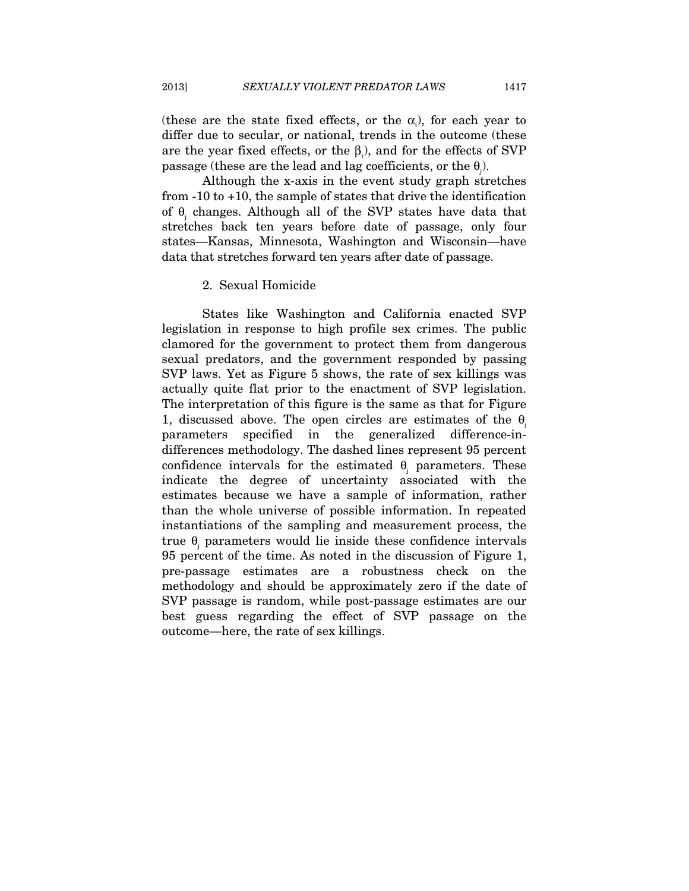(these are the state fixed effects, or the $\alpha_i$), for each year to differ due to secular, or national, trends in the outcome (these are the year fixed effects, or the $\beta_t$), and for the effects of SVP passage (these are the lead and lag coefficients, or the $\theta_j$).

Although the x-axis in the event study graph stretches from -10 to +10, the sample of states that drive the identification of $\theta_j$ changes. Although all of the SVP states have data that stretches back ten years before date of passage, only four states—Kansas, Minnesota, Washington and Wisconsin—have data that stretches forward ten years after date of passage.

### 2. Sexual Homicide

States like Washington and California enacted SVP legislation in response to high profile sex crimes. The public clamored for the government to protect them from dangerous sexual predators, and the government responded by passing SVP laws. Yet as Figure 5 shows, the rate of sex killings was actually quite flat prior to the enactment of SVP legislation. The interpretation of this figure is the same as that for Figure 1, discussed above. The open circles are estimates of the $\theta_j$ parameters specified in the generalized difference-in-differences methodology. The dashed lines represent 95 percent confidence intervals for the estimated $\theta_j$ parameters. These indicate the degree of uncertainty associated with the estimates because we have a sample of information, rather than the whole universe of possible information. In repeated instantiations of the sampling and measurement process, the true $\theta_j$ parameters would lie inside these confidence intervals 95 percent of the time. As noted in the discussion of Figure 1, pre-passage estimates are a robustness check on the methodology and should be approximately zero if the date of SVP passage is random, while post-passage estimates are our best guess regarding the effect of SVP passage on the outcome—here, the rate of sex killings.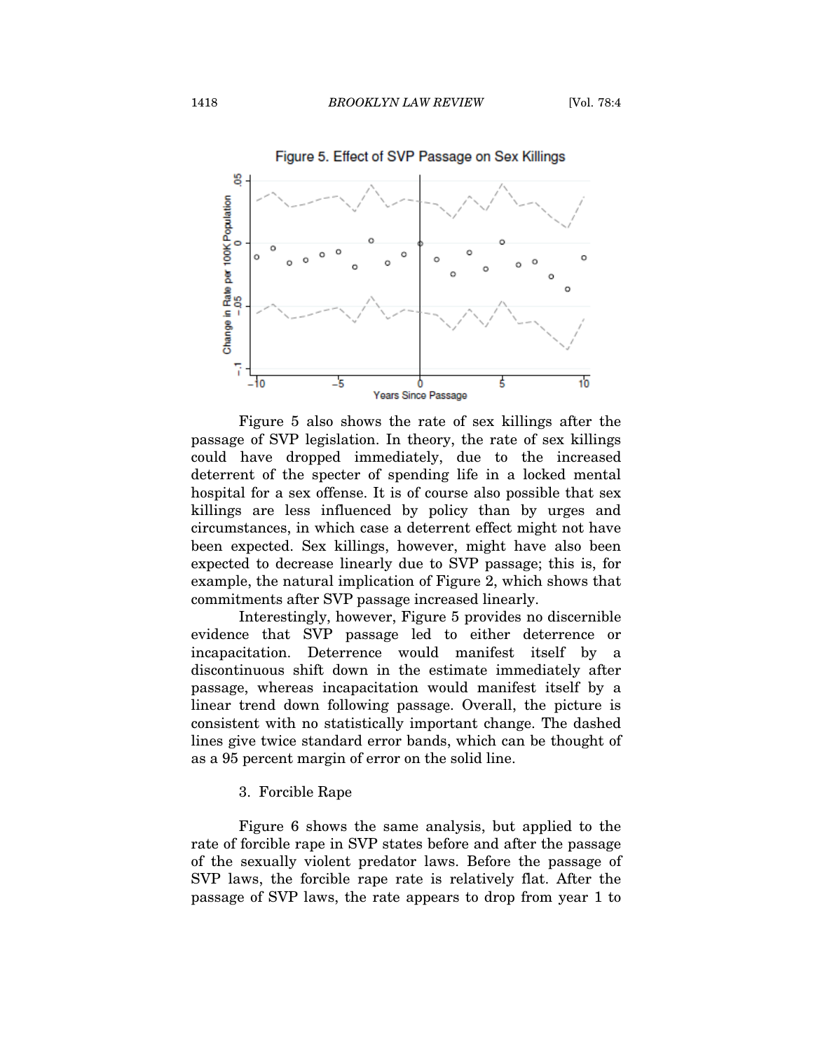Figure 5. Effect of SVP Passage on Sex Killings

Figure 5 also shows the rate of sex killings after the passage of SVP legislation. In theory, the rate of sex killings could have dropped immediately, due to the increased deterrent of the specter of spending life in a locked mental hospital for a sex offense. It is of course also possible that sex killings are less influenced by policy than by urges and circumstances, in which case a deterrent effect might not have been expected. Sex killings, however, might have also been expected to decrease linearly due to SVP passage; this is, for example, the natural implication of Figure 2, which shows that commitments after SVP passage increased linearly.

Interestingly, however, Figure 5 provides no discernible evidence that SVP passage led to either deterrence or incapacitation. Deterrence would manifest itself by a discontinuous shift down in the estimate immediately after passage, whereas incapacitation would manifest itself by a linear trend down following passage. Overall, the picture is consistent with no statistically important change. The dashed lines give twice standard error bands, which can be thought of as a 95 percent margin of error on the solid line.

### 3. Forcible Rape

Figure 6 shows the same analysis, but applied to the rate of forcible rape in SVP states before and after the passage of the sexually violent predator laws. Before the passage of SVP laws, the forcible rape rate is relatively flat. After the passage of SVP laws, the rate appears to drop from year 1 to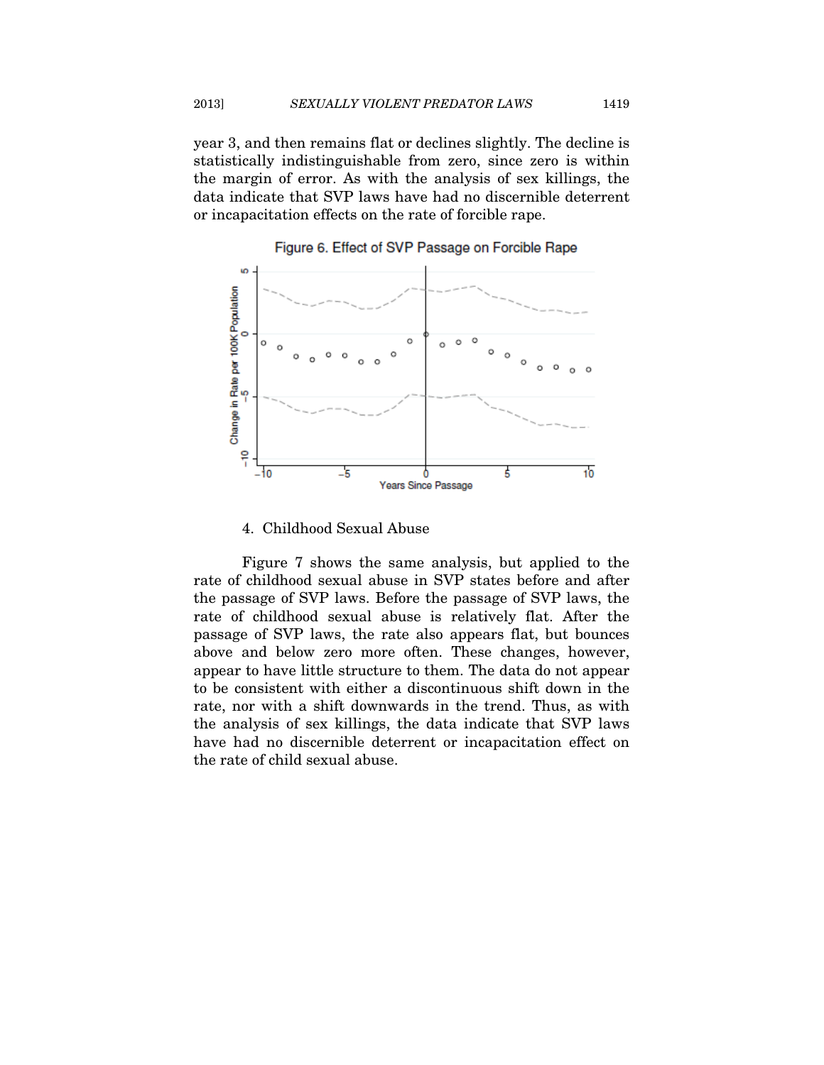year 3, and then remains flat or declines slightly. The decline is statistically indistinguishable from zero, since zero is within the margin of error. As with the analysis of sex killings, the data indicate that SVP laws have had no discernible deterrent or incapacitation effects on the rate of forcible rape.

Figure 6. Effect of SVP Passage on Forcible Rape

#### 4. Childhood Sexual Abuse

Figure 7 shows the same analysis, but applied to the rate of childhood sexual abuse in SVP states before and after the passage of SVP laws. Before the passage of SVP laws, the rate of childhood sexual abuse is relatively flat. After the passage of SVP laws, the rate also appears flat, but bounces above and below zero more often. These changes, however, appear to have little structure to them. The data do not appear to be consistent with either a discontinuous shift down in the rate, nor with a shift downwards in the trend. Thus, as with the analysis of sex killings, the data indicate that SVP laws have had no discernible deterrent or incapacitation effect on the rate of child sexual abuse.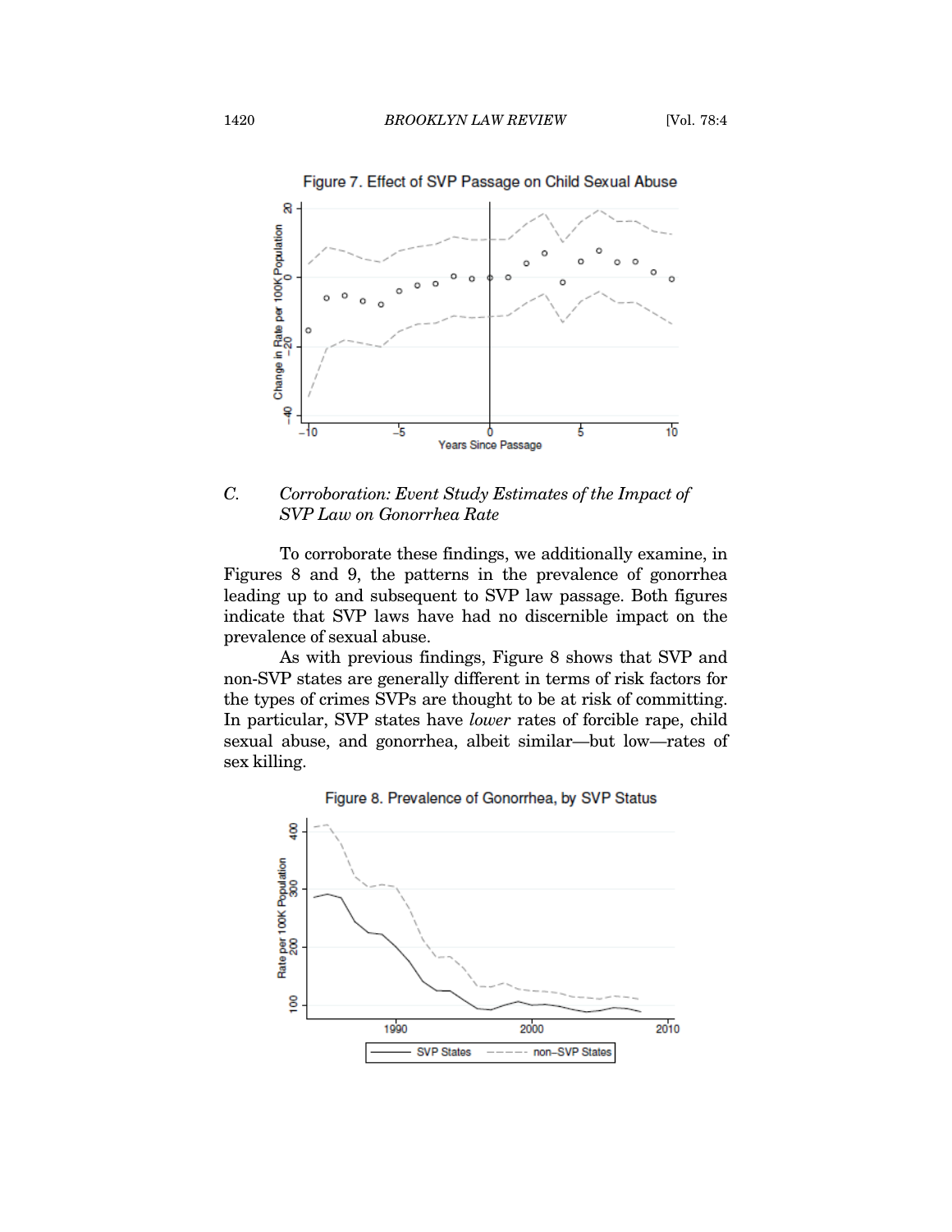Figure 7. Effect of SVP Passage on Child Sexual Abuse

### C. *Corroboration: Event Study Estimates of the Impact of SVP Law on Gonorrhea Rate*

To corroborate these findings, we additionally examine, in Figures 8 and 9, the patterns in the prevalence of gonorrhea leading up to and subsequent to SVP law passage. Both figures indicate that SVP laws have had no discernible impact on the prevalence of sexual abuse.

As with previous findings, Figure 8 shows that SVP and non-SVP states are generally different in terms of risk factors for the types of crimes SVPs are thought to be at risk of committing. In particular, SVP states have *lower* rates of forcible rape, child sexual abuse, and gonorrhea, albeit similar—but low—rates of sex killing.

Figure 8. Prevalence of Gonorrhea, by SVP Status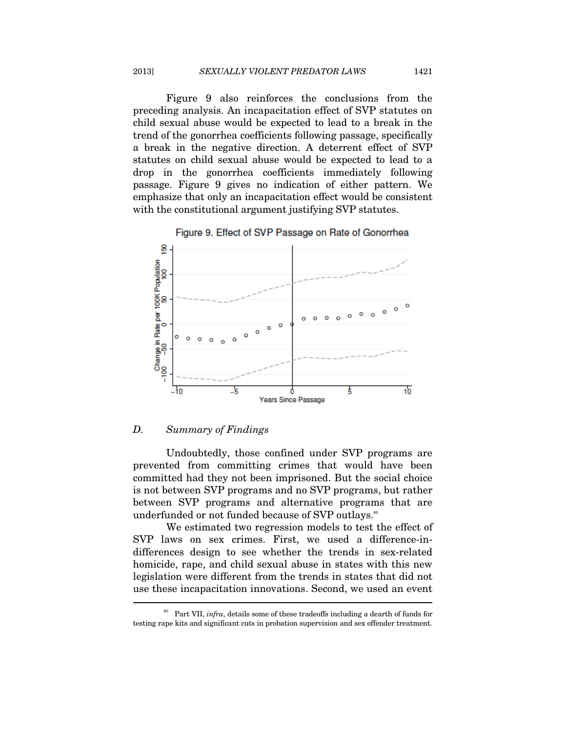Figure 9 also reinforces the conclusions from the preceding analysis. An incapacitation effect of SVP statutes on child sexual abuse would be expected to lead to a break in the trend of the gonorrhea coefficients following passage, specifically a break in the negative direction. A deterrent effect of SVP statutes on child sexual abuse would be expected to lead to a drop in the gonorrhea coefficients immediately following passage. Figure 9 gives no indication of either pattern. We emphasize that only an incapacitation effect would be consistent with the constitutional argument justifying SVP statutes.

Figure 9. Effect of SVP Passage on Rate of Gonorrhea

## *D. Summary of Findings*

Undoubtedly, those confined under SVP programs are prevented from committing crimes that would have been committed had they not been imprisoned. But the social choice is not between SVP programs and no SVP programs, but rather between SVP programs and alternative programs that are underfunded or not funded because of SVP outlays.[80]

We estimated two regression models to test the effect of SVP laws on sex crimes. First, we used a difference-in-differences design to see whether the trends in sex-related homicide, rape, and child sexual abuse in states with this new legislation were different from the trends in states that did not use these incapacitation innovations. Second, we used an event

[80] Part VII, *infra*, details some of these tradeoffs including a dearth of funds for testing rape kits and significant cuts in probation supervision and sex offender treatment.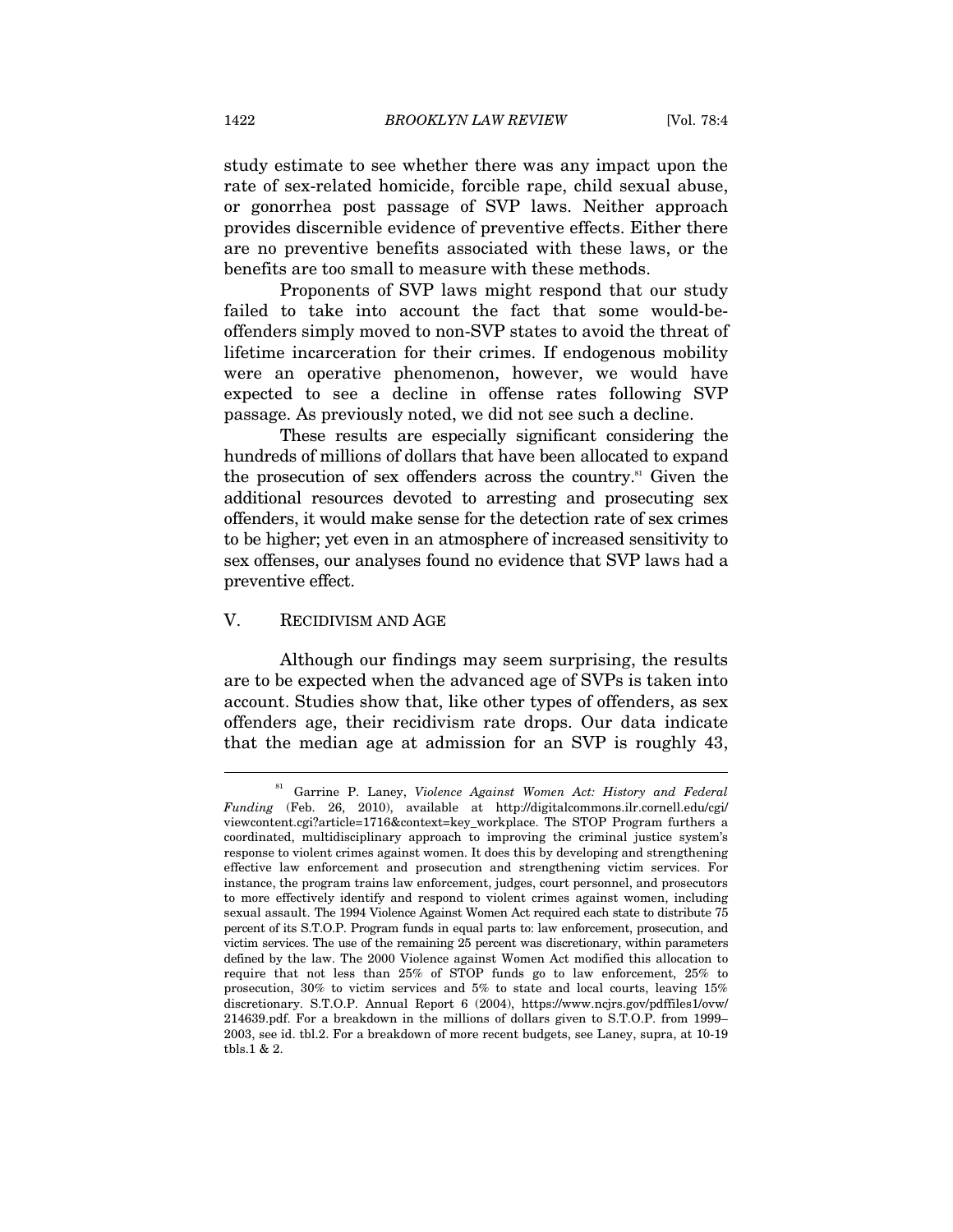study estimate to see whether there was any impact upon the rate of sex-related homicide, forcible rape, child sexual abuse, or gonorrhea post passage of SVP laws. Neither approach provides discernible evidence of preventive effects. Either there are no preventive benefits associated with these laws, or the benefits are too small to measure with these methods.

Proponents of SVP laws might respond that our study failed to take into account the fact that some would-be-offenders simply moved to non-SVP states to avoid the threat of lifetime incarceration for their crimes. If endogenous mobility were an operative phenomenon, however, we would have expected to see a decline in offense rates following SVP passage. As previously noted, we did not see such a decline.

These results are especially significant considering the hundreds of millions of dollars that have been allocated to expand the prosecution of sex offenders across the country.[81] Given the additional resources devoted to arresting and prosecuting sex offenders, it would make sense for the detection rate of sex crimes to be higher; yet even in an atmosphere of increased sensitivity to sex offenses, our analyses found no evidence that SVP laws had a preventive effect.

## V. RECIDIVISM AND AGE

Although our findings may seem surprising, the results are to be expected when the advanced age of SVPs is taken into account. Studies show that, like other types of offenders, as sex offenders age, their recidivism rate drops. Our data indicate that the median age at admission for an SVP is roughly 43,

---

[81] Garrine P. Laney, *Violence Against Women Act: History and Federal Funding* (Feb. 26, 2010), available at http://digitalcommons.ilr.cornell.edu/cgi/viewcontent.cgi?article=1716&context=key_workplace. The STOP Program furthers a coordinated, multidisciplinary approach to improving the criminal justice system's response to violent crimes against women. It does this by developing and strengthening effective law enforcement and prosecution and strengthening victim services. For instance, the program trains law enforcement, judges, court personnel, and prosecutors to more effectively identify and respond to violent crimes against women, including sexual assault. The 1994 Violence Against Women Act required each state to distribute 75 percent of its S.T.O.P. Program funds in equal parts to: law enforcement, prosecution, and victim services. The use of the remaining 25 percent was discretionary, within parameters defined by the law. The 2000 Violence against Women Act modified this allocation to require that not less than 25% of STOP funds go to law enforcement, 25% to prosecution, 30% to victim services and 5% to state and local courts, leaving 15% discretionary. S.T.O.P. Annual Report 6 (2004), https://www.ncjrs.gov/pdffiles1/ovw/214639.pdf. For a breakdown in the millions of dollars given to S.T.O.P. from 1999–2003, see id. tbl.2. For a breakdown of more recent budgets, see Laney, supra, at 10-19 tbls.1 & 2.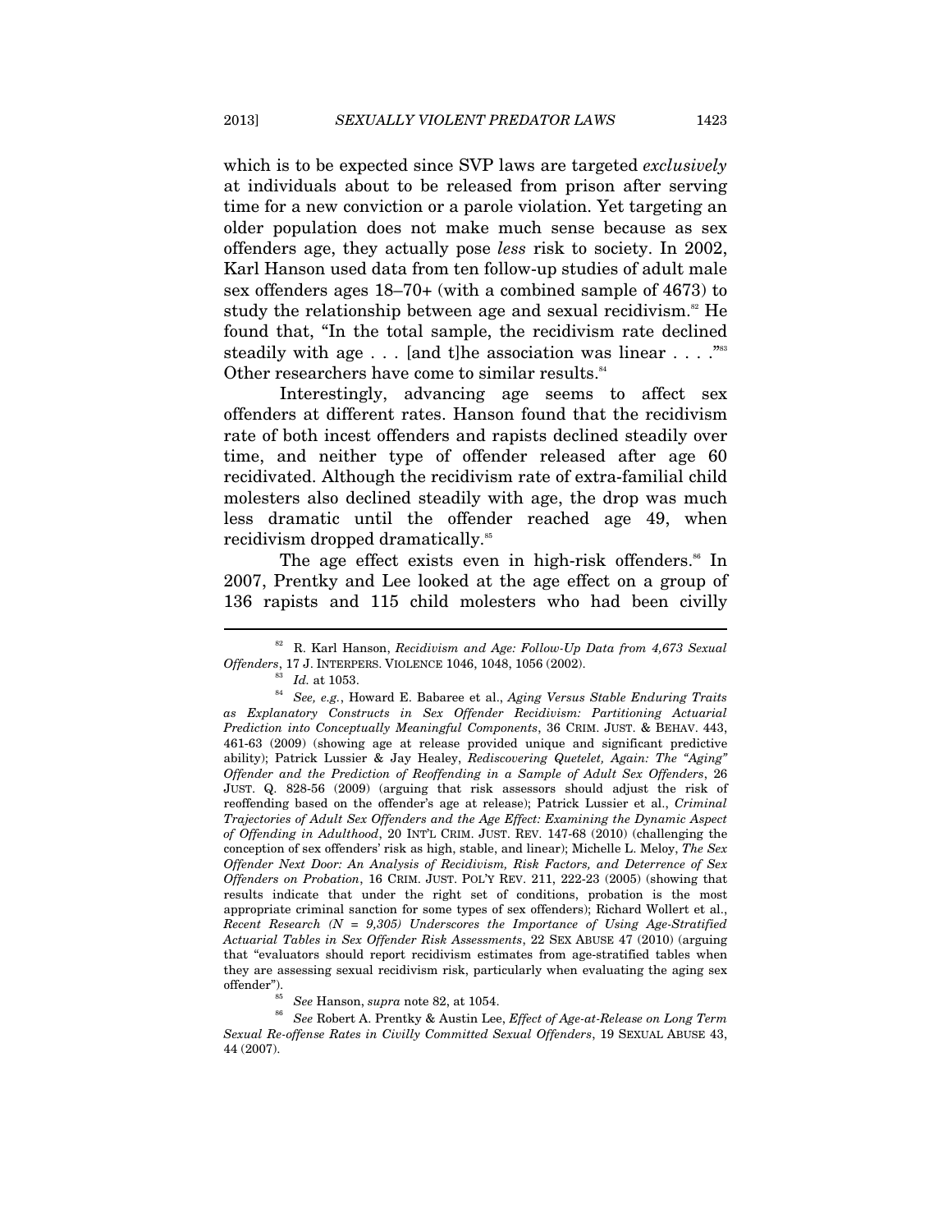which is to be expected since SVP laws are targeted *exclusively* at individuals about to be released from prison after serving time for a new conviction or a parole violation. Yet targeting an older population does not make much sense because as sex offenders age, they actually pose *less* risk to society. In 2002, Karl Hanson used data from ten follow-up studies of adult male sex offenders ages 18–70+ (with a combined sample of 4673) to study the relationship between age and sexual recidivism.[82] He found that, "In the total sample, the recidivism rate declined steadily with age . . . [and t]he association was linear . . . ."[83] Other researchers have come to similar results.[84]

Interestingly, advancing age seems to affect sex offenders at different rates. Hanson found that the recidivism rate of both incest offenders and rapists declined steadily over time, and neither type of offender released after age 60 recidivated. Although the recidivism rate of extra-familial child molesters also declined steadily with age, the drop was much less dramatic until the offender reached age 49, when recidivism dropped dramatically.[85]

The age effect exists even in high-risk offenders.[86] In 2007, Prentky and Lee looked at the age effect on a group of 136 rapists and 115 child molesters who had been civilly

---

[82] R. Karl Hanson, *Recidivism and Age: Follow-Up Data from 4,673 Sexual Offenders*, 17 J. INTERPERS. VIOLENCE 1046, 1048, 1056 (2002).

[83] *Id.* at 1053.

[84] *See, e.g.*, Howard E. Babaree et al., *Aging Versus Stable Enduring Traits as Explanatory Constructs in Sex Offender Recidivism: Partitioning Actuarial Prediction into Conceptually Meaningful Components*, 36 CRIM. JUST. & BEHAV. 443, 461-63 (2009) (showing age at release provided unique and significant predictive ability); Patrick Lussier & Jay Healey, *Rediscovering Quetelet, Again: The "Aging" Offender and the Prediction of Reoffending in a Sample of Adult Sex Offenders*, 26 JUST. Q. 828-56 (2009) (arguing that risk assessors should adjust the risk of reoffending based on the offender's age at release); Patrick Lussier et al., *Criminal Trajectories of Adult Sex Offenders and the Age Effect: Examining the Dynamic Aspect of Offending in Adulthood*, 20 INT'L CRIM. JUST. REV. 147-68 (2010) (challenging the conception of sex offenders' risk as high, stable, and linear); Michelle L. Meloy, *The Sex Offender Next Door: An Analysis of Recidivism, Risk Factors, and Deterrence of Sex Offenders on Probation*, 16 CRIM. JUST. POL'Y REV. 211, 222-23 (2005) (showing that results indicate that under the right set of conditions, probation is the most appropriate criminal sanction for some types of sex offenders); Richard Wollert et al., *Recent Research (N = 9,305) Underscores the Importance of Using Age-Stratified Actuarial Tables in Sex Offender Risk Assessments*, 22 SEX ABUSE 47 (2010) (arguing that "evaluators should report recidivism estimates from age-stratified tables when they are assessing sexual recidivism risk, particularly when evaluating the aging sex offender").

[85] *See* Hanson, *supra* note 82, at 1054.

[86] *See* Robert A. Prentky & Austin Lee, *Effect of Age-at-Release on Long Term Sexual Re-offense Rates in Civilly Committed Sexual Offenders*, 19 SEXUAL ABUSE 43, 44 (2007).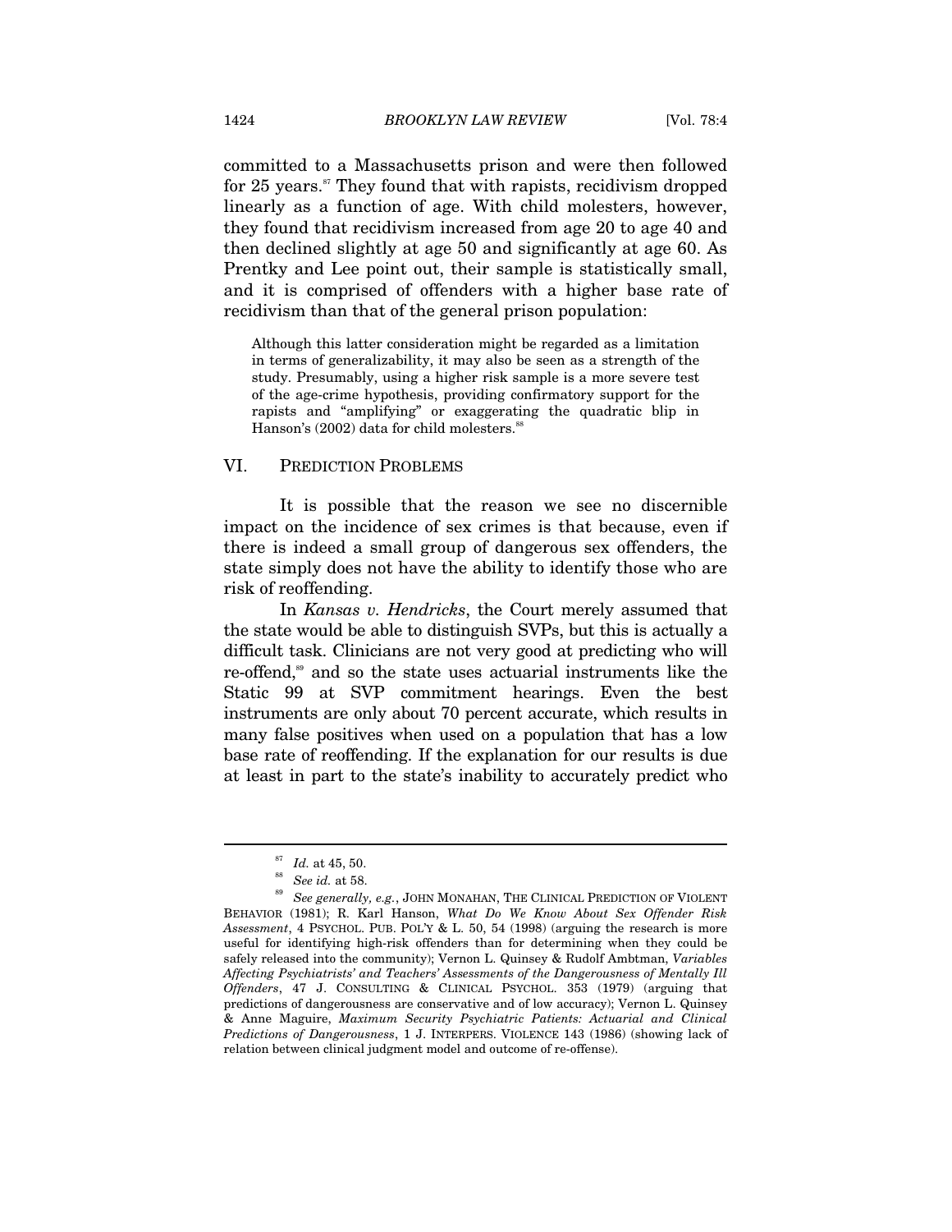committed to a Massachusetts prison and were then followed for 25 years.[87] They found that with rapists, recidivism dropped linearly as a function of age. With child molesters, however, they found that recidivism increased from age 20 to age 40 and then declined slightly at age 50 and significantly at age 60. As Prentky and Lee point out, their sample is statistically small, and it is comprised of offenders with a higher base rate of recidivism than that of the general prison population:

> Although this latter consideration might be regarded as a limitation in terms of generalizability, it may also be seen as a strength of the study. Presumably, using a higher risk sample is a more severe test of the age-crime hypothesis, providing confirmatory support for the rapists and "amplifying" or exaggerating the quadratic blip in Hanson's (2002) data for child molesters.[88]

## VI. PREDICTION PROBLEMS

It is possible that the reason we see no discernible impact on the incidence of sex crimes is that because, even if there is indeed a small group of dangerous sex offenders, the state simply does not have the ability to identify those who are risk of reoffending.

In *Kansas v. Hendricks*, the Court merely assumed that the state would be able to distinguish SVPs, but this is actually a difficult task. Clinicians are not very good at predicting who will re-offend,[89] and so the state uses actuarial instruments like the Static 99 at SVP commitment hearings. Even the best instruments are only about 70 percent accurate, which results in many false positives when used on a population that has a low base rate of reoffending. If the explanation for our results is due at least in part to the state's inability to accurately predict who

---

[87] *Id.* at 45, 50.

[88] *See id.* at 58.

[89] *See generally, e.g.*, JOHN MONAHAN, THE CLINICAL PREDICTION OF VIOLENT BEHAVIOR (1981); R. Karl Hanson, *What Do We Know About Sex Offender Risk Assessment*, 4 PSYCHOL. PUB. POL'Y & L. 50, 54 (1998) (arguing the research is more useful for identifying high-risk offenders than for determining when they could be safely released into the community); Vernon L. Quinsey & Rudolf Ambtman, *Variables Affecting Psychiatrists' and Teachers' Assessments of the Dangerousness of Mentally Ill Offenders*, 47 J. CONSULTING & CLINICAL PSYCHOL. 353 (1979) (arguing that predictions of dangerousness are conservative and of low accuracy); Vernon L. Quinsey & Anne Maguire, *Maximum Security Psychiatric Patients: Actuarial and Clinical Predictions of Dangerousness*, 1 J. INTERPERS. VIOLENCE 143 (1986) (showing lack of relation between clinical judgment model and outcome of re-offense).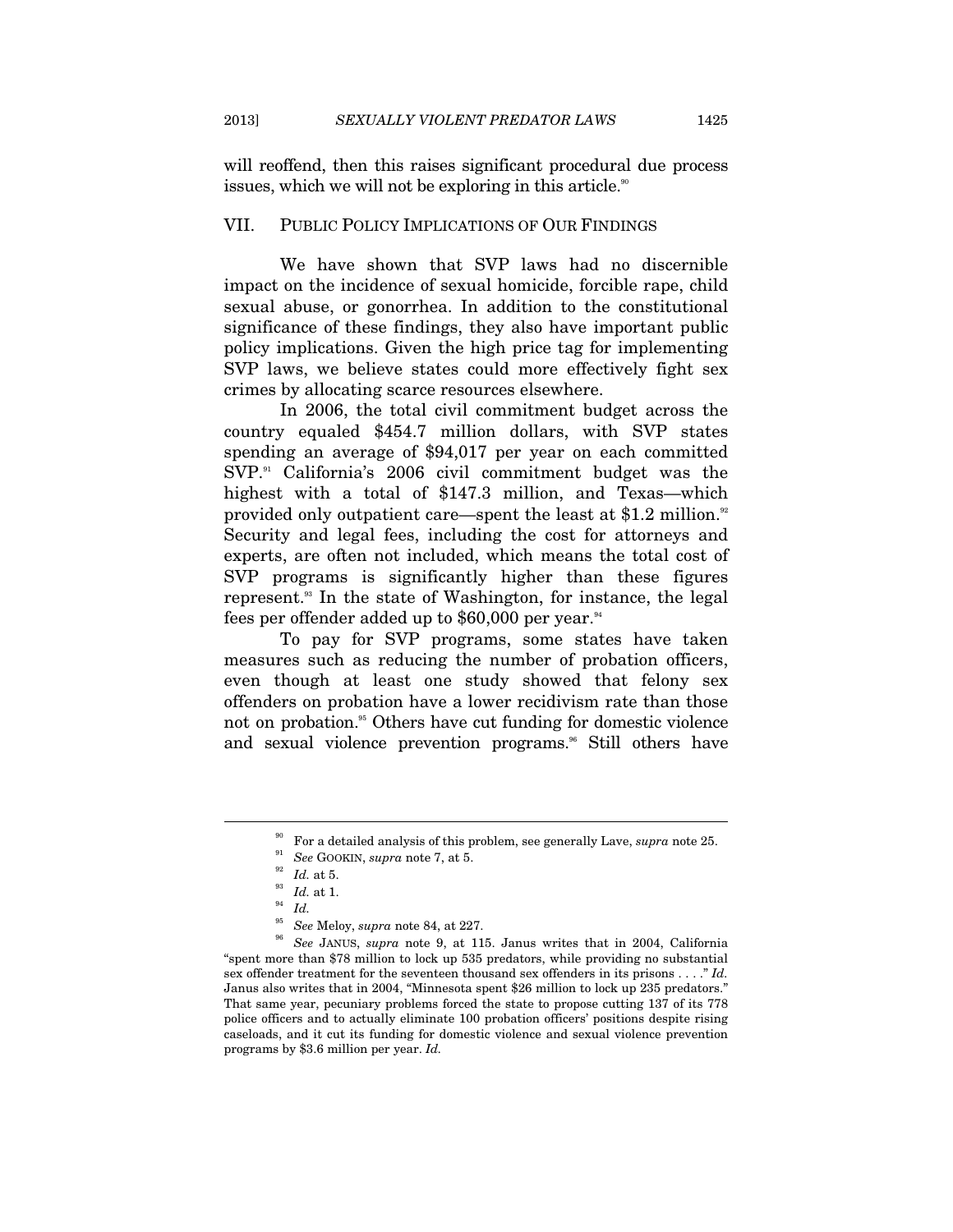will reoffend, then this raises significant procedural due process issues, which we will not be exploring in this article.[90]

## VII. PUBLIC POLICY IMPLICATIONS OF OUR FINDINGS

We have shown that SVP laws had no discernible impact on the incidence of sexual homicide, forcible rape, child sexual abuse, or gonorrhea. In addition to the constitutional significance of these findings, they also have important public policy implications. Given the high price tag for implementing SVP laws, we believe states could more effectively fight sex crimes by allocating scarce resources elsewhere.

In 2006, the total civil commitment budget across the country equaled $454.7 million dollars, with SVP states spending an average of $94,017 per year on each committed SVP.[91] California's 2006 civil commitment budget was the highest with a total of $147.3 million, and Texas—which provided only outpatient care—spent the least at $1.2 million.[92] Security and legal fees, including the cost for attorneys and experts, are often not included, which means the total cost of SVP programs is significantly higher than these figures represent.[93] In the state of Washington, for instance, the legal fees per offender added up to $60,000 per year.[94]

To pay for SVP programs, some states have taken measures such as reducing the number of probation officers, even though at least one study showed that felony sex offenders on probation have a lower recidivism rate than those not on probation.[95] Others have cut funding for domestic violence and sexual violence prevention programs.[96] Still others have

---

[90] For a detailed analysis of this problem, see generally Lave, *supra* note 25.

[91] *See* GOOKIN, *supra* note 7, at 5.

[92] *Id.* at 5.

[93] *Id.* at 1.

[94] *Id.*

[95] *See* Meloy, *supra* note 84, at 227.

[96] *See* JANUS, *supra* note 9, at 115. Janus writes that in 2004, California "spent more than $78 million to lock up 535 predators, while providing no substantial sex offender treatment for the seventeen thousand sex offenders in its prisons . . . ." *Id.* Janus also writes that in 2004, "Minnesota spent $26 million to lock up 235 predators." That same year, pecuniary problems forced the state to propose cutting 137 of its 778 police officers and to actually eliminate 100 probation officers' positions despite rising caseloads, and it cut its funding for domestic violence and sexual violence prevention programs by $3.6 million per year. *Id.*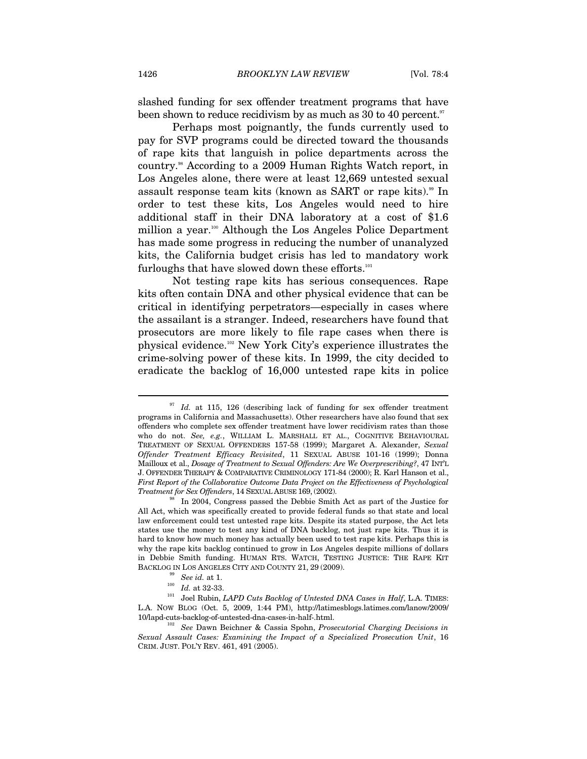slashed funding for sex offender treatment programs that have been shown to reduce recidivism by as much as 30 to 40 percent.[97]

Perhaps most poignantly, the funds currently used to pay for SVP programs could be directed toward the thousands of rape kits that languish in police departments across the country.[98] According to a 2009 Human Rights Watch report, in Los Angeles alone, there were at least 12,669 untested sexual assault response team kits (known as SART or rape kits).[99] In order to test these kits, Los Angeles would need to hire additional staff in their DNA laboratory at a cost of $1.6 million a year.[100] Although the Los Angeles Police Department has made some progress in reducing the number of unanalyzed kits, the California budget crisis has led to mandatory work furloughs that have slowed down these efforts.[101]

Not testing rape kits has serious consequences. Rape kits often contain DNA and other physical evidence that can be critical in identifying perpetrators—especially in cases where the assailant is a stranger. Indeed, researchers have found that prosecutors are more likely to file rape cases when there is physical evidence.[102] New York City's experience illustrates the crime-solving power of these kits. In 1999, the city decided to eradicate the backlog of 16,000 untested rape kits in police

---

[97] *Id.* at 115, 126 (describing lack of funding for sex offender treatment programs in California and Massachusetts). Other researchers have also found that sex offenders who complete sex offender treatment have lower recidivism rates than those who do not. *See, e.g.*, WILLIAM L. MARSHALL ET AL., COGNITIVE BEHAVIOURAL TREATMENT OF SEXUAL OFFENDERS 157-58 (1999); Margaret A. Alexander, *Sexual Offender Treatment Efficacy Revisited*, 11 SEXUAL ABUSE 101-16 (1999); Donna Mailloux et al., *Dosage of Treatment to Sexual Offenders: Are We Overprescribing?*, 47 INT'L J. OFFENDER THERAPY & COMPARATIVE CRIMINOLOGY 171-84 (2000); R. Karl Hanson et al., *First Report of the Collaborative Outcome Data Project on the Effectiveness of Psychological Treatment for Sex Offenders*, 14 SEXUAL ABUSE 169, (2002).

[98] In 2004, Congress passed the Debbie Smith Act as part of the Justice for All Act, which was specifically created to provide federal funds so that state and local law enforcement could test untested rape kits. Despite its stated purpose, the Act lets states use the money to test any kind of DNA backlog, not just rape kits. Thus it is hard to know how much money has actually been used to test rape kits. Perhaps this is why the rape kits backlog continued to grow in Los Angeles despite millions of dollars in Debbie Smith funding. HUMAN RTS. WATCH, TESTING JUSTICE: THE RAPE KIT BACKLOG IN LOS ANGELES CITY AND COUNTY 21, 29 (2009).

[99] *See id.* at 1.

[100] *Id.* at 32-33.

[101] Joel Rubin, *LAPD Cuts Backlog of Untested DNA Cases in Half*, L.A. TIMES: L.A. NOW BLOG (Oct. 5, 2009, 1:44 PM), http://latimesblogs.latimes.com/lanow/2009/10/lapd-cuts-backlog-of-untested-dna-cases-in-half-.html.

[102] *See* Dawn Beichner & Cassia Spohn, *Prosecutorial Charging Decisions in Sexual Assault Cases: Examining the Impact of a Specialized Prosecution Unit*, 16 CRIM. JUST. POL'Y REV. 461, 491 (2005).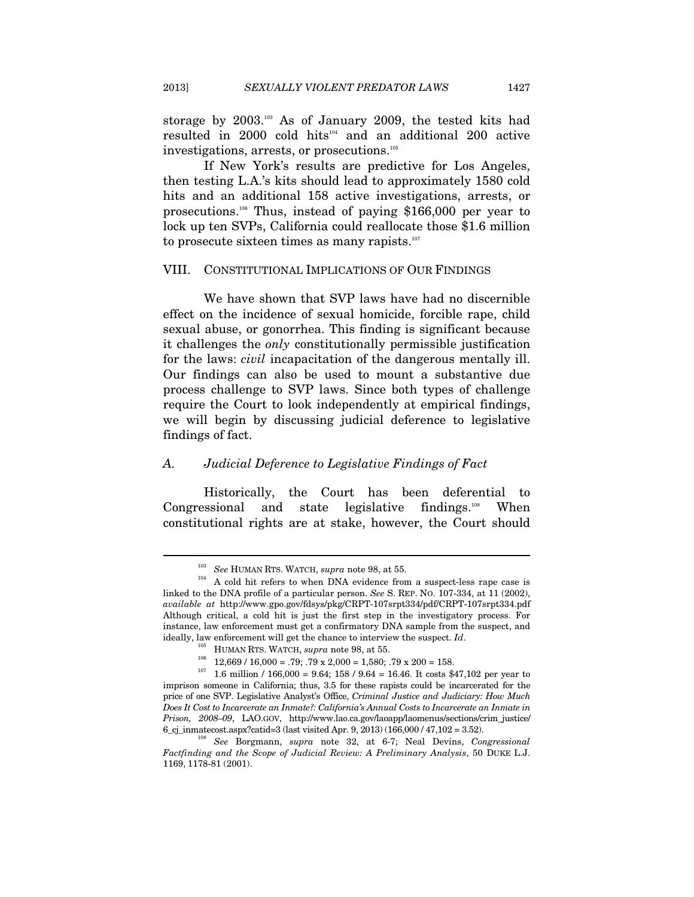storage by 2003.[103] As of January 2009, the tested kits had resulted in 2000 cold hits[104] and an additional 200 active investigations, arrests, or prosecutions.[105]

If New York's results are predictive for Los Angeles, then testing L.A.'s kits should lead to approximately 1580 cold hits and an additional 158 active investigations, arrests, or prosecutions.[106] Thus, instead of paying $166,000 per year to lock up ten SVPs, California could reallocate those $1.6 million to prosecute sixteen times as many rapists.[107]

## VIII. CONSTITUTIONAL IMPLICATIONS OF OUR FINDINGS

We have shown that SVP laws have had no discernible effect on the incidence of sexual homicide, forcible rape, child sexual abuse, or gonorrhea. This finding is significant because it challenges the *only* constitutionally permissible justification for the laws: *civil* incapacitation of the dangerous mentally ill. Our findings can also be used to mount a substantive due process challenge to SVP laws. Since both types of challenge require the Court to look independently at empirical findings, we will begin by discussing judicial deference to legislative findings of fact.

### A. *Judicial Deference to Legislative Findings of Fact*

Historically, the Court has been deferential to Congressional and state legislative findings.[108] When constitutional rights are at stake, however, the Court should

---

[103] *See* HUMAN RTS. WATCH, *supra* note 98, at 55.

[104] A cold hit refers to when DNA evidence from a suspect-less rape case is linked to the DNA profile of a particular person. *See* S. REP. NO. 107-334, at 11 (2002), *available at* http://www.gpo.gov/fdsys/pkg/CRPT-107srpt334/pdf/CRPT-107srpt334.pdf Although critical, a cold hit is just the first step in the investigatory process. For instance, law enforcement must get a confirmatory DNA sample from the suspect, and ideally, law enforcement will get the chance to interview the suspect. *Id*.

[105] HUMAN RTS. WATCH, *supra* note 98, at 55.

[106] 12,669 / 16,000 = .79; .79 x 2,000 = 1,580; .79 x 200 = 158.

[107] 1.6 million / 166,000 = 9.64; 158 / 9.64 = 16.46. It costs $47,102 per year to imprison someone in California; thus, 3.5 for these rapists could be incarcerated for the price of one SVP. Legislative Analyst's Office, *Criminal Justice and Judiciary: How Much Does It Cost to Incarcerate an Inmate?: California's Annual Costs to Incarcerate an Inmate in Prison, 2008–09*, LAO.GOV, http://www.lao.ca.gov/laoapp/laomenus/sections/crim_justice/6_cj_inmatecost.aspx?catid=3 (last visited Apr. 9, 2013) (166,000 / 47,102 = 3.52).

[108] *See* Borgmann, *supra* note 32, at 6-7; Neal Devins, *Congressional Factfinding and the Scope of Judicial Review: A Preliminary Analysis*, 50 DUKE L.J. 1169, 1178-81 (2001).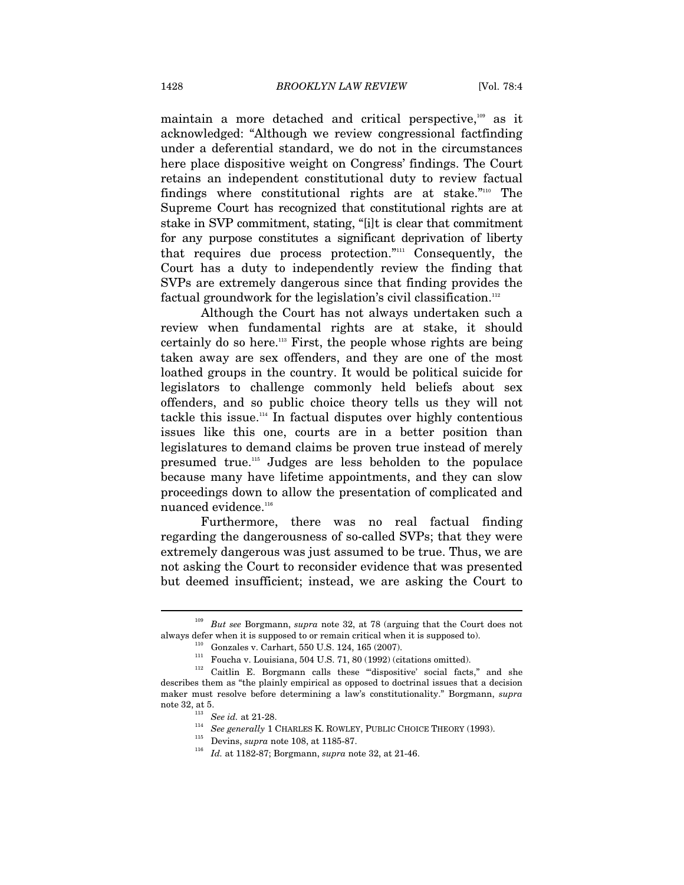maintain a more detached and critical perspective,[109] as it acknowledged: "Although we review congressional factfinding under a deferential standard, we do not in the circumstances here place dispositive weight on Congress' findings. The Court retains an independent constitutional duty to review factual findings where constitutional rights are at stake."[110] The Supreme Court has recognized that constitutional rights are at stake in SVP commitment, stating, "[i]t is clear that commitment for any purpose constitutes a significant deprivation of liberty that requires due process protection."[111] Consequently, the Court has a duty to independently review the finding that SVPs are extremely dangerous since that finding provides the factual groundwork for the legislation's civil classification.[112]

Although the Court has not always undertaken such a review when fundamental rights are at stake, it should certainly do so here.[113] First, the people whose rights are being taken away are sex offenders, and they are one of the most loathed groups in the country. It would be political suicide for legislators to challenge commonly held beliefs about sex offenders, and so public choice theory tells us they will not tackle this issue.[114] In factual disputes over highly contentious issues like this one, courts are in a better position than legislatures to demand claims be proven true instead of merely presumed true.[115] Judges are less beholden to the populace because many have lifetime appointments, and they can slow proceedings down to allow the presentation of complicated and nuanced evidence.[116]

Furthermore, there was no real factual finding regarding the dangerousness of so-called SVPs; that they were extremely dangerous was just assumed to be true. Thus, we are not asking the Court to reconsider evidence that was presented but deemed insufficient; instead, we are asking the Court to

---

[109] *But see* Borgmann, *supra* note 32, at 78 (arguing that the Court does not always defer when it is supposed to or remain critical when it is supposed to).

[110] Gonzales v. Carhart, 550 U.S. 124, 165 (2007).

[111] Foucha v. Louisiana, 504 U.S. 71, 80 (1992) (citations omitted).

[112] Caitlin E. Borgmann calls these "'dispositive' social facts," and she describes them as "the plainly empirical as opposed to doctrinal issues that a decision maker must resolve before determining a law's constitutionality." Borgmann, *supra* note 32, at 5.

[113] *See id.* at 21-28.

[114] *See generally* 1 CHARLES K. ROWLEY, PUBLIC CHOICE THEORY (1993).

[115] Devins, *supra* note 108, at 1185-87.

[116] *Id.* at 1182-87; Borgmann, *supra* note 32, at 21-46.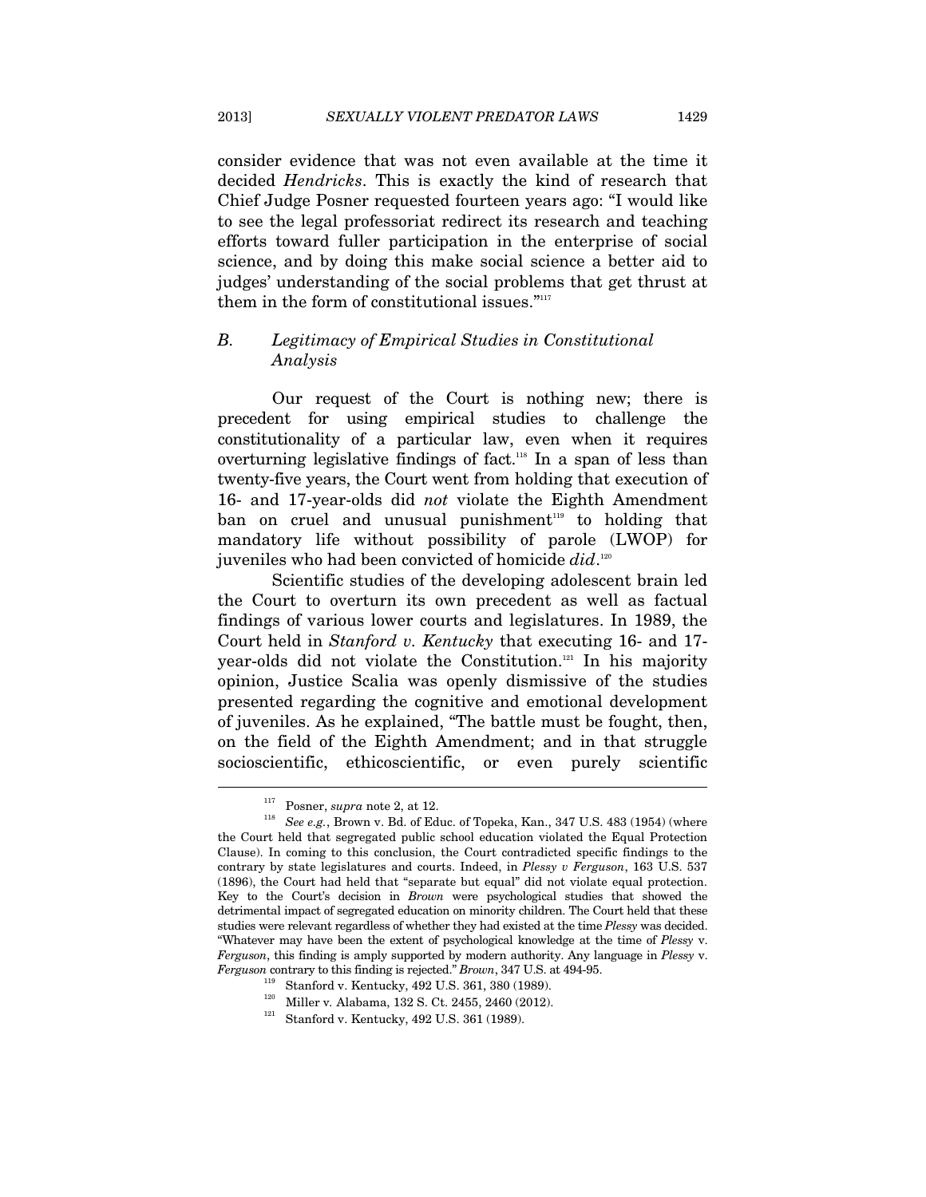consider evidence that was not even available at the time it decided *Hendricks*. This is exactly the kind of research that Chief Judge Posner requested fourteen years ago: "I would like to see the legal professoriat redirect its research and teaching efforts toward fuller participation in the enterprise of social science, and by doing this make social science a better aid to judges' understanding of the social problems that get thrust at them in the form of constitutional issues."[117]

### *B. Legitimacy of Empirical Studies in Constitutional Analysis*

Our request of the Court is nothing new; there is precedent for using empirical studies to challenge the constitutionality of a particular law, even when it requires overturning legislative findings of fact.[118] In a span of less than twenty-five years, the Court went from holding that execution of 16- and 17-year-olds did *not* violate the Eighth Amendment ban on cruel and unusual punishment[119] to holding that mandatory life without possibility of parole (LWOP) for juveniles who had been convicted of homicide *did*.[120]

Scientific studies of the developing adolescent brain led the Court to overturn its own precedent as well as factual findings of various lower courts and legislatures. In 1989, the Court held in *Stanford v. Kentucky* that executing 16- and 17-year-olds did not violate the Constitution.[121] In his majority opinion, Justice Scalia was openly dismissive of the studies presented regarding the cognitive and emotional development of juveniles. As he explained, "The battle must be fought, then, on the field of the Eighth Amendment; and in that struggle socioscientific, ethicoscientific, or even purely scientific

---

[117] Posner, *supra* note 2, at 12.

[118] *See e.g.*, Brown v. Bd. of Educ. of Topeka, Kan., 347 U.S. 483 (1954) (where the Court held that segregated public school education violated the Equal Protection Clause). In coming to this conclusion, the Court contradicted specific findings to the contrary by state legislatures and courts. Indeed, in *Plessy v Ferguson*, 163 U.S. 537 (1896), the Court had held that "separate but equal" did not violate equal protection. Key to the Court's decision in *Brown* were psychological studies that showed the detrimental impact of segregated education on minority children. The Court held that these studies were relevant regardless of whether they had existed at the time *Plessy* was decided. "Whatever may have been the extent of psychological knowledge at the time of *Plessy* v. *Ferguson*, this finding is amply supported by modern authority. Any language in *Plessy* v. *Ferguson* contrary to this finding is rejected." *Brown*, 347 U.S. at 494-95.

[119] Stanford v. Kentucky, 492 U.S. 361, 380 (1989).

[120] Miller v. Alabama, 132 S. Ct. 2455, 2460 (2012).

[121] Stanford v. Kentucky, 492 U.S. 361 (1989).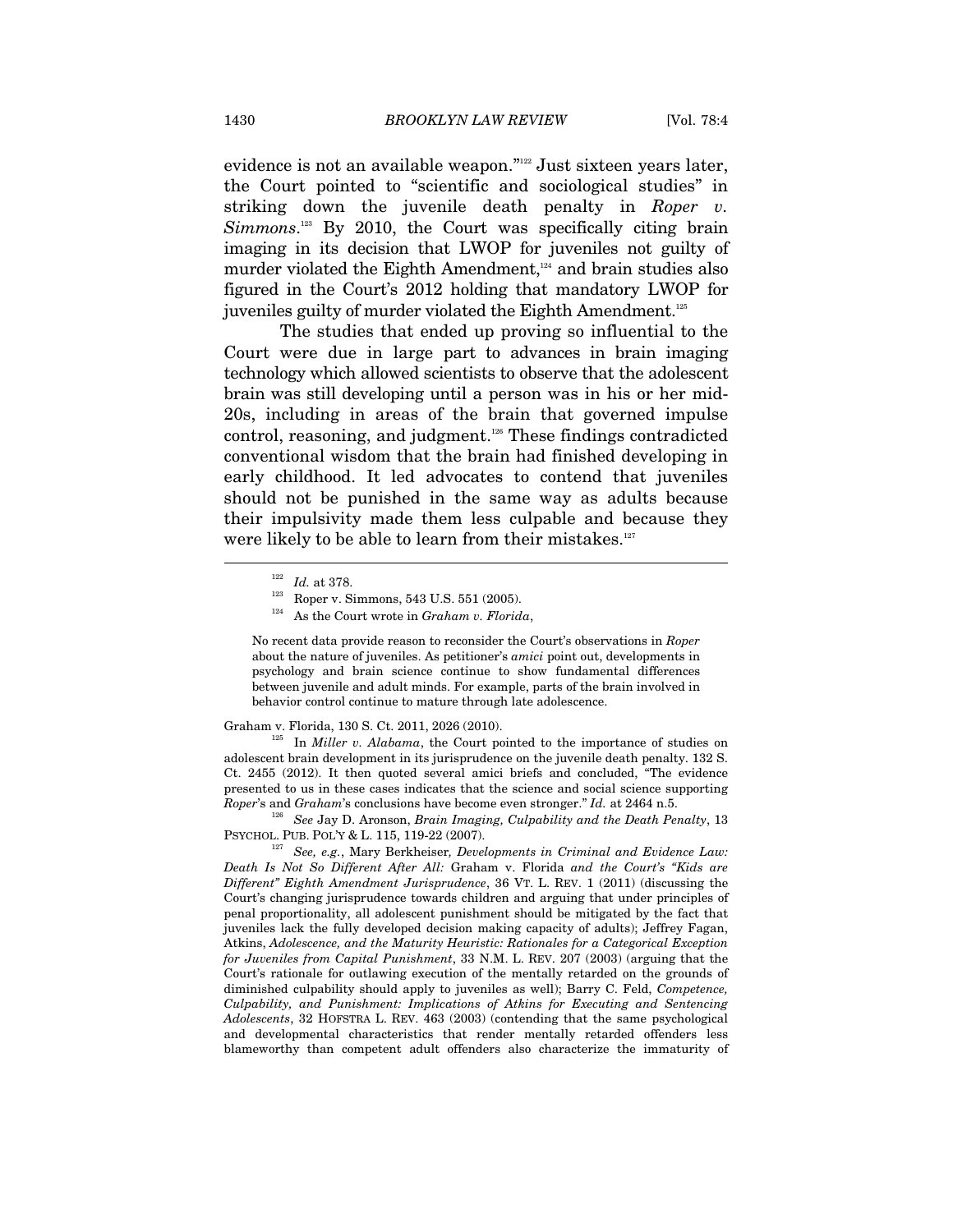evidence is not an available weapon."[122] Just sixteen years later, the Court pointed to "scientific and sociological studies" in striking down the juvenile death penalty in *Roper v. Simmons*.[123] By 2010, the Court was specifically citing brain imaging in its decision that LWOP for juveniles not guilty of murder violated the Eighth Amendment,[124] and brain studies also figured in the Court's 2012 holding that mandatory LWOP for juveniles guilty of murder violated the Eighth Amendment.[125]

The studies that ended up proving so influential to the Court were due in large part to advances in brain imaging technology which allowed scientists to observe that the adolescent brain was still developing until a person was in his or her mid-20s, including in areas of the brain that governed impulse control, reasoning, and judgment.[126] These findings contradicted conventional wisdom that the brain had finished developing in early childhood. It led advocates to contend that juveniles should not be punished in the same way as adults because their impulsivity made them less culpable and because they were likely to be able to learn from their mistakes.[127]

---

[122] *Id.* at 378.

[123] Roper v. Simmons, 543 U.S. 551 (2005).

[124] As the Court wrote in *Graham v. Florida*,

> No recent data provide reason to reconsider the Court's observations in *Roper* about the nature of juveniles. As petitioner's *amici* point out, developments in psychology and brain science continue to show fundamental differences between juvenile and adult minds. For example, parts of the brain involved in behavior control continue to mature through late adolescence.

Graham v. Florida, 130 S. Ct. 2011, 2026 (2010).

[125] In *Miller v. Alabama*, the Court pointed to the importance of studies on adolescent brain development in its jurisprudence on the juvenile death penalty. 132 S. Ct. 2455 (2012). It then quoted several amici briefs and concluded, "The evidence presented to us in these cases indicates that the science and social science supporting *Roper*'s and *Graham*'s conclusions have become even stronger." *Id.* at 2464 n.5.

[126] *See* Jay D. Aronson, *Brain Imaging, Culpability and the Death Penalty*, 13 PSYCHOL. PUB. POL'Y & L. 115, 119-22 (2007).

[127] *See, e.g.*, Mary Berkheiser*, Developments in Criminal and Evidence Law: Death Is Not So Different After All:* Graham v. Florida *and the Court's "Kids are Different" Eighth Amendment Jurisprudence*, 36 VT. L. REV. 1 (2011) (discussing the Court's changing jurisprudence towards children and arguing that under principles of penal proportionality, all adolescent punishment should be mitigated by the fact that juveniles lack the fully developed decision making capacity of adults); Jeffrey Fagan, Atkins*, Adolescence, and the Maturity Heuristic: Rationales for a Categorical Exception for Juveniles from Capital Punishment*, 33 N.M. L. REV. 207 (2003) (arguing that the Court's rationale for outlawing execution of the mentally retarded on the grounds of diminished culpability should apply to juveniles as well); Barry C. Feld, *Competence, Culpability, and Punishment: Implications of Atkins for Executing and Sentencing Adolescents*, 32 HOFSTRA L. REV. 463 (2003) (contending that the same psychological and developmental characteristics that render mentally retarded offenders less blameworthy than competent adult offenders also characterize the immaturity of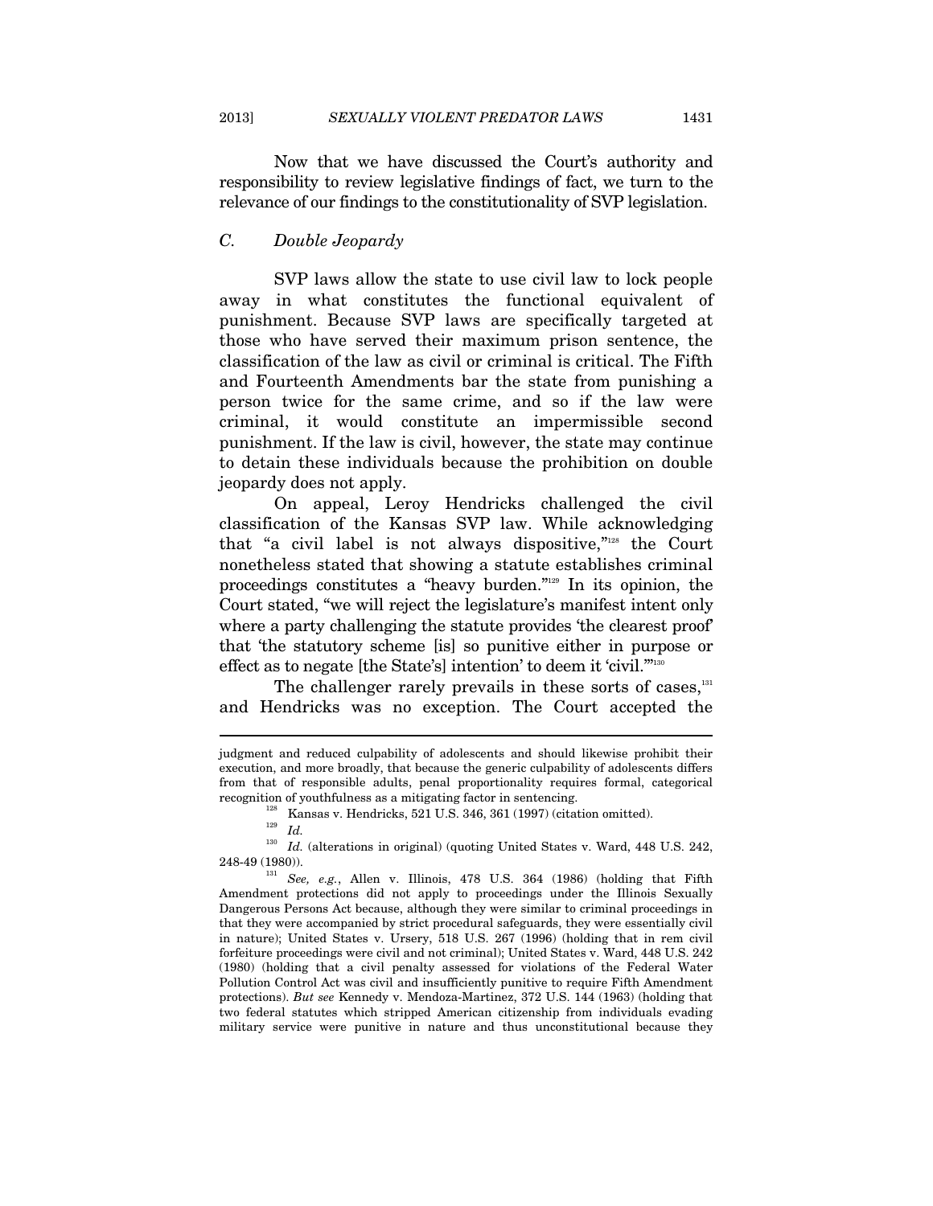Now that we have discussed the Court's authority and responsibility to review legislative findings of fact, we turn to the relevance of our findings to the constitutionality of SVP legislation.

### C. *Double Jeopardy*

SVP laws allow the state to use civil law to lock people away in what constitutes the functional equivalent of punishment. Because SVP laws are specifically targeted at those who have served their maximum prison sentence, the classification of the law as civil or criminal is critical. The Fifth and Fourteenth Amendments bar the state from punishing a person twice for the same crime, and so if the law were criminal, it would constitute an impermissible second punishment. If the law is civil, however, the state may continue to detain these individuals because the prohibition on double jeopardy does not apply.

On appeal, Leroy Hendricks challenged the civil classification of the Kansas SVP law. While acknowledging that "a civil label is not always dispositive,"[128] the Court nonetheless stated that showing a statute establishes criminal proceedings constitutes a "heavy burden."[129] In its opinion, the Court stated, "we will reject the legislature's manifest intent only where a party challenging the statute provides 'the clearest proof' that 'the statutory scheme [is] so punitive either in purpose or effect as to negate [the State's] intention' to deem it 'civil.'"[130]

The challenger rarely prevails in these sorts of cases,[131] and Hendricks was no exception. The Court accepted the

---

judgment and reduced culpability of adolescents and should likewise prohibit their execution, and more broadly, that because the generic culpability of adolescents differs from that of responsible adults, penal proportionality requires formal, categorical recognition of youthfulness as a mitigating factor in sentencing.

[128] Kansas v. Hendricks, 521 U.S. 346, 361 (1997) (citation omitted).

[129] *Id.*

[130] *Id.* (alterations in original) (quoting United States v. Ward, 448 U.S. 242, 248-49 (1980)).

[131] *See, e.g.*, Allen v. Illinois, 478 U.S. 364 (1986) (holding that Fifth Amendment protections did not apply to proceedings under the Illinois Sexually Dangerous Persons Act because, although they were similar to criminal proceedings in that they were accompanied by strict procedural safeguards, they were essentially civil in nature); United States v. Ursery, 518 U.S. 267 (1996) (holding that in rem civil forfeiture proceedings were civil and not criminal); United States v. Ward, 448 U.S. 242 (1980) (holding that a civil penalty assessed for violations of the Federal Water Pollution Control Act was civil and insufficiently punitive to require Fifth Amendment protections). *But see* Kennedy v. Mendoza-Martinez, 372 U.S. 144 (1963) (holding that two federal statutes which stripped American citizenship from individuals evading military service were punitive in nature and thus unconstitutional because they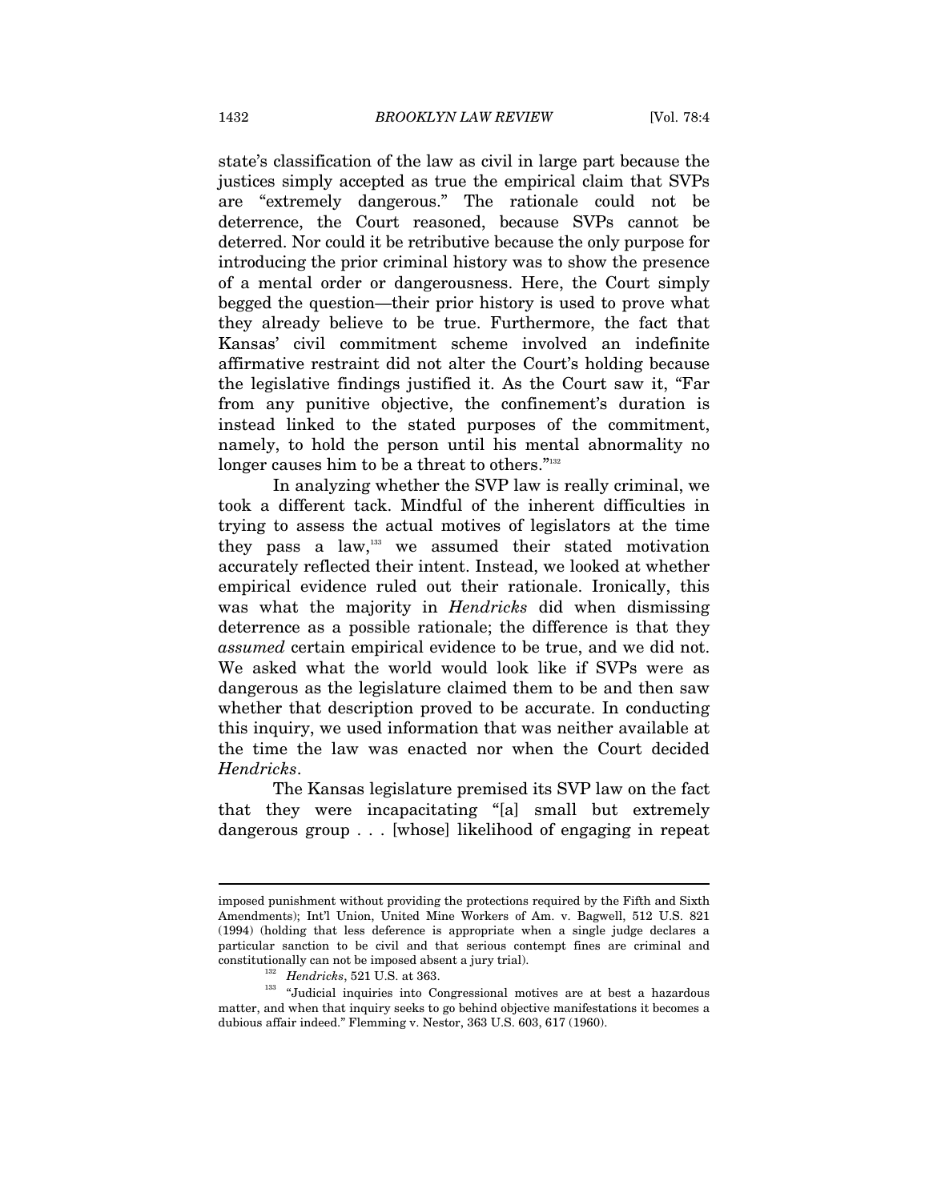state's classification of the law as civil in large part because the justices simply accepted as true the empirical claim that SVPs are "extremely dangerous." The rationale could not be deterrence, the Court reasoned, because SVPs cannot be deterred. Nor could it be retributive because the only purpose for introducing the prior criminal history was to show the presence of a mental order or dangerousness. Here, the Court simply begged the question—their prior history is used to prove what they already believe to be true. Furthermore, the fact that Kansas' civil commitment scheme involved an indefinite affirmative restraint did not alter the Court's holding because the legislative findings justified it. As the Court saw it, "Far from any punitive objective, the confinement's duration is instead linked to the stated purposes of the commitment, namely, to hold the person until his mental abnormality no longer causes him to be a threat to others."[132]

In analyzing whether the SVP law is really criminal, we took a different tack. Mindful of the inherent difficulties in trying to assess the actual motives of legislators at the time they pass a law,[133] we assumed their stated motivation accurately reflected their intent. Instead, we looked at whether empirical evidence ruled out their rationale. Ironically, this was what the majority in *Hendricks* did when dismissing deterrence as a possible rationale; the difference is that they *assumed* certain empirical evidence to be true, and we did not. We asked what the world would look like if SVPs were as dangerous as the legislature claimed them to be and then saw whether that description proved to be accurate. In conducting this inquiry, we used information that was neither available at the time the law was enacted nor when the Court decided *Hendricks*.

The Kansas legislature premised its SVP law on the fact that they were incapacitating "[a] small but extremely dangerous group . . . [whose] likelihood of engaging in repeat

---

imposed punishment without providing the protections required by the Fifth and Sixth Amendments); Int'l Union, United Mine Workers of Am. v. Bagwell, 512 U.S. 821 (1994) (holding that less deference is appropriate when a single judge declares a particular sanction to be civil and that serious contempt fines are criminal and constitutionally can not be imposed absent a jury trial).

[132] *Hendricks*, 521 U.S. at 363.

[133] "Judicial inquiries into Congressional motives are at best a hazardous matter, and when that inquiry seeks to go behind objective manifestations it becomes a dubious affair indeed." Flemming v. Nestor, 363 U.S. 603, 617 (1960).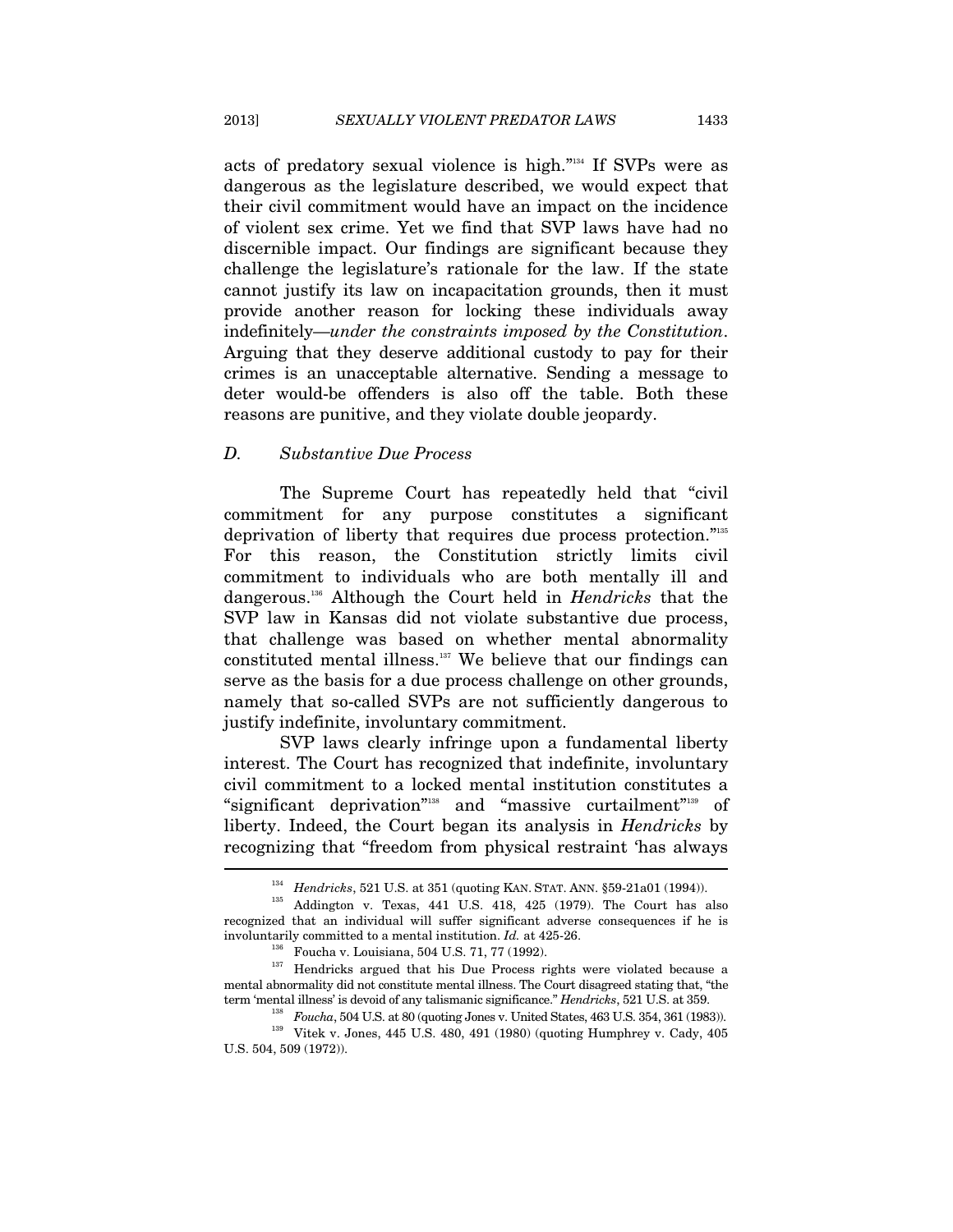acts of predatory sexual violence is high."[134] If SVPs were as dangerous as the legislature described, we would expect that their civil commitment would have an impact on the incidence of violent sex crime. Yet we find that SVP laws have had no discernible impact. Our findings are significant because they challenge the legislature's rationale for the law. If the state cannot justify its law on incapacitation grounds, then it must provide another reason for locking these individuals away indefinitely—*under the constraints imposed by the Constitution*. Arguing that they deserve additional custody to pay for their crimes is an unacceptable alternative. Sending a message to deter would-be offenders is also off the table. Both these reasons are punitive, and they violate double jeopardy.

### *D. Substantive Due Process*

The Supreme Court has repeatedly held that "civil commitment for any purpose constitutes a significant deprivation of liberty that requires due process protection."[135] For this reason, the Constitution strictly limits civil commitment to individuals who are both mentally ill and dangerous.[136] Although the Court held in *Hendricks* that the SVP law in Kansas did not violate substantive due process, that challenge was based on whether mental abnormality constituted mental illness.[137] We believe that our findings can serve as the basis for a due process challenge on other grounds, namely that so-called SVPs are not sufficiently dangerous to justify indefinite, involuntary commitment.

SVP laws clearly infringe upon a fundamental liberty interest. The Court has recognized that indefinite, involuntary civil commitment to a locked mental institution constitutes a "significant deprivation"[138] and "massive curtailment"[139] of liberty. Indeed, the Court began its analysis in *Hendricks* by recognizing that "freedom from physical restraint 'has always

---

[134] *Hendricks*, 521 U.S. at 351 (quoting KAN. STAT. ANN. §59-21a01 (1994)).

[135] Addington v. Texas, 441 U.S. 418, 425 (1979). The Court has also recognized that an individual will suffer significant adverse consequences if he is involuntarily committed to a mental institution. *Id.* at 425-26.

[136] Foucha v. Louisiana, 504 U.S. 71, 77 (1992).

[137] Hendricks argued that his Due Process rights were violated because a mental abnormality did not constitute mental illness. The Court disagreed stating that, "the term 'mental illness' is devoid of any talismanic significance." *Hendricks*, 521 U.S. at 359.

[138] *Foucha*, 504 U.S. at 80 (quoting Jones v. United States, 463 U.S. 354, 361 (1983)).

[139] Vitek v. Jones, 445 U.S. 480, 491 (1980) (quoting Humphrey v. Cady, 405 U.S. 504, 509 (1972)).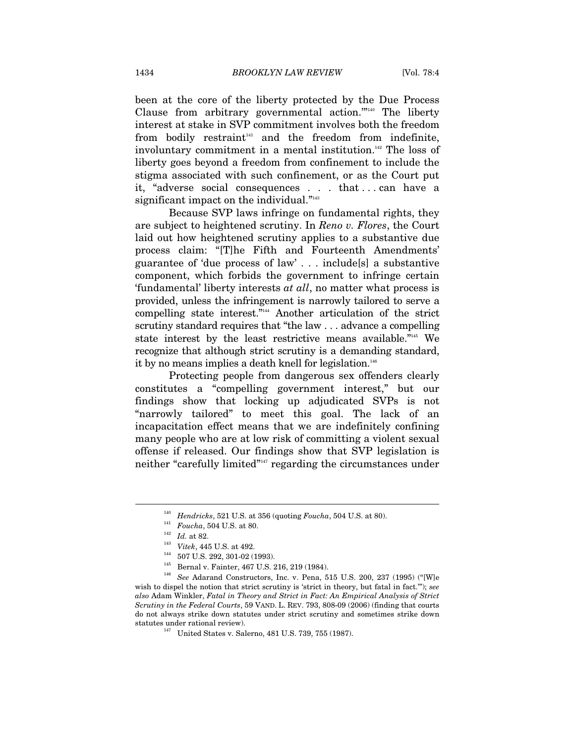been at the core of the liberty protected by the Due Process Clause from arbitrary governmental action.'"[140] The liberty interest at stake in SVP commitment involves both the freedom from bodily restraint[141] and the freedom from indefinite, involuntary commitment in a mental institution.[142] The loss of liberty goes beyond a freedom from confinement to include the stigma associated with such confinement, or as the Court put it, "adverse social consequences . . . that . . . can have a significant impact on the individual."[143]

Because SVP laws infringe on fundamental rights, they are subject to heightened scrutiny. In *Reno v. Flores*, the Court laid out how heightened scrutiny applies to a substantive due process claim: "[T]he Fifth and Fourteenth Amendments' guarantee of 'due process of law' . . . include[s] a substantive component, which forbids the government to infringe certain 'fundamental' liberty interests *at all*, no matter what process is provided, unless the infringement is narrowly tailored to serve a compelling state interest."[144] Another articulation of the strict scrutiny standard requires that "the law . . . advance a compelling state interest by the least restrictive means available."[145] We recognize that although strict scrutiny is a demanding standard, it by no means implies a death knell for legislation.[146]

Protecting people from dangerous sex offenders clearly constitutes a "compelling government interest," but our findings show that locking up adjudicated SVPs is not "narrowly tailored" to meet this goal. The lack of an incapacitation effect means that we are indefinitely confining many people who are at low risk of committing a violent sexual offense if released. Our findings show that SVP legislation is neither "carefully limited"[147] regarding the circumstances under

---

[140] *Hendricks*, 521 U.S. at 356 (quoting *Foucha*, 504 U.S. at 80).

[141] *Foucha*, 504 U.S. at 80.

[142] *Id.* at 82.

[143] *Vitek*, 445 U.S. at 492.

[144] 507 U.S. 292, 301-02 (1993).

[145] Bernal v. Fainter, 467 U.S. 216, 219 (1984).

[146] *See* Adarand Constructors, Inc. v. Pena, 515 U.S. 200, 237 (1995) ("[W]e wish to dispel the notion that strict scrutiny is 'strict in theory, but fatal in fact.'"); *see also* Adam Winkler, *Fatal in Theory and Strict in Fact: An Empirical Analysis of Strict Scrutiny in the Federal Courts*, 59 VAND. L. REV. 793, 808-09 (2006) (finding that courts do not always strike down statutes under strict scrutiny and sometimes strike down statutes under rational review).

[147] United States v. Salerno, 481 U.S. 739, 755 (1987).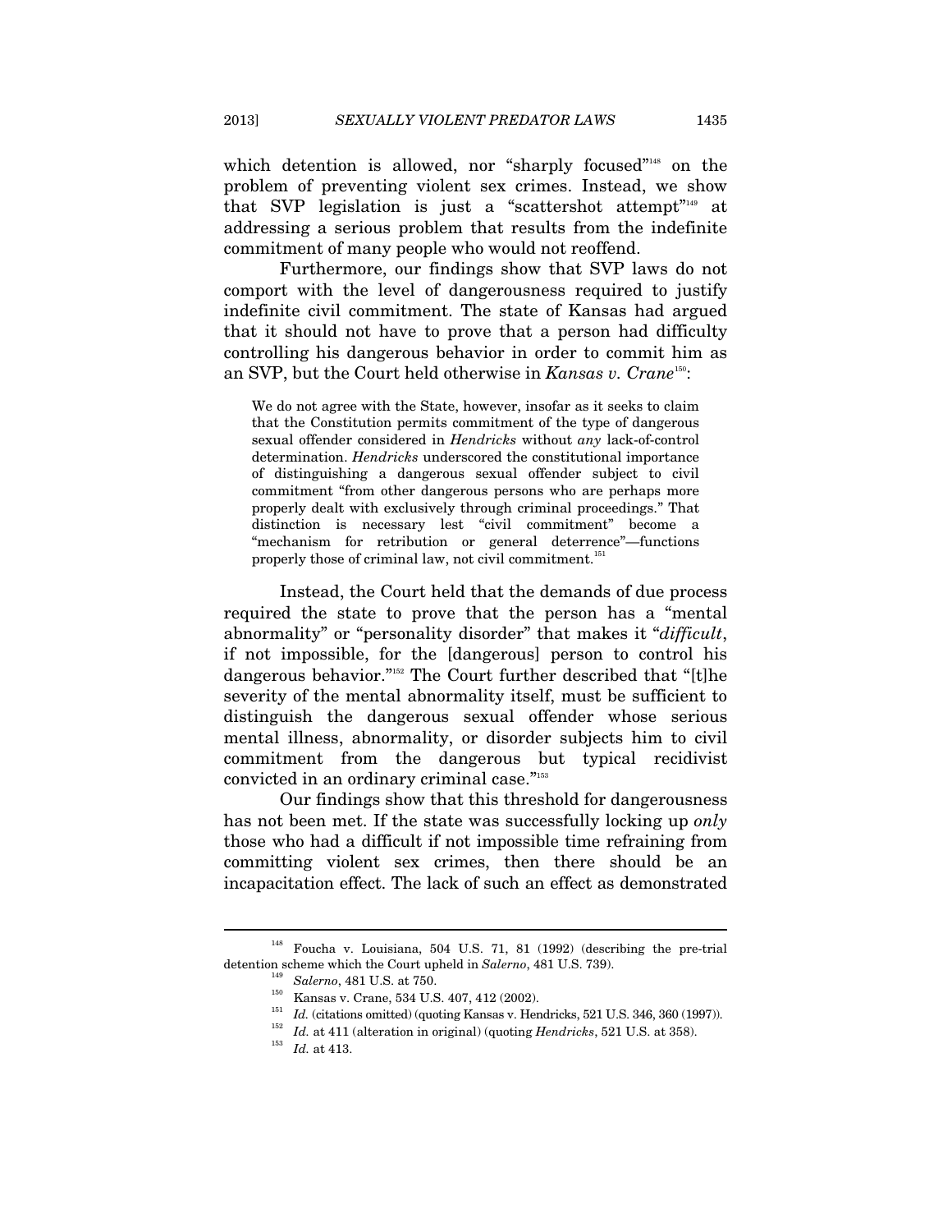which detention is allowed, nor "sharply focused"[148] on the problem of preventing violent sex crimes. Instead, we show that SVP legislation is just a "scattershot attempt"[149] at addressing a serious problem that results from the indefinite commitment of many people who would not reoffend.

Furthermore, our findings show that SVP laws do not comport with the level of dangerousness required to justify indefinite civil commitment. The state of Kansas had argued that it should not have to prove that a person had difficulty controlling his dangerous behavior in order to commit him as an SVP, but the Court held otherwise in *Kansas v. Crane*[150]:

> We do not agree with the State, however, insofar as it seeks to claim that the Constitution permits commitment of the type of dangerous sexual offender considered in *Hendricks* without *any* lack-of-control determination. *Hendricks* underscored the constitutional importance of distinguishing a dangerous sexual offender subject to civil commitment "from other dangerous persons who are perhaps more properly dealt with exclusively through criminal proceedings." That distinction is necessary lest "civil commitment" become a "mechanism for retribution or general deterrence"—functions properly those of criminal law, not civil commitment.[151]

Instead, the Court held that the demands of due process required the state to prove that the person has a "mental abnormality" or "personality disorder" that makes it "*difficult*, if not impossible, for the [dangerous] person to control his dangerous behavior."[152] The Court further described that "[t]he severity of the mental abnormality itself, must be sufficient to distinguish the dangerous sexual offender whose serious mental illness, abnormality, or disorder subjects him to civil commitment from the dangerous but typical recidivist convicted in an ordinary criminal case."[153]

Our findings show that this threshold for dangerousness has not been met. If the state was successfully locking up *only* those who had a difficult if not impossible time refraining from committing violent sex crimes, then there should be an incapacitation effect. The lack of such an effect as demonstrated

---

[148] Foucha v. Louisiana, 504 U.S. 71, 81 (1992) (describing the pre-trial detention scheme which the Court upheld in *Salerno*, 481 U.S. 739).

[149] *Salerno*, 481 U.S. at 750.

[150] Kansas v. Crane, 534 U.S. 407, 412 (2002).

[151] *Id.* (citations omitted) (quoting Kansas v. Hendricks, 521 U.S. 346, 360 (1997)).

[152] *Id.* at 411 (alteration in original) (quoting *Hendricks*, 521 U.S. at 358).

[153] *Id.* at 413.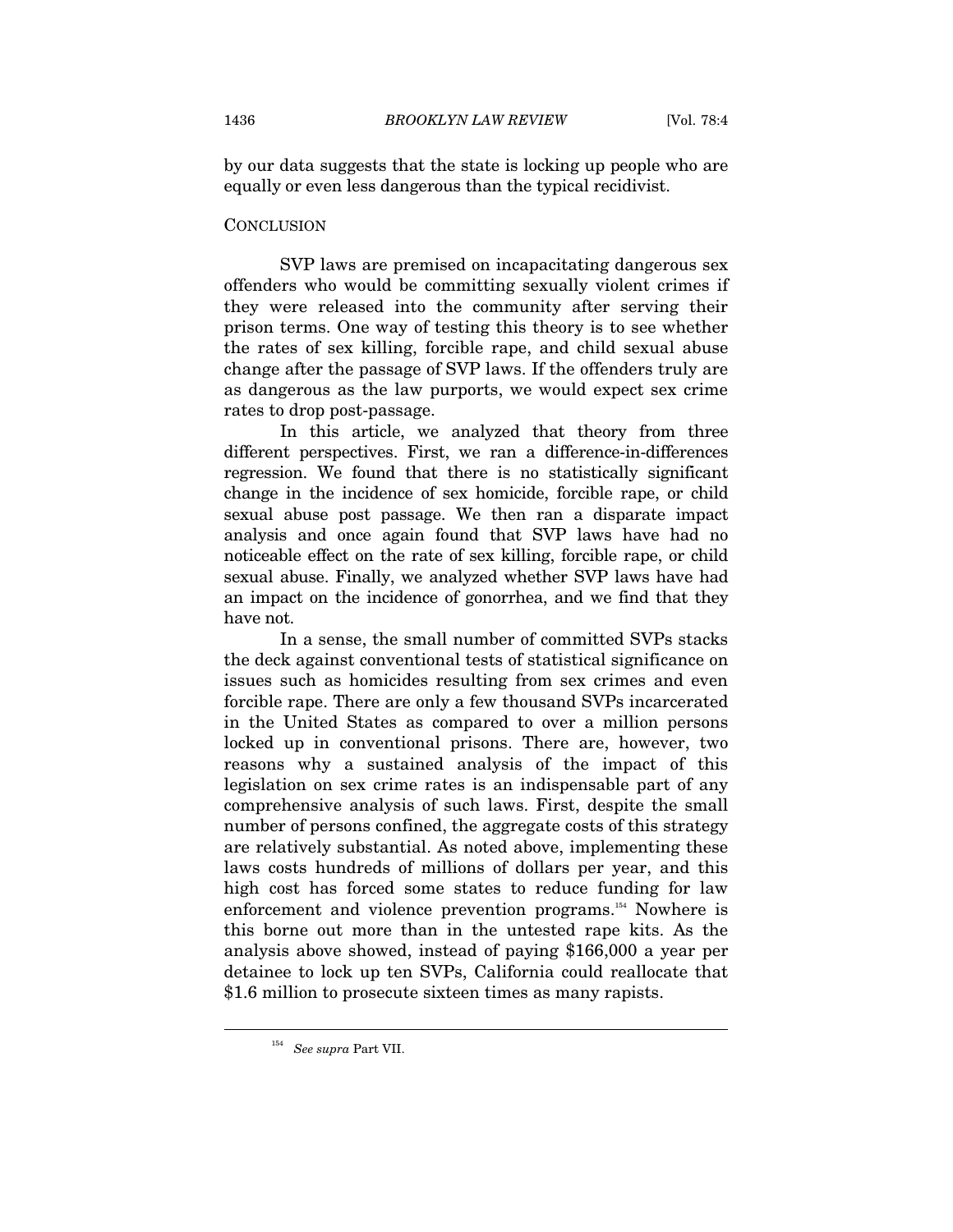by our data suggests that the state is locking up people who are equally or even less dangerous than the typical recidivist.

## CONCLUSION

SVP laws are premised on incapacitating dangerous sex offenders who would be committing sexually violent crimes if they were released into the community after serving their prison terms. One way of testing this theory is to see whether the rates of sex killing, forcible rape, and child sexual abuse change after the passage of SVP laws. If the offenders truly are as dangerous as the law purports, we would expect sex crime rates to drop post-passage.

In this article, we analyzed that theory from three different perspectives. First, we ran a difference-in-differences regression. We found that there is no statistically significant change in the incidence of sex homicide, forcible rape, or child sexual abuse post passage. We then ran a disparate impact analysis and once again found that SVP laws have had no noticeable effect on the rate of sex killing, forcible rape, or child sexual abuse. Finally, we analyzed whether SVP laws have had an impact on the incidence of gonorrhea, and we find that they have not.

In a sense, the small number of committed SVPs stacks the deck against conventional tests of statistical significance on issues such as homicides resulting from sex crimes and even forcible rape. There are only a few thousand SVPs incarcerated in the United States as compared to over a million persons locked up in conventional prisons. There are, however, two reasons why a sustained analysis of the impact of this legislation on sex crime rates is an indispensable part of any comprehensive analysis of such laws. First, despite the small number of persons confined, the aggregate costs of this strategy are relatively substantial. As noted above, implementing these laws costs hundreds of millions of dollars per year, and this high cost has forced some states to reduce funding for law enforcement and violence prevention programs.[154] Nowhere is this borne out more than in the untested rape kits. As the analysis above showed, instead of paying $166,000 a year per detainee to lock up ten SVPs, California could reallocate that $1.6 million to prosecute sixteen times as many rapists.

---

[154] *See supra* Part VII.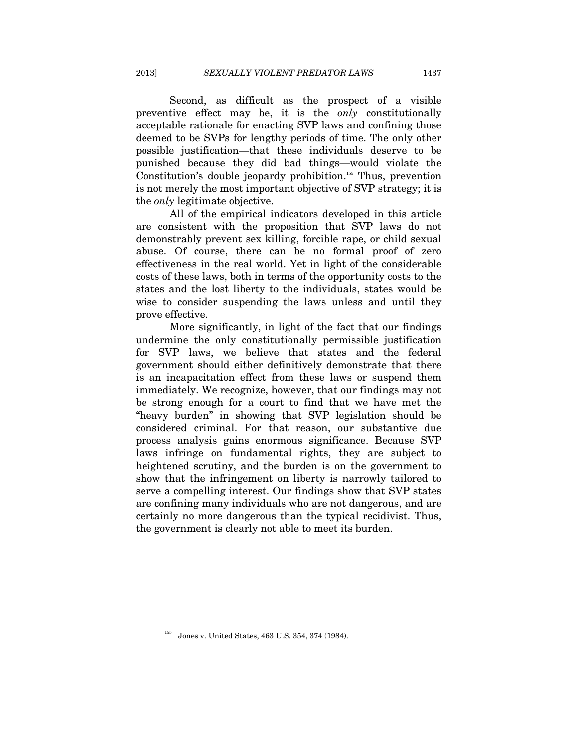Second, as difficult as the prospect of a visible preventive effect may be, it is the *only* constitutionally acceptable rationale for enacting SVP laws and confining those deemed to be SVPs for lengthy periods of time. The only other possible justification—that these individuals deserve to be punished because they did bad things—would violate the Constitution's double jeopardy prohibition.[155] Thus, prevention is not merely the most important objective of SVP strategy; it is the *only* legitimate objective.

All of the empirical indicators developed in this article are consistent with the proposition that SVP laws do not demonstrably prevent sex killing, forcible rape, or child sexual abuse. Of course, there can be no formal proof of zero effectiveness in the real world. Yet in light of the considerable costs of these laws, both in terms of the opportunity costs to the states and the lost liberty to the individuals, states would be wise to consider suspending the laws unless and until they prove effective.

More significantly, in light of the fact that our findings undermine the only constitutionally permissible justification for SVP laws, we believe that states and the federal government should either definitively demonstrate that there is an incapacitation effect from these laws or suspend them immediately. We recognize, however, that our findings may not be strong enough for a court to find that we have met the "heavy burden" in showing that SVP legislation should be considered criminal. For that reason, our substantive due process analysis gains enormous significance. Because SVP laws infringe on fundamental rights, they are subject to heightened scrutiny, and the burden is on the government to show that the infringement on liberty is narrowly tailored to serve a compelling interest. Our findings show that SVP states are confining many individuals who are not dangerous, and are certainly no more dangerous than the typical recidivist. Thus, the government is clearly not able to meet its burden.

---

[155] Jones v. United States, 463 U.S. 354, 374 (1984).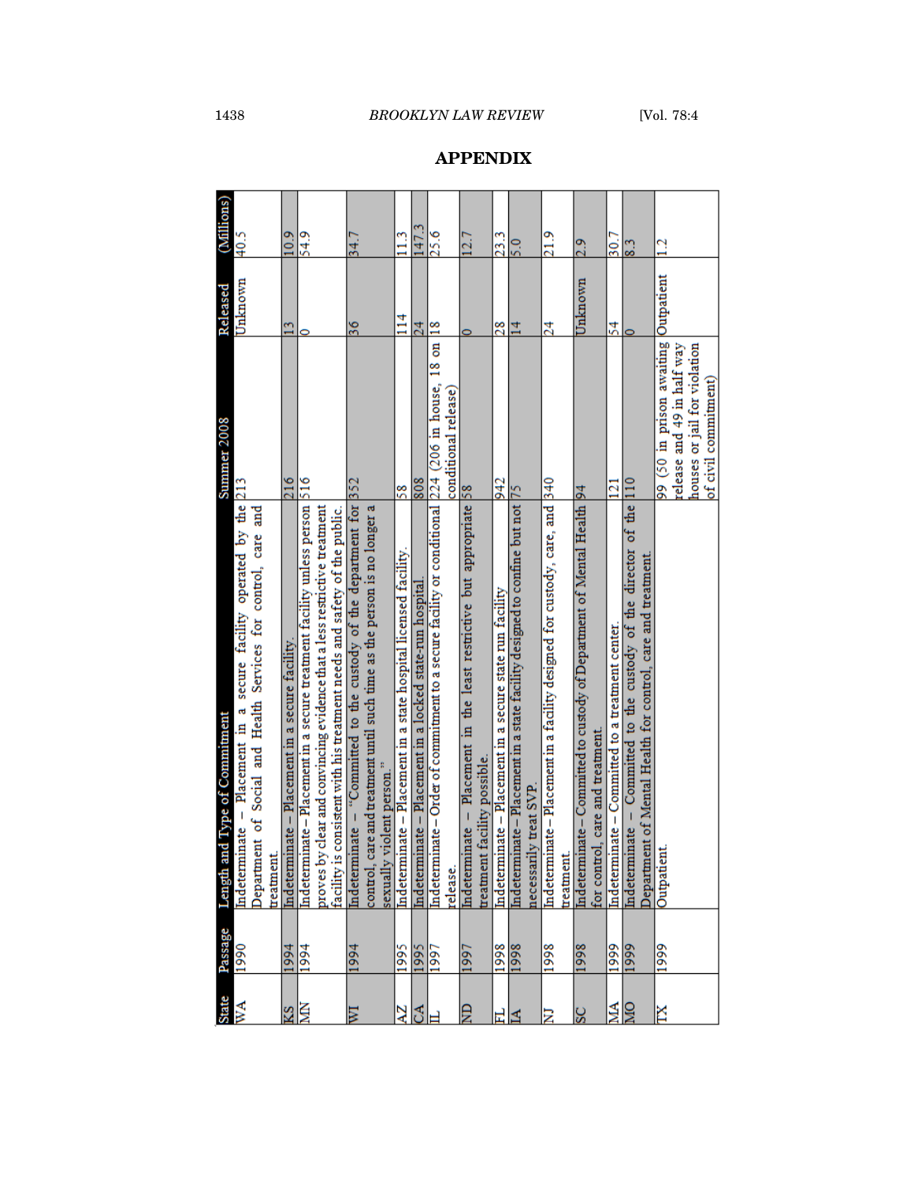## APPENDIX

| State | Passage | Length and Type of Commitment | Summer 2008 | Released | (Millions) |
|---|---|---|---|---|---|
| WA | 1990 | Indeterminate – Placement in a secure facility operated by the Department of Social and Health Services for control, care and treatment. | 213 | Unknown | 40.5 |
| KS | 1994 | Indeterminate – Placement in a secure facility. | 216 | 13 | 10.9 |
| MN | 1994 | Indeterminate – Placement in a secure treatment facility unless person proves by clear and convincing evidence that a less restrictive treatment facility is consistent with his treatment needs and safety of the public. | 516 | 0 | 54.9 |
| WI | 1994 | Indeterminate – "Committed to the custody of the department for control, care and treatment until such time as the person is no longer a sexually violent person." | 352 | 36 | 34.7 |
| AZ | 1995 | Indeterminate – Placement in a state hospital licensed facility. | 58 | 114 | 11.3 |
| CA | 1995 | Indeterminate – Placement in a locked state-run hospital. | 808 | 24 | 147.3 |
| IL | 1997 | Indeterminate – Order of commitment to a secure facility or conditional release. | 224 (206 in house, 18 on conditional release) | 18 | 25.6 |
| ND | 1997 | Indeterminate – Placement in the least restrictive but appropriate treatment facility possible. | 58 | 0 | 12.7 |
| FL | 1998 | Indeterminate – Placement in a secure state run facility | 942 | 28 | 23.3 |
| IA | 1998 | Indeterminate – Placement in a state facility designed to confine but not necessarily treat SVP. | 75 | 14 | 5.0 |
| NJ | 1998 | Indeterminate – Placement in a facility designed for custody, care, and treatment. | 340 | 24 | 21.9 |
| SC | 1998 | Indeterminate – Committed to custody of Department of Mental Health for control, care and treatment. | 94 | Unknown | 2.9 |
| MA | 1999 | Indeterminate – Committed to a treatment center. | 121 | 54 | 30.7 |
| MO | 1999 | Indeterminate – Committed to the custody of the director of the Department of Mental Health for control, care and treatment. | 110 | 0 | 8.3 |
| TX | 1999 | Outpatient. | 99 (50 in prison awaiting release and 49 in half way houses or jail for violation of civil commitment) | Outpatient | 1.2 |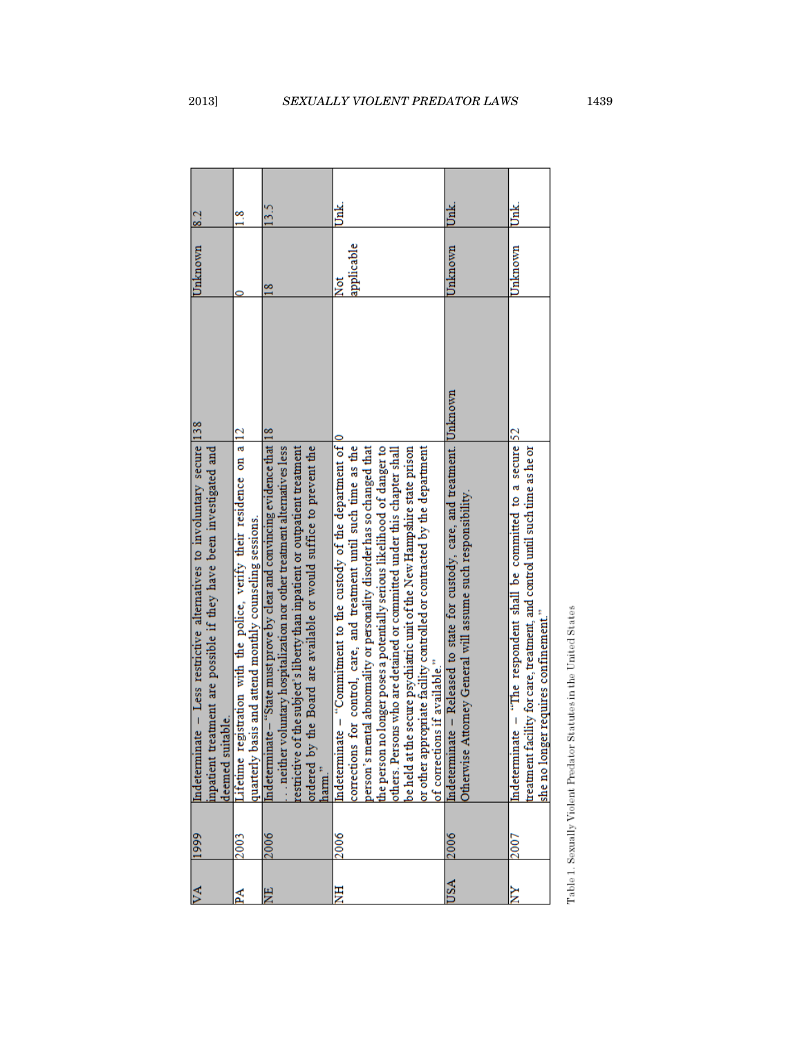| | | | | | |
|---|---|---|---|---|---|
| VA | 1999 | Indeterminate – Less restrictive alternatives to involuntary secure inpatient treatment are possible if they have been investigated and deemed suitable. | 138 | Unknown | 8.2 |
| PA | 2003 | Lifetime registration with the police, verify their residence on a quarterly basis and attend monthly counseling sessions. | 12 | 0 | 1.8 |
| NE | 2006 | Indeterminate – "State must prove by clear and convincing evidence that . . . neither voluntary hospitalization nor other treatment alternatives less restrictive of the subject's liberty than inpatient or outpatient treatment ordered by the Board are available or would suffice to prevent the harm." | 18 | 18 | 13.5 |
| NH | 2006 | Indeterminate – "Commitment to the custody of the department of corrections for control, care, and treatment until such time as the person's mental abnormality or personality disorder has so changed that the person no longer poses a potentially serious likelihood of danger to others. Persons who are detained or committed under this chapter shall be held at the secure psychiatric unit of the New Hampshire state prison or other appropriate facility controlled or contracted by the department of corrections if available." | 0 | Not applicable | Unk. |
| USA | 2006 | Indeterminate – Released to state for custody, care, and treatment. Otherwise Attorney General will assume such responsibility. | Unknown | Unknown | Unk. |
| NY | 2007 | Indeterminate – "The respondent shall be committed to a secure treatment facility for care, treatment, and control until such time as he or she no longer requires confinement." | 52 | Unknown | Unk. |

Table 1. Sexually Violent Predator Statutes in the United States